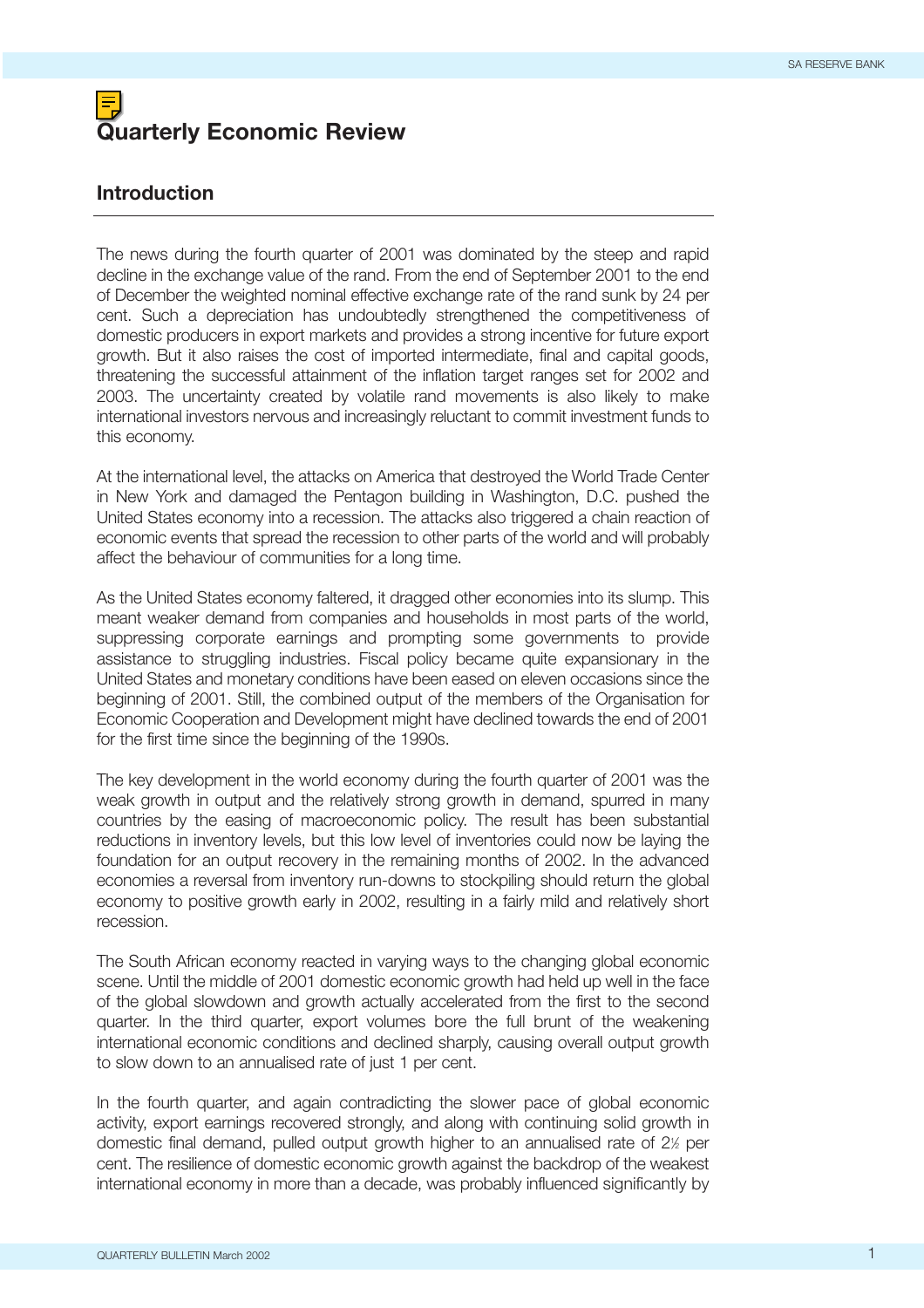# Quarterly Economic Review

## Introduction

The news during the fourth quarter of 2001 was dominated by the steep and rapid decline in the exchange value of the rand. From the end of September 2001 to the end of December the weighted nominal effective exchange rate of the rand sunk by 24 per cent. Such a depreciation has undoubtedly strengthened the competitiveness of domestic producers in export markets and provides a strong incentive for future export growth. But it also raises the cost of imported intermediate, final and capital goods, threatening the successful attainment of the inflation target ranges set for 2002 and 2003. The uncertainty created by volatile rand movements is also likely to make international investors nervous and increasingly reluctant to commit investment funds to this economy.

At the international level, the attacks on America that destroyed the World Trade Center in New York and damaged the Pentagon building in Washington, D.C. pushed the United States economy into a recession. The attacks also triggered a chain reaction of economic events that spread the recession to other parts of the world and will probably affect the behaviour of communities for a long time.

As the United States economy faltered, it dragged other economies into its slump. This meant weaker demand from companies and households in most parts of the world, suppressing corporate earnings and prompting some governments to provide assistance to struggling industries. Fiscal policy became quite expansionary in the United States and monetary conditions have been eased on eleven occasions since the beginning of 2001. Still, the combined output of the members of the Organisation for Economic Cooperation and Development might have declined towards the end of 2001 for the first time since the beginning of the 1990s.

The key development in the world economy during the fourth quarter of 2001 was the weak growth in output and the relatively strong growth in demand, spurred in many countries by the easing of macroeconomic policy. The result has been substantial reductions in inventory levels, but this low level of inventories could now be laying the foundation for an output recovery in the remaining months of 2002. In the advanced economies a reversal from inventory run-downs to stockpiling should return the global economy to positive growth early in 2002, resulting in a fairly mild and relatively short recession.

The South African economy reacted in varying ways to the changing global economic scene. Until the middle of 2001 domestic economic growth had held up well in the face of the global slowdown and growth actually accelerated from the first to the second quarter. In the third quarter, export volumes bore the full brunt of the weakening international economic conditions and declined sharply, causing overall output growth to slow down to an annualised rate of just 1 per cent.

In the fourth quarter, and again contradicting the slower pace of global economic activity, export earnings recovered strongly, and along with continuing solid growth in domestic final demand, pulled output growth higher to an annualised rate of 2½ per cent. The resilience of domestic economic growth against the backdrop of the weakest international economy in more than a decade, was probably influenced significantly by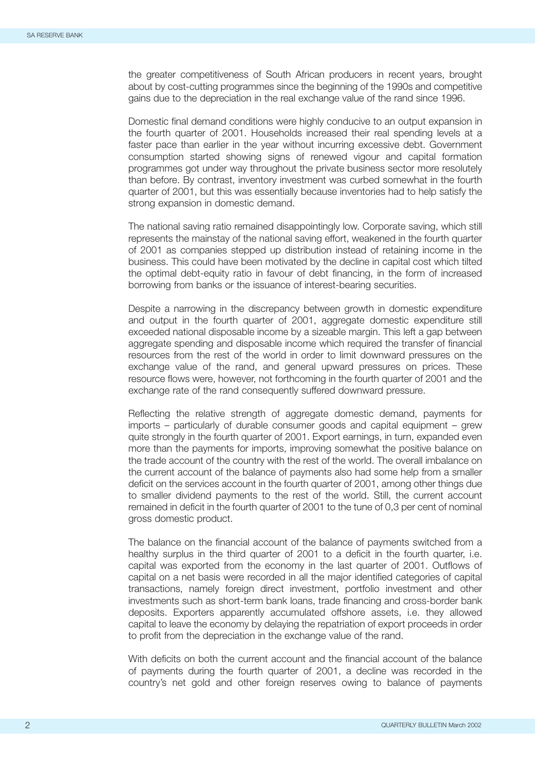the greater competitiveness of South African producers in recent years, brought about by cost-cutting programmes since the beginning of the 1990s and competitive gains due to the depreciation in the real exchange value of the rand since 1996.

Domestic final demand conditions were highly conducive to an output expansion in the fourth quarter of 2001. Households increased their real spending levels at a faster pace than earlier in the year without incurring excessive debt. Government consumption started showing signs of renewed vigour and capital formation programmes got under way throughout the private business sector more resolutely than before. By contrast, inventory investment was curbed somewhat in the fourth quarter of 2001, but this was essentially because inventories had to help satisfy the strong expansion in domestic demand.

The national saving ratio remained disappointingly low. Corporate saving, which still represents the mainstay of the national saving effort, weakened in the fourth quarter of 2001 as companies stepped up distribution instead of retaining income in the business. This could have been motivated by the decline in capital cost which tilted the optimal debt-equity ratio in favour of debt financing, in the form of increased borrowing from banks or the issuance of interest-bearing securities.

Despite a narrowing in the discrepancy between growth in domestic expenditure and output in the fourth quarter of 2001, aggregate domestic expenditure still exceeded national disposable income by a sizeable margin. This left a gap between aggregate spending and disposable income which required the transfer of financial resources from the rest of the world in order to limit downward pressures on the exchange value of the rand, and general upward pressures on prices. These resource flows were, however, not forthcoming in the fourth quarter of 2001 and the exchange rate of the rand consequently suffered downward pressure.

Reflecting the relative strength of aggregate domestic demand, payments for imports – particularly of durable consumer goods and capital equipment – grew quite strongly in the fourth quarter of 2001. Export earnings, in turn, expanded even more than the payments for imports, improving somewhat the positive balance on the trade account of the country with the rest of the world. The overall imbalance on the current account of the balance of payments also had some help from a smaller deficit on the services account in the fourth quarter of 2001, among other things due to smaller dividend payments to the rest of the world. Still, the current account remained in deficit in the fourth quarter of 2001 to the tune of 0,3 per cent of nominal gross domestic product.

The balance on the financial account of the balance of payments switched from a healthy surplus in the third quarter of 2001 to a deficit in the fourth quarter, i.e. capital was exported from the economy in the last quarter of 2001. Outflows of capital on a net basis were recorded in all the major identified categories of capital transactions, namely foreign direct investment, portfolio investment and other investments such as short-term bank loans, trade financing and cross-border bank deposits. Exporters apparently accumulated offshore assets, i.e. they allowed capital to leave the economy by delaying the repatriation of export proceeds in order to profit from the depreciation in the exchange value of the rand.

With deficits on both the current account and the financial account of the balance of payments during the fourth quarter of 2001, a decline was recorded in the country's net gold and other foreign reserves owing to balance of payments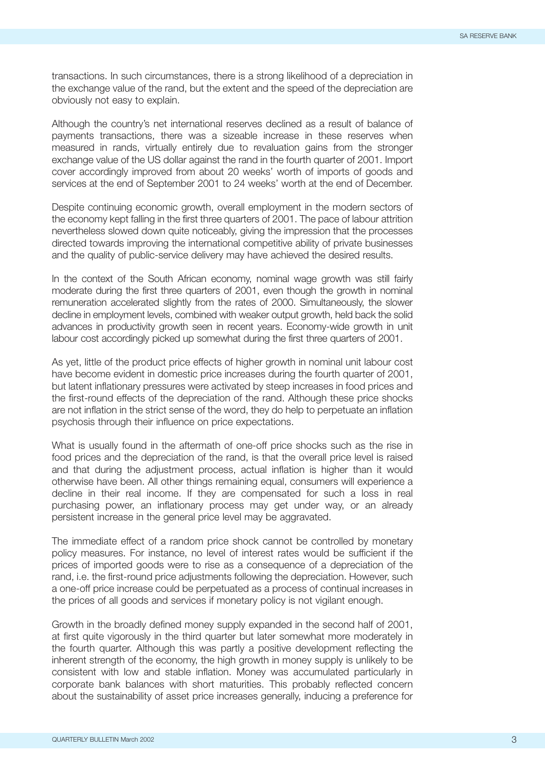transactions. In such circumstances, there is a strong likelihood of a depreciation in the exchange value of the rand, but the extent and the speed of the depreciation are obviously not easy to explain.

Although the country's net international reserves declined as a result of balance of payments transactions, there was a sizeable increase in these reserves when measured in rands, virtually entirely due to revaluation gains from the stronger exchange value of the US dollar against the rand in the fourth quarter of 2001. Import cover accordingly improved from about 20 weeks' worth of imports of goods and services at the end of September 2001 to 24 weeks' worth at the end of December.

Despite continuing economic growth, overall employment in the modern sectors of the economy kept falling in the first three quarters of 2001. The pace of labour attrition nevertheless slowed down quite noticeably, giving the impression that the processes directed towards improving the international competitive ability of private businesses and the quality of public-service delivery may have achieved the desired results.

In the context of the South African economy, nominal wage growth was still fairly moderate during the first three quarters of 2001, even though the growth in nominal remuneration accelerated slightly from the rates of 2000. Simultaneously, the slower decline in employment levels, combined with weaker output growth, held back the solid advances in productivity growth seen in recent years. Economy-wide growth in unit labour cost accordingly picked up somewhat during the first three quarters of 2001.

As yet, little of the product price effects of higher growth in nominal unit labour cost have become evident in domestic price increases during the fourth quarter of 2001, but latent inflationary pressures were activated by steep increases in food prices and the first-round effects of the depreciation of the rand. Although these price shocks are not inflation in the strict sense of the word, they do help to perpetuate an inflation psychosis through their influence on price expectations.

What is usually found in the aftermath of one-off price shocks such as the rise in food prices and the depreciation of the rand, is that the overall price level is raised and that during the adjustment process, actual inflation is higher than it would otherwise have been. All other things remaining equal, consumers will experience a decline in their real income. If they are compensated for such a loss in real purchasing power, an inflationary process may get under way, or an already persistent increase in the general price level may be aggravated.

The immediate effect of a random price shock cannot be controlled by monetary policy measures. For instance, no level of interest rates would be sufficient if the prices of imported goods were to rise as a consequence of a depreciation of the rand, i.e. the first-round price adjustments following the depreciation. However, such a one-off price increase could be perpetuated as a process of continual increases in the prices of all goods and services if monetary policy is not vigilant enough.

Growth in the broadly defined money supply expanded in the second half of 2001, at first quite vigorously in the third quarter but later somewhat more moderately in the fourth quarter. Although this was partly a positive development reflecting the inherent strength of the economy, the high growth in money supply is unlikely to be consistent with low and stable inflation. Money was accumulated particularly in corporate bank balances with short maturities. This probably reflected concern about the sustainability of asset price increases generally, inducing a preference for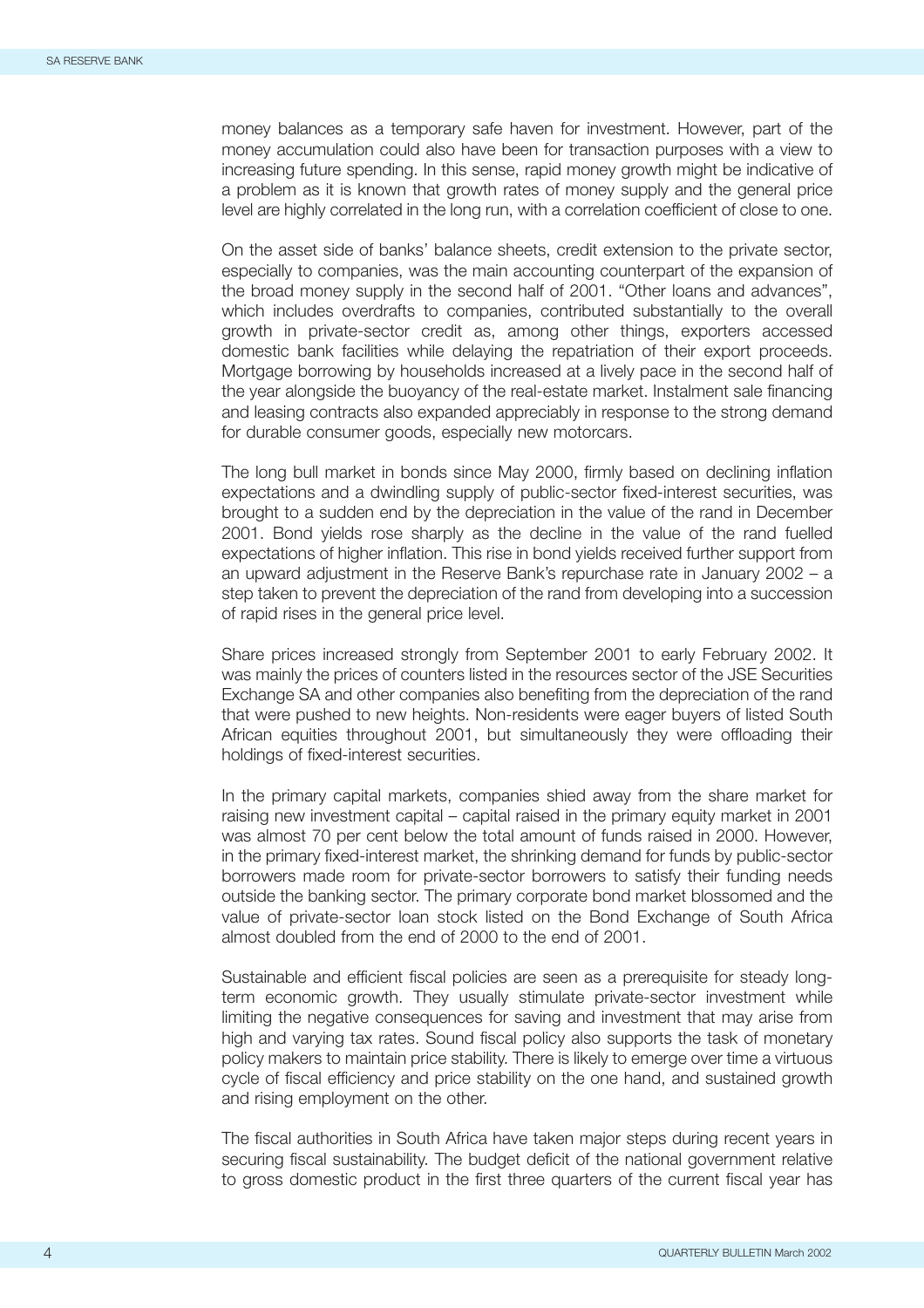money balances as a temporary safe haven for investment. However, part of the money accumulation could also have been for transaction purposes with a view to increasing future spending. In this sense, rapid money growth might be indicative of a problem as it is known that growth rates of money supply and the general price level are highly correlated in the long run, with a correlation coefficient of close to one.

On the asset side of banks' balance sheets, credit extension to the private sector, especially to companies, was the main accounting counterpart of the expansion of the broad money supply in the second half of 2001. "Other loans and advances", which includes overdrafts to companies, contributed substantially to the overall growth in private-sector credit as, among other things, exporters accessed domestic bank facilities while delaying the repatriation of their export proceeds. Mortgage borrowing by households increased at a lively pace in the second half of the year alongside the buoyancy of the real-estate market. Instalment sale financing and leasing contracts also expanded appreciably in response to the strong demand for durable consumer goods, especially new motorcars.

The long bull market in bonds since May 2000, firmly based on declining inflation expectations and a dwindling supply of public-sector fixed-interest securities, was brought to a sudden end by the depreciation in the value of the rand in December 2001. Bond yields rose sharply as the decline in the value of the rand fuelled expectations of higher inflation. This rise in bond yields received further support from an upward adjustment in the Reserve Bank's repurchase rate in January 2002 – a step taken to prevent the depreciation of the rand from developing into a succession of rapid rises in the general price level.

Share prices increased strongly from September 2001 to early February 2002. It was mainly the prices of counters listed in the resources sector of the JSE Securities Exchange SA and other companies also benefiting from the depreciation of the rand that were pushed to new heights. Non-residents were eager buyers of listed South African equities throughout 2001, but simultaneously they were offloading their holdings of fixed-interest securities.

In the primary capital markets, companies shied away from the share market for raising new investment capital – capital raised in the primary equity market in 2001 was almost 70 per cent below the total amount of funds raised in 2000. However, in the primary fixed-interest market, the shrinking demand for funds by public-sector borrowers made room for private-sector borrowers to satisfy their funding needs outside the banking sector. The primary corporate bond market blossomed and the value of private-sector loan stock listed on the Bond Exchange of South Africa almost doubled from the end of 2000 to the end of 2001.

Sustainable and efficient fiscal policies are seen as a prerequisite for steady long-term economic growth. They usually stimulate private-sector investment while limiting the negative consequences for saving and investment that may arise from high and varying tax rates. Sound fiscal policy also supports the task of monetary policy makers to maintain price stability. There is likely to emerge over time a virtuous cycle of fiscal efficiency and price stability on the one hand, and sustained growth and rising employment on the other.

The fiscal authorities in South Africa have taken major steps during recent years in securing fiscal sustainability. The budget deficit of the national government relative to gross domestic product in the first three quarters of the current fiscal year has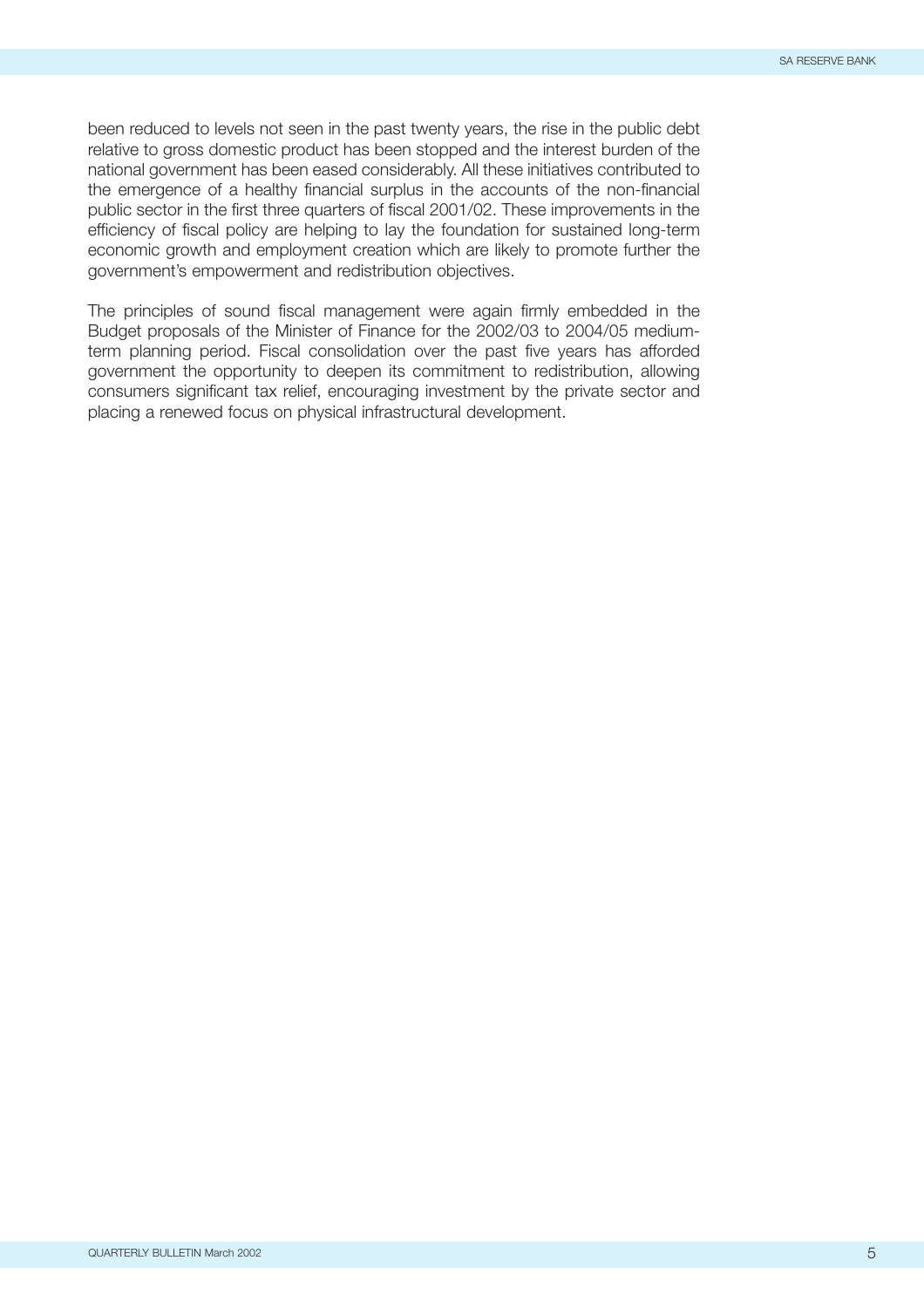been reduced to levels not seen in the past twenty years, the rise in the public debt relative to gross domestic product has been stopped and the interest burden of the national government has been eased considerably. All these initiatives contributed to the emergence of a healthy financial surplus in the accounts of the non-financial public sector in the first three quarters of fiscal 2001/02. These improvements in the efficiency of fiscal policy are helping to lay the foundation for sustained long-term economic growth and employment creation which are likely to promote further the government's empowerment and redistribution objectives.

The principles of sound fiscal management were again firmly embedded in the Budget proposals of the Minister of Finance for the 2002/03 to 2004/05 medium-term planning period. Fiscal consolidation over the past five years has afforded government the opportunity to deepen its commitment to redistribution, allowing consumers significant tax relief, encouraging investment by the private sector and placing a renewed focus on physical infrastructural development.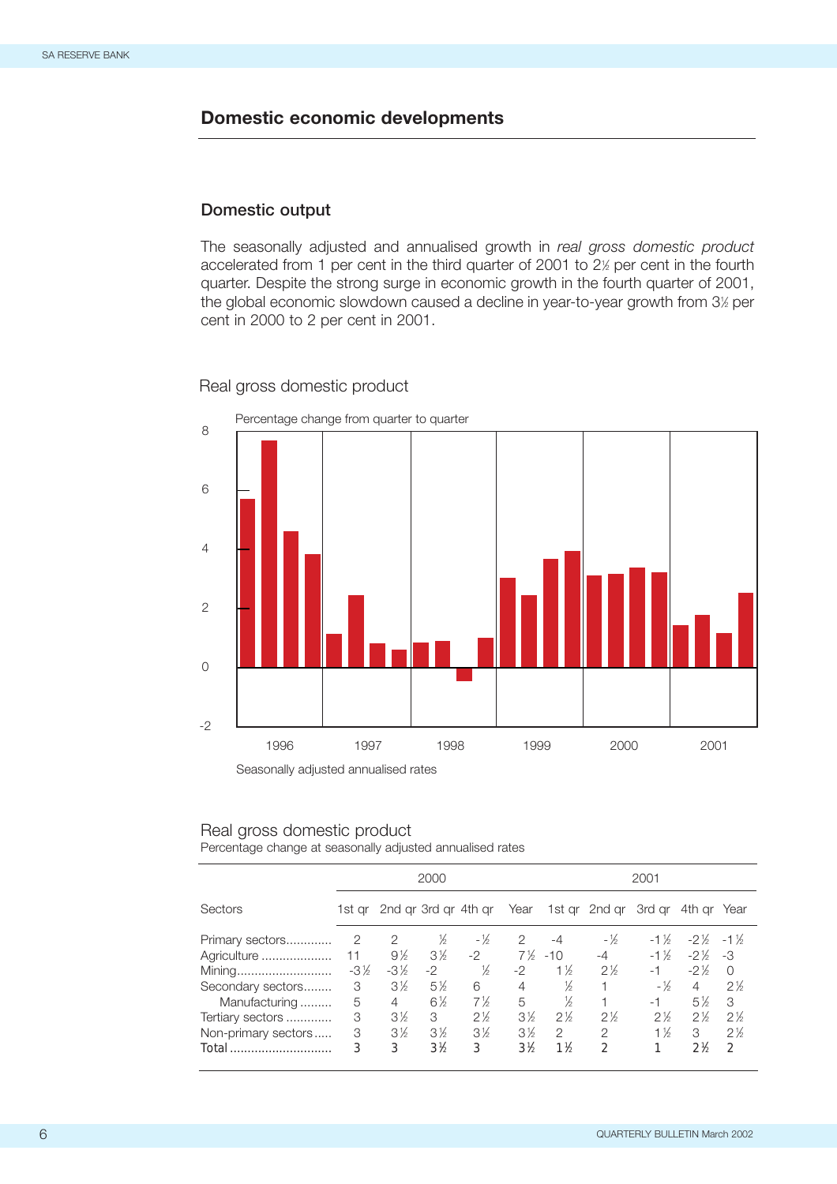# Domestic economic developments

## Domestic output

The seasonally adjusted and annualised growth in *real gross domestic product* accelerated from 1 per cent in the third quarter of 2001 to 2½ per cent in the fourth quarter. Despite the strong surge in economic growth in the fourth quarter of 2001, the global economic slowdown caused a decline in year-to-year growth from 3½ per cent in 2000 to 2 per cent in 2001.

Real gross domestic product

Percentage change from quarter to quarter

Seasonally adjusted annualised rates

Real gross domestic product

Percentage change at seasonally adjusted annualised rates

| Sectors | 2000 | | | | | 2001 | | | | |
|---|---|---|---|---|---|---|---|---|---|---|
| | 1st qr | 2nd qr | 3rd qr | 4th qr | Year | 1st qr | 2nd qr | 3rd qr | 4th qr | Year |
| Primary sectors | 2 | 2 | ½ | -½ | 2 | -4 | -½ | -1½ | -2½ | -1½ |
| Agriculture | 11 | 9½ | 3½ | -2 | 7½ | -10 | -4 | -1½ | -2½ | -3 |
| Mining | -3½ | -3½ | -2 | ½ | -2 | 1½ | 2½ | -1 | -2½ | 0 |
| Secondary sectors | 3 | 3½ | 5½ | 6 | 4 | ½ | 1 | -½ | 4 | 2½ |
| Manufacturing | 5 | 4 | 6½ | 7½ | 5 | ½ | 1 | -1 | 5½ | 3 |
| Tertiary sectors | 3 | 3½ | 3 | 2½ | 3½ | 2½ | 2½ | 2½ | 2½ | 2½ |
| Non-primary sectors | 3 | 3½ | 3½ | 3½ | 3½ | 2 | 2 | 1½ | 3 | 2½ |
| Total | 3 | 3 | 3½ | 3 | 3½ | 1½ | 2 | 1 | 2½ | 2 |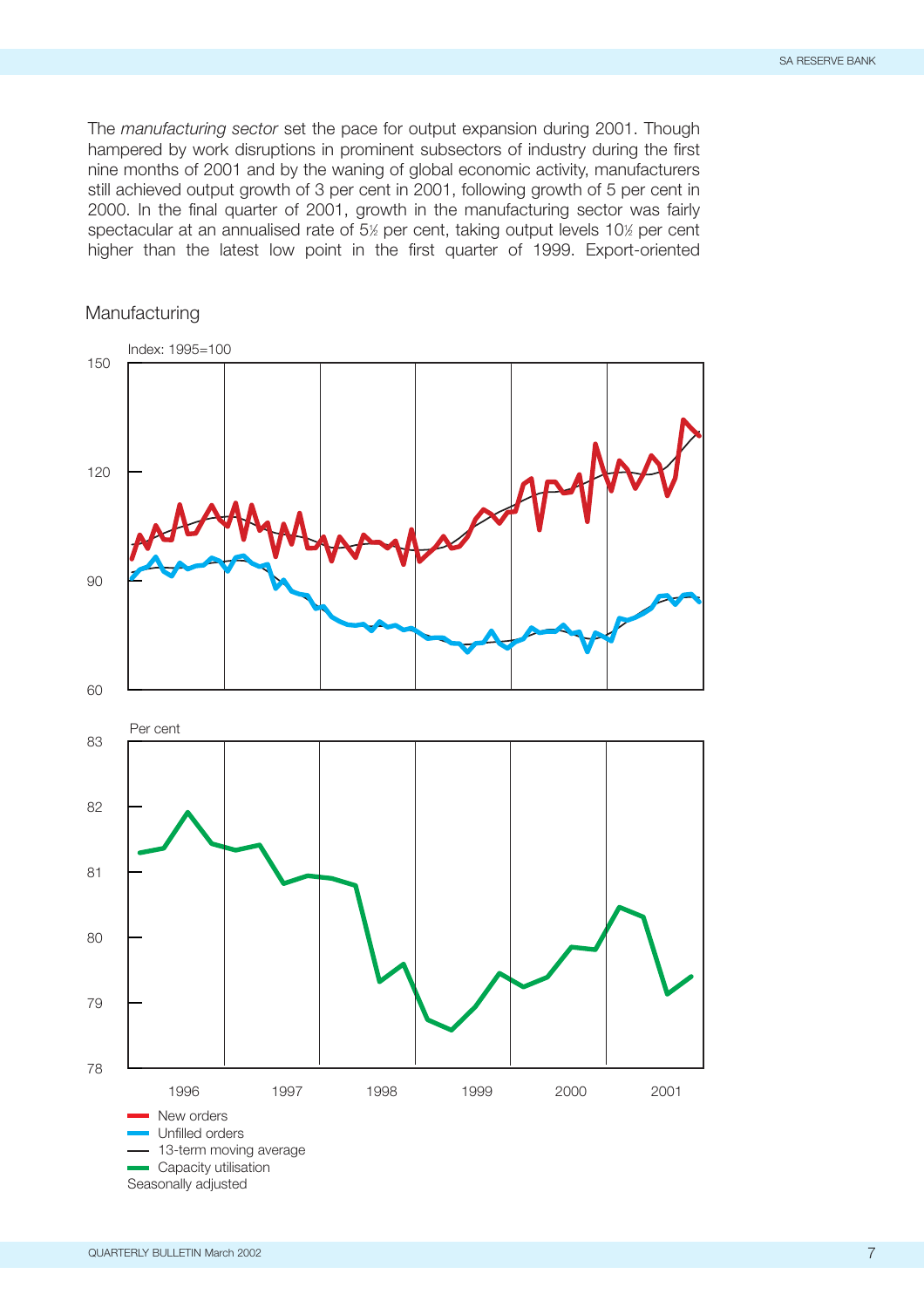The *manufacturing sector* set the pace for output expansion during 2001. Though hampered by work disruptions in prominent subsectors of industry during the first nine months of 2001 and by the waning of global economic activity, manufacturers still achieved output growth of 3 per cent in 2001, following growth of 5 per cent in 2000. In the final quarter of 2001, growth in the manufacturing sector was fairly spectacular at an annualised rate of 5½ per cent, taking output levels 10½ per cent higher than the latest low point in the first quarter of 1999. Export-oriented

Manufacturing

Index: 1995=100

Per cent

- New orders
- Unfilled orders
- 13-term moving average
- Capacity utilisation

Seasonally adjusted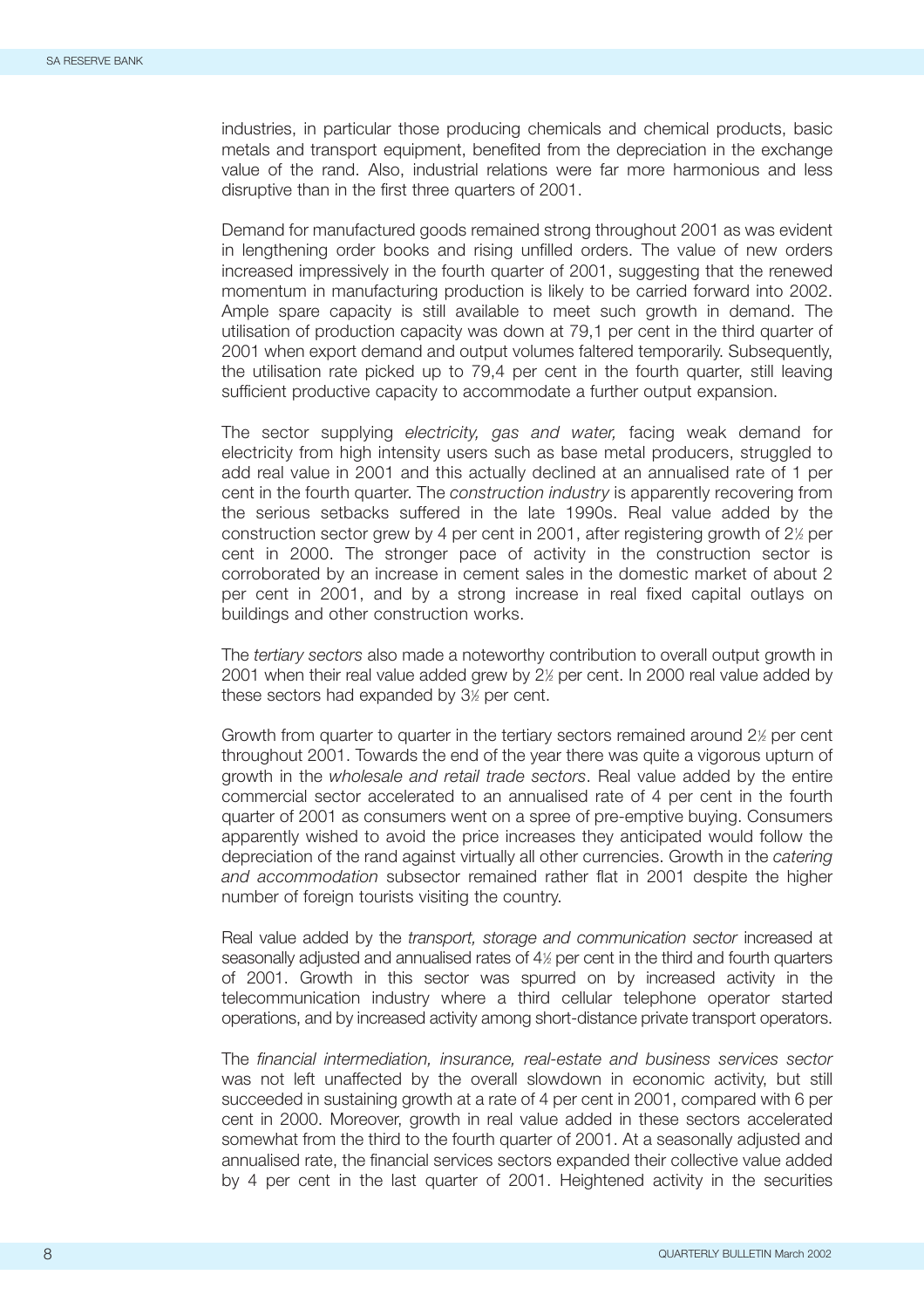industries, in particular those producing chemicals and chemical products, basic metals and transport equipment, benefited from the depreciation in the exchange value of the rand. Also, industrial relations were far more harmonious and less disruptive than in the first three quarters of 2001.

Demand for manufactured goods remained strong throughout 2001 as was evident in lengthening order books and rising unfilled orders. The value of new orders increased impressively in the fourth quarter of 2001, suggesting that the renewed momentum in manufacturing production is likely to be carried forward into 2002. Ample spare capacity is still available to meet such growth in demand. The utilisation of production capacity was down at 79,1 per cent in the third quarter of 2001 when export demand and output volumes faltered temporarily. Subsequently, the utilisation rate picked up to 79,4 per cent in the fourth quarter, still leaving sufficient productive capacity to accommodate a further output expansion.

The sector supplying *electricity, gas and water,* facing weak demand for electricity from high intensity users such as base metal producers, struggled to add real value in 2001 and this actually declined at an annualised rate of 1 per cent in the fourth quarter. The *construction industry* is apparently recovering from the serious setbacks suffered in the late 1990s. Real value added by the construction sector grew by 4 per cent in 2001, after registering growth of 2½ per cent in 2000. The stronger pace of activity in the construction sector is corroborated by an increase in cement sales in the domestic market of about 2 per cent in 2001, and by a strong increase in real fixed capital outlays on buildings and other construction works.

The *tertiary sectors* also made a noteworthy contribution to overall output growth in 2001 when their real value added grew by 2½ per cent. In 2000 real value added by these sectors had expanded by 3½ per cent.

Growth from quarter to quarter in the tertiary sectors remained around 2½ per cent throughout 2001. Towards the end of the year there was quite a vigorous upturn of growth in the *wholesale and retail trade sectors*. Real value added by the entire commercial sector accelerated to an annualised rate of 4 per cent in the fourth quarter of 2001 as consumers went on a spree of pre-emptive buying. Consumers apparently wished to avoid the price increases they anticipated would follow the depreciation of the rand against virtually all other currencies. Growth in the *catering and accommodation* subsector remained rather flat in 2001 despite the higher number of foreign tourists visiting the country.

Real value added by the *transport, storage and communication sector* increased at seasonally adjusted and annualised rates of 4½ per cent in the third and fourth quarters of 2001. Growth in this sector was spurred on by increased activity in the telecommunication industry where a third cellular telephone operator started operations, and by increased activity among short-distance private transport operators.

The *financial intermediation, insurance, real-estate and business services sector* was not left unaffected by the overall slowdown in economic activity, but still succeeded in sustaining growth at a rate of 4 per cent in 2001, compared with 6 per cent in 2000. Moreover, growth in real value added in these sectors accelerated somewhat from the third to the fourth quarter of 2001. At a seasonally adjusted and annualised rate, the financial services sectors expanded their collective value added by 4 per cent in the last quarter of 2001. Heightened activity in the securities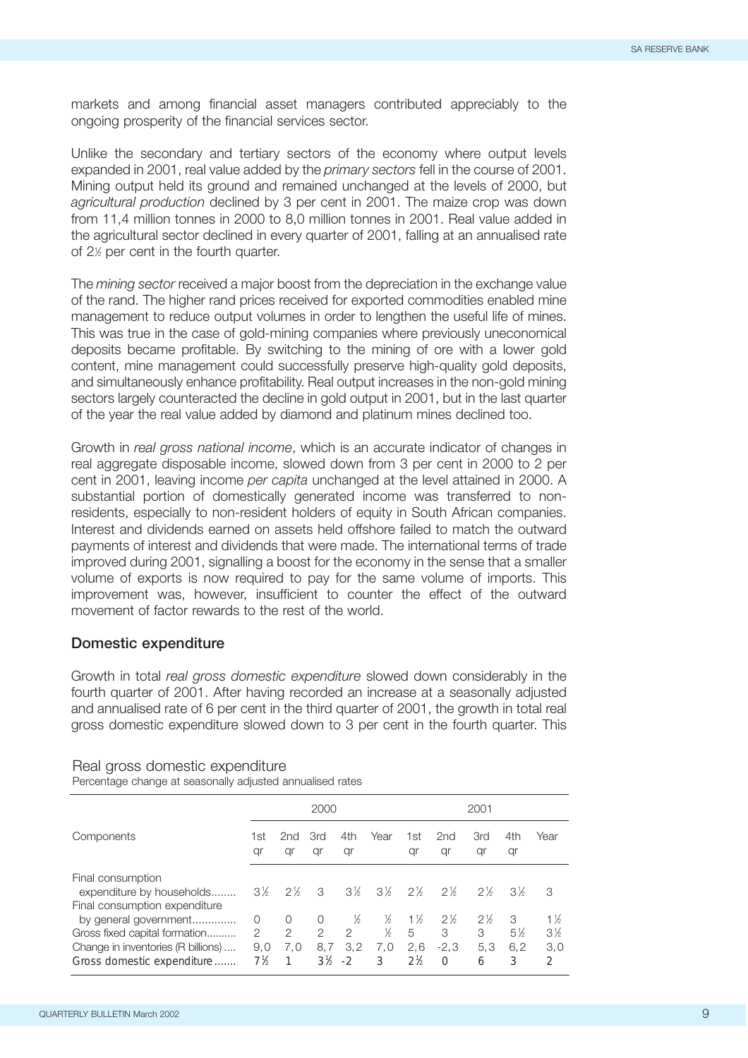markets and among financial asset managers contributed appreciably to the ongoing prosperity of the financial services sector.

Unlike the secondary and tertiary sectors of the economy where output levels expanded in 2001, real value added by the *primary sectors* fell in the course of 2001. Mining output held its ground and remained unchanged at the levels of 2000, but *agricultural production* declined by 3 per cent in 2001. The maize crop was down from 11,4 million tonnes in 2000 to 8,0 million tonnes in 2001. Real value added in the agricultural sector declined in every quarter of 2001, falling at an annualised rate of 2½ per cent in the fourth quarter.

The *mining sector* received a major boost from the depreciation in the exchange value of the rand. The higher rand prices received for exported commodities enabled mine management to reduce output volumes in order to lengthen the useful life of mines. This was true in the case of gold-mining companies where previously uneconomical deposits became profitable. By switching to the mining of ore with a lower gold content, mine management could successfully preserve high-quality gold deposits, and simultaneously enhance profitability. Real output increases in the non-gold mining sectors largely counteracted the decline in gold output in 2001, but in the last quarter of the year the real value added by diamond and platinum mines declined too.

Growth in *real gross national income*, which is an accurate indicator of changes in real aggregate disposable income, slowed down from 3 per cent in 2000 to 2 per cent in 2001, leaving income *per capita* unchanged at the level attained in 2000. A substantial portion of domestically generated income was transferred to non-residents, especially to non-resident holders of equity in South African companies. Interest and dividends earned on assets held offshore failed to match the outward payments of interest and dividends that were made. The international terms of trade improved during 2001, signalling a boost for the economy in the sense that a smaller volume of exports is now required to pay for the same volume of imports. This improvement was, however, insufficient to counter the effect of the outward movement of factor rewards to the rest of the world.

## Domestic expenditure

Growth in total *real gross domestic expenditure* slowed down considerably in the fourth quarter of 2001. After having recorded an increase at a seasonally adjusted and annualised rate of 6 per cent in the third quarter of 2001, the growth in total real gross domestic expenditure slowed down to 3 per cent in the fourth quarter. This

Real gross domestic expenditure

Percentage change at seasonally adjusted annualised rates

| Components | 2000 | | | | | 2001 | | | | |
|---|---|---|---|---|---|---|---|---|---|---|
| | 1st qr | 2nd qr | 3rd qr | 4th qr | Year | 1st qr | 2nd qr | 3rd qr | 4th qr | Year |
| Final consumption expenditure by households | 3½ | 2½ | 3 | 3½ | 3½ | 2½ | 2½ | 2½ | 3½ | 3 |
| Final consumption expenditure by general government | 0 | 0 | 0 | ½ | ½ | 1½ | 2½ | 2½ | 3 | 1½ |
| Gross fixed capital formation | 2 | 2 | 2 | 2 | ½ | 5 | 3 | 3 | 5½ | 3½ |
| Change in inventories (R billions) | 9,0 | 7,0 | 8,7 | 3,2 | 7,0 | 2,6 | -2,3 | 5,3 | 6,2 | 3,0 |
| **Gross domestic expenditure** | **7½** | **1** | **3½** | **-2** | **3** | **2½** | **0** | **6** | **3** | **2** |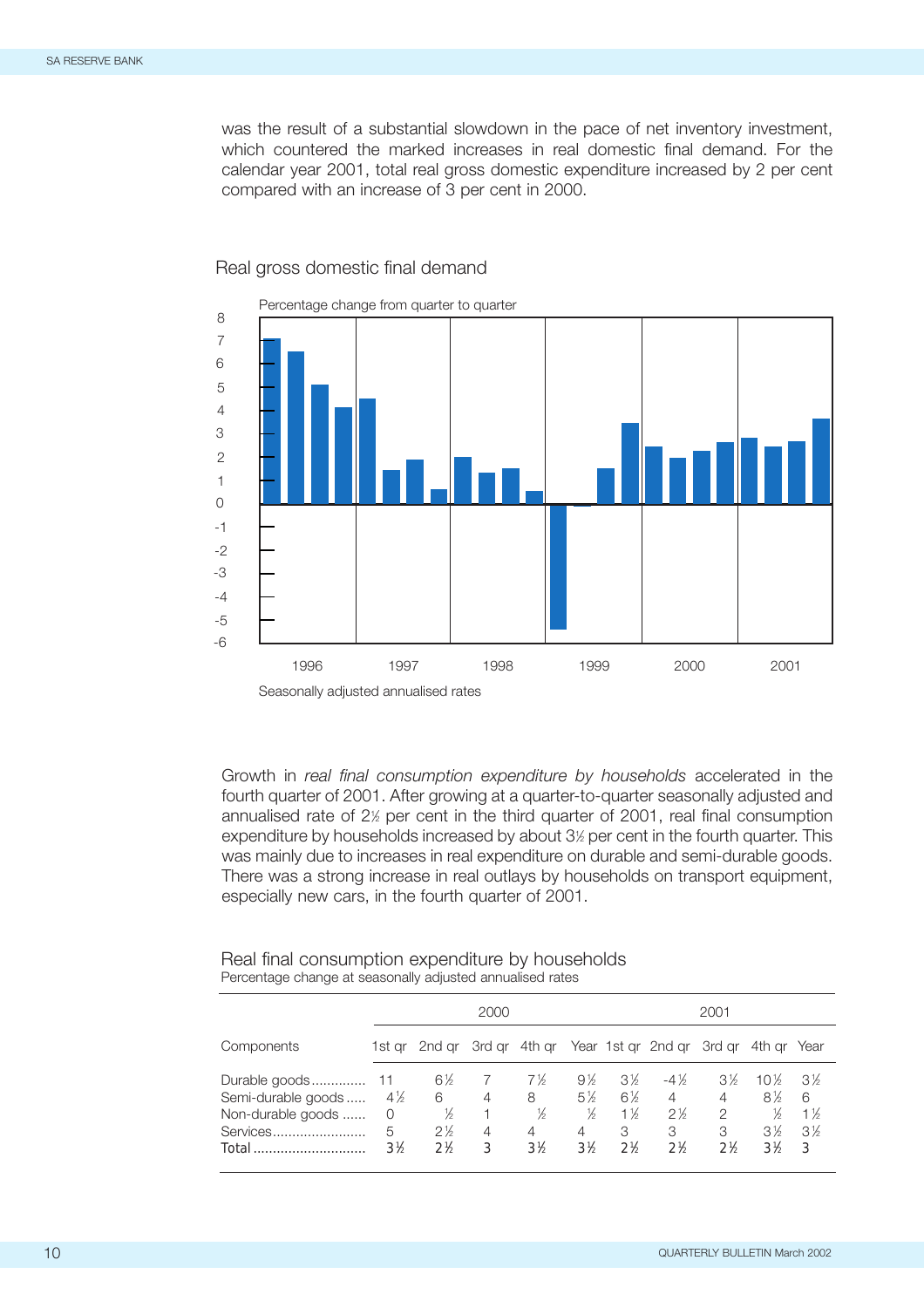was the result of a substantial slowdown in the pace of net inventory investment, which countered the marked increases in real domestic final demand. For the calendar year 2001, total real gross domestic expenditure increased by 2 per cent compared with an increase of 3 per cent in 2000.

Real gross domestic final demand

Percentage change from quarter to quarter

Seasonally adjusted annualised rates

Growth in *real final consumption expenditure by households* accelerated in the fourth quarter of 2001. After growing at a quarter-to-quarter seasonally adjusted and annualised rate of 2½ per cent in the third quarter of 2001, real final consumption expenditure by households increased by about 3½ per cent in the fourth quarter. This was mainly due to increases in real expenditure on durable and semi-durable goods. There was a strong increase in real outlays by households on transport equipment, especially new cars, in the fourth quarter of 2001.

Real final consumption expenditure by households
Percentage change at seasonally adjusted annualised rates

| Components | 2000 | | | | | 2001 | | | | |
|---|---|---|---|---|---|---|---|---|---|---|
| | 1st qr | 2nd qr | 3rd qr | 4th qr | Year | 1st qr | 2nd qr | 3rd qr | 4th qr | Year |
| Durable goods | 11 | 6½ | 7 | 7½ | 9½ | 3½ | -4½ | 3½ | 10½ | 3½ |
| Semi-durable goods | 4½ | 6 | 4 | 8 | 5½ | 6½ | 4 | 4 | 8½ | 6 |
| Non-durable goods | 0 | ½ | 1 | ½ | ½ | 1½ | 2½ | 2 | ½ | 1½ |
| Services | 5 | 2½ | 4 | 4 | 4 | 3 | 3 | 3 | 3½ | 3½ |
| Total | 3½ | 2½ | 3 | 3½ | 3½ | 2½ | 2½ | 2½ | 3½ | 3 |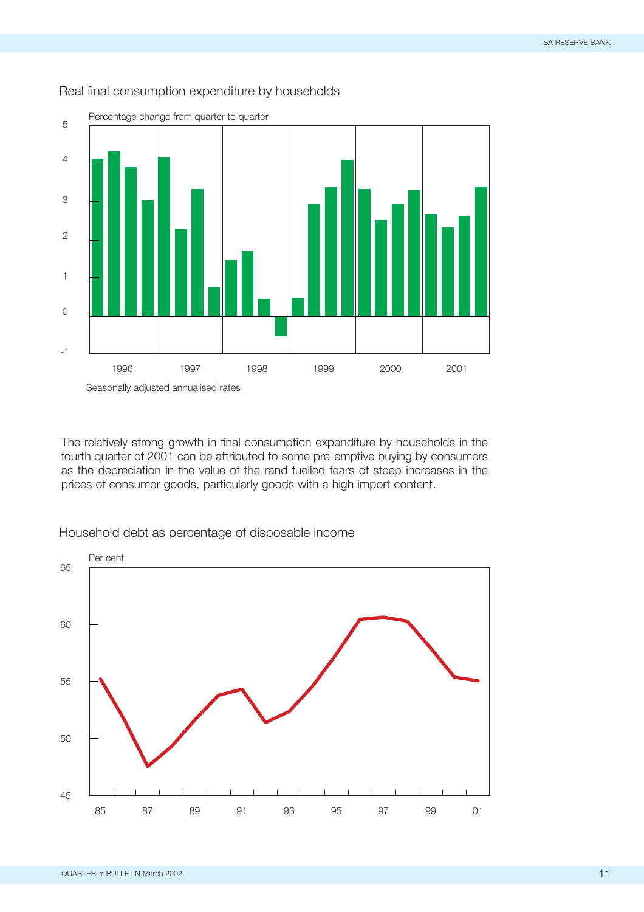Real final consumption expenditure by households

The relatively strong growth in final consumption expenditure by households in the fourth quarter of 2001 can be attributed to some pre-emptive buying by consumers as the depreciation in the value of the rand fuelled fears of steep increases in the prices of consumer goods, particularly goods with a high import content.

Household debt as percentage of disposable income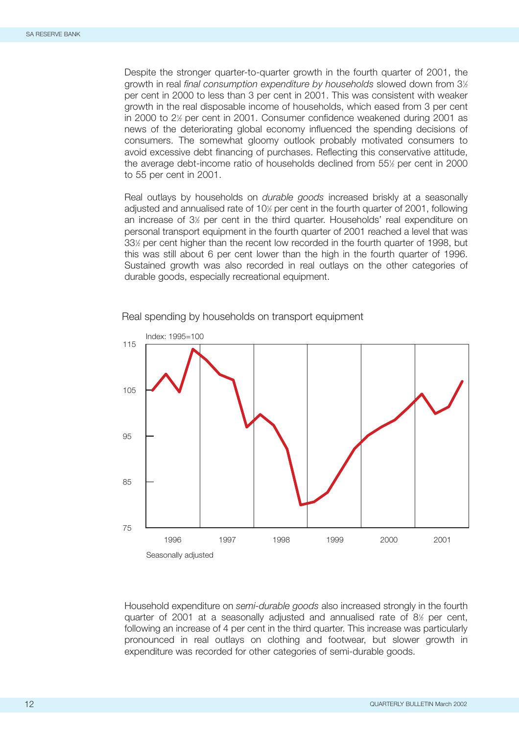Despite the stronger quarter-to-quarter growth in the fourth quarter of 2001, the growth in real *final consumption expenditure by households* slowed down from 3½ per cent in 2000 to less than 3 per cent in 2001. This was consistent with weaker growth in the real disposable income of households, which eased from 3 per cent in 2000 to 2½ per cent in 2001. Consumer confidence weakened during 2001 as news of the deteriorating global economy influenced the spending decisions of consumers. The somewhat gloomy outlook probably motivated consumers to avoid excessive debt financing of purchases. Reflecting this conservative attitude, the average debt-income ratio of households declined from 55½ per cent in 2000 to 55 per cent in 2001.

Real outlays by households on *durable goods* increased briskly at a seasonally adjusted and annualised rate of 10½ per cent in the fourth quarter of 2001, following an increase of 3½ per cent in the third quarter. Households' real expenditure on personal transport equipment in the fourth quarter of 2001 reached a level that was 33½ per cent higher than the recent low recorded in the fourth quarter of 1998, but this was still about 6 per cent lower than the high in the fourth quarter of 1996. Sustained growth was also recorded in real outlays on the other categories of durable goods, especially recreational equipment.

Real spending by households on transport equipment

Index: 1995=100

Seasonally adjusted

Household expenditure on *semi-durable goods* also increased strongly in the fourth quarter of 2001 at a seasonally adjusted and annualised rate of 8½ per cent, following an increase of 4 per cent in the third quarter. This increase was particularly pronounced in real outlays on clothing and footwear, but slower growth in expenditure was recorded for other categories of semi-durable goods.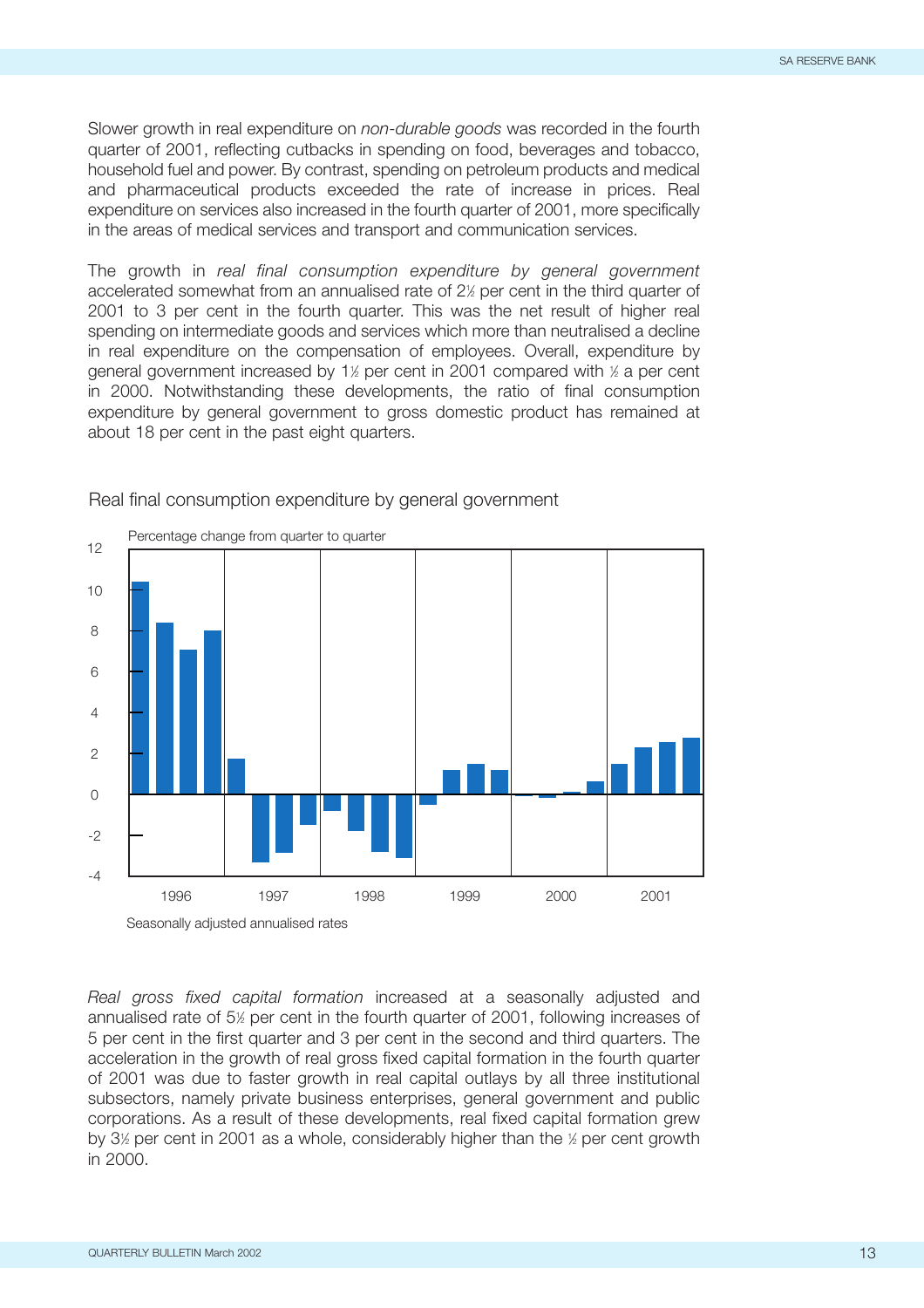Slower growth in real expenditure on *non-durable goods* was recorded in the fourth quarter of 2001, reflecting cutbacks in spending on food, beverages and tobacco, household fuel and power. By contrast, spending on petroleum products and medical and pharmaceutical products exceeded the rate of increase in prices. Real expenditure on services also increased in the fourth quarter of 2001, more specifically in the areas of medical services and transport and communication services.

The growth in *real final consumption expenditure by general government* accelerated somewhat from an annualised rate of 2½ per cent in the third quarter of 2001 to 3 per cent in the fourth quarter. This was the net result of higher real spending on intermediate goods and services which more than neutralised a decline in real expenditure on the compensation of employees. Overall, expenditure by general government increased by 1½ per cent in 2001 compared with ½ a per cent in 2000. Notwithstanding these developments, the ratio of final consumption expenditure by general government to gross domestic product has remained at about 18 per cent in the past eight quarters.

Real final consumption expenditure by general government

Percentage change from quarter to quarter

Seasonally adjusted annualised rates

*Real gross fixed capital formation* increased at a seasonally adjusted and annualised rate of 5½ per cent in the fourth quarter of 2001, following increases of 5 per cent in the first quarter and 3 per cent in the second and third quarters. The acceleration in the growth of real gross fixed capital formation in the fourth quarter of 2001 was due to faster growth in real capital outlays by all three institutional subsectors, namely private business enterprises, general government and public corporations. As a result of these developments, real fixed capital formation grew by 3½ per cent in 2001 as a whole, considerably higher than the ½ per cent growth in 2000.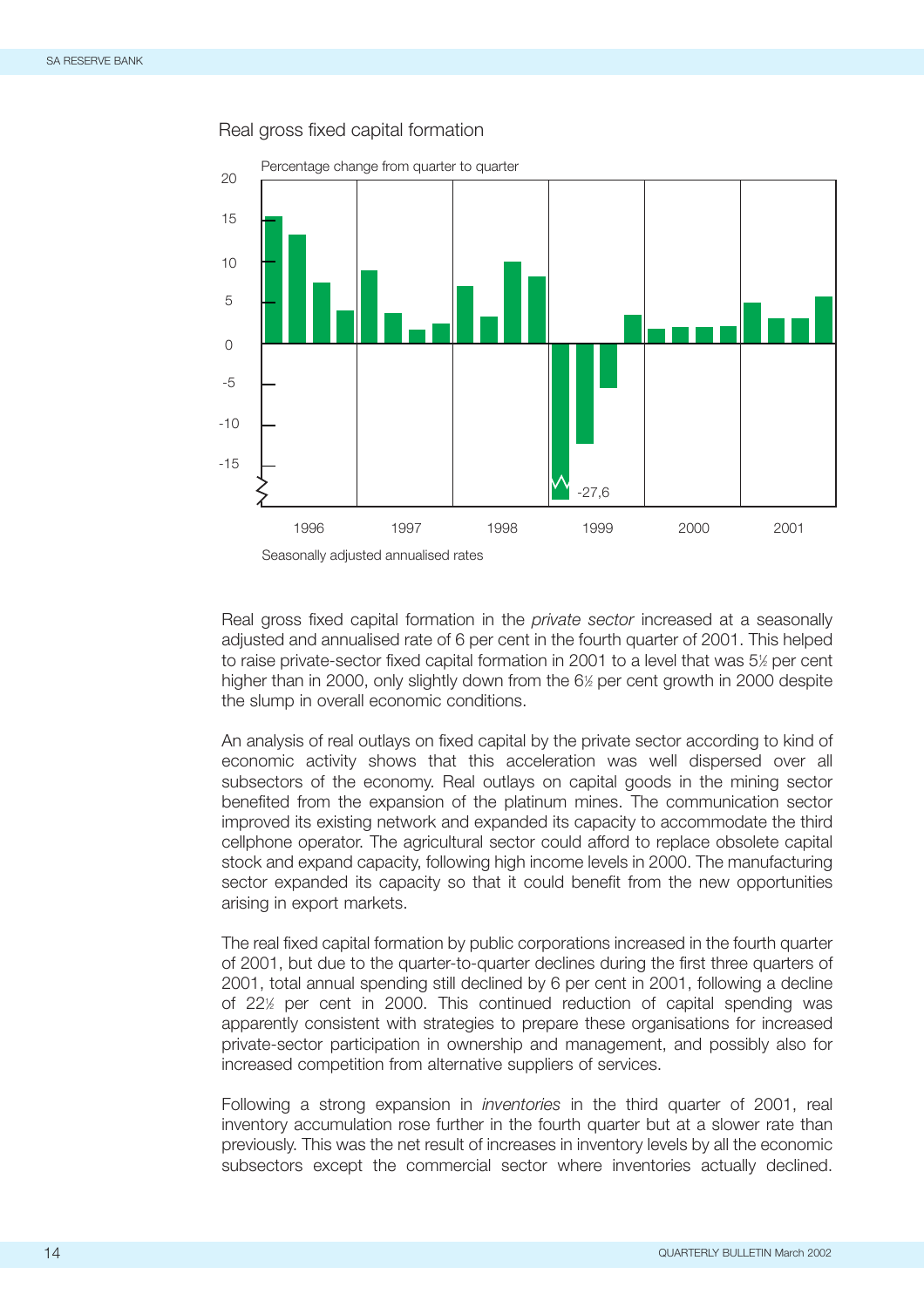Real gross fixed capital formation

Percentage change from quarter to quarter

Seasonally adjusted annualised rates

Real gross fixed capital formation in the *private sector* increased at a seasonally adjusted and annualised rate of 6 per cent in the fourth quarter of 2001. This helped to raise private-sector fixed capital formation in 2001 to a level that was 5½ per cent higher than in 2000, only slightly down from the 6½ per cent growth in 2000 despite the slump in overall economic conditions.

An analysis of real outlays on fixed capital by the private sector according to kind of economic activity shows that this acceleration was well dispersed over all subsectors of the economy. Real outlays on capital goods in the mining sector benefited from the expansion of the platinum mines. The communication sector improved its existing network and expanded its capacity to accommodate the third cellphone operator. The agricultural sector could afford to replace obsolete capital stock and expand capacity, following high income levels in 2000. The manufacturing sector expanded its capacity so that it could benefit from the new opportunities arising in export markets.

The real fixed capital formation by public corporations increased in the fourth quarter of 2001, but due to the quarter-to-quarter declines during the first three quarters of 2001, total annual spending still declined by 6 per cent in 2001, following a decline of 22½ per cent in 2000. This continued reduction of capital spending was apparently consistent with strategies to prepare these organisations for increased private-sector participation in ownership and management, and possibly also for increased competition from alternative suppliers of services.

Following a strong expansion in *inventories* in the third quarter of 2001, real inventory accumulation rose further in the fourth quarter but at a slower rate than previously. This was the net result of increases in inventory levels by all the economic subsectors except the commercial sector where inventories actually declined.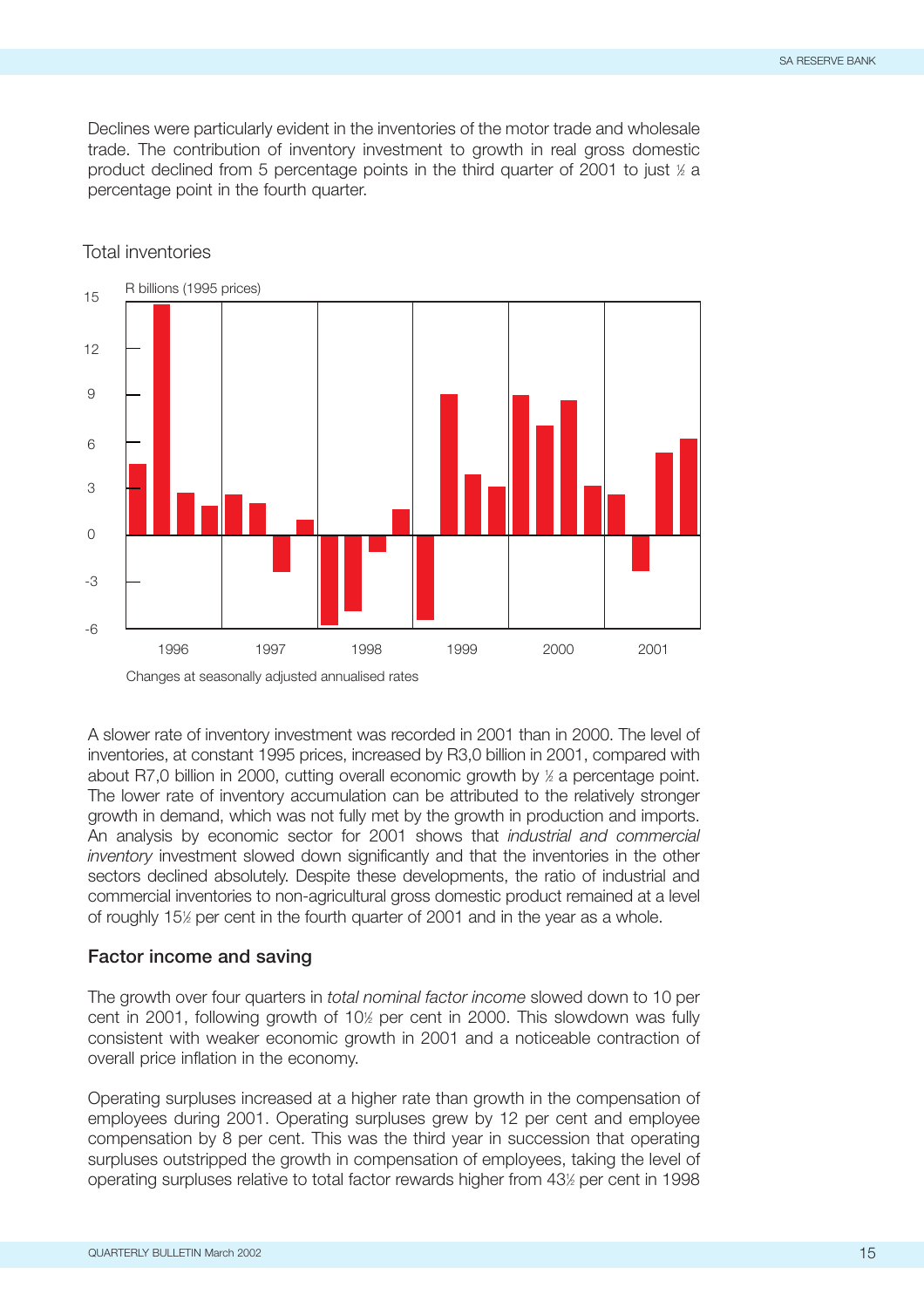Declines were particularly evident in the inventories of the motor trade and wholesale trade. The contribution of inventory investment to growth in real gross domestic product declined from 5 percentage points in the third quarter of 2001 to just ½ a percentage point in the fourth quarter.

Total inventories

R billions (1995 prices)

Changes at seasonally adjusted annualised rates

A slower rate of inventory investment was recorded in 2001 than in 2000. The level of inventories, at constant 1995 prices, increased by R3,0 billion in 2001, compared with about R7,0 billion in 2000, cutting overall economic growth by ½ a percentage point. The lower rate of inventory accumulation can be attributed to the relatively stronger growth in demand, which was not fully met by the growth in production and imports. An analysis by economic sector for 2001 shows that *industrial and commercial inventory* investment slowed down significantly and that the inventories in the other sectors declined absolutely. Despite these developments, the ratio of industrial and commercial inventories to non-agricultural gross domestic product remained at a level of roughly 15½ per cent in the fourth quarter of 2001 and in the year as a whole.

### Factor income and saving

The growth over four quarters in *total nominal factor income* slowed down to 10 per cent in 2001, following growth of 10½ per cent in 2000. This slowdown was fully consistent with weaker economic growth in 2001 and a noticeable contraction of overall price inflation in the economy.

Operating surpluses increased at a higher rate than growth in the compensation of employees during 2001. Operating surpluses grew by 12 per cent and employee compensation by 8 per cent. This was the third year in succession that operating surpluses outstripped the growth in compensation of employees, taking the level of operating surpluses relative to total factor rewards higher from 43½ per cent in 1998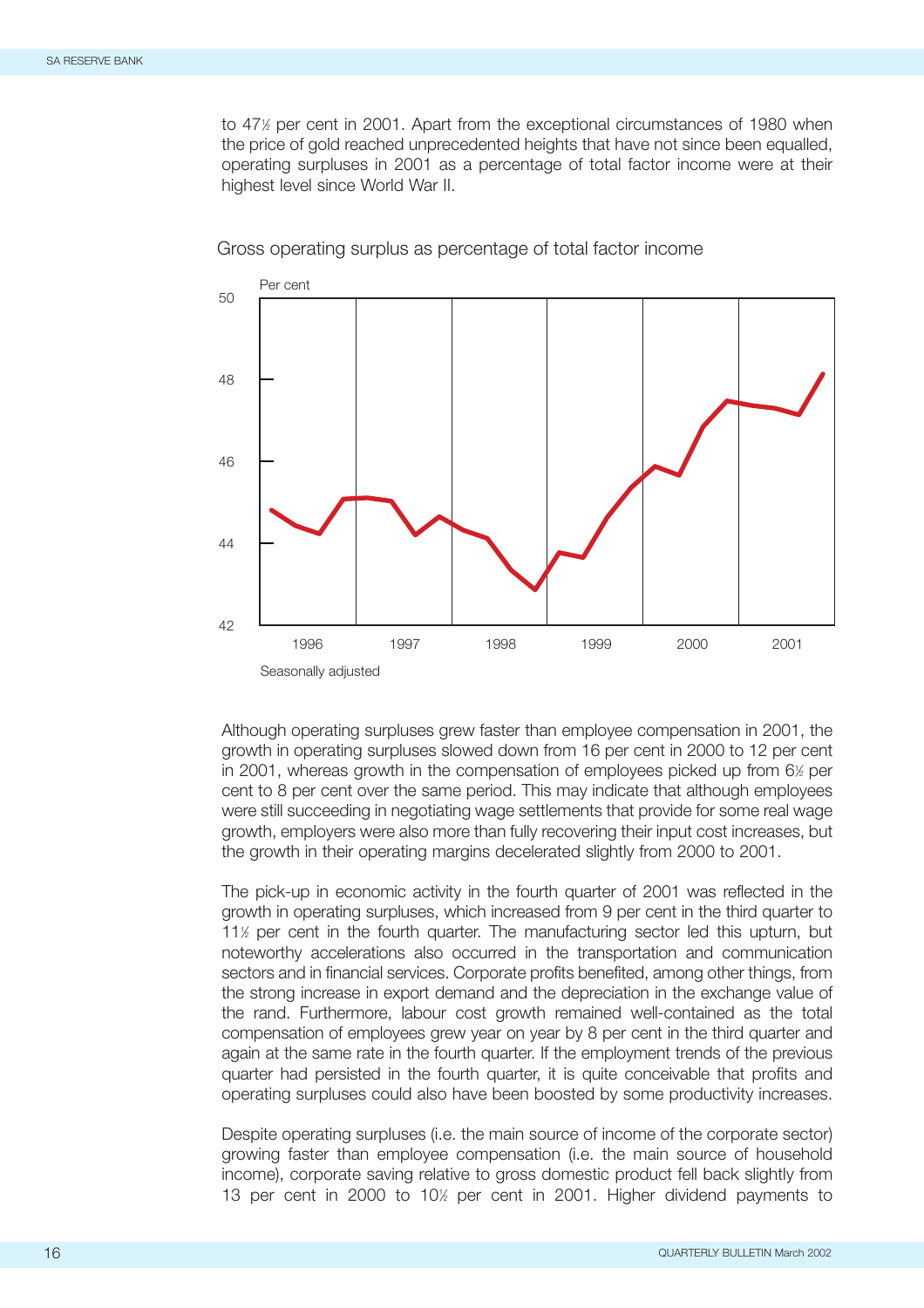to 47½ per cent in 2001. Apart from the exceptional circumstances of 1980 when the price of gold reached unprecedented heights that have not since been equalled, operating surpluses in 2001 as a percentage of total factor income were at their highest level since World War II.

Gross operating surplus as percentage of total factor income

Seasonally adjusted

Although operating surpluses grew faster than employee compensation in 2001, the growth in operating surpluses slowed down from 16 per cent in 2000 to 12 per cent in 2001, whereas growth in the compensation of employees picked up from 6½ per cent to 8 per cent over the same period. This may indicate that although employees were still succeeding in negotiating wage settlements that provide for some real wage growth, employers were also more than fully recovering their input cost increases, but the growth in their operating margins decelerated slightly from 2000 to 2001.

The pick-up in economic activity in the fourth quarter of 2001 was reflected in the growth in operating surpluses, which increased from 9 per cent in the third quarter to 11½ per cent in the fourth quarter. The manufacturing sector led this upturn, but noteworthy accelerations also occurred in the transportation and communication sectors and in financial services. Corporate profits benefited, among other things, from the strong increase in export demand and the depreciation in the exchange value of the rand. Furthermore, labour cost growth remained well-contained as the total compensation of employees grew year on year by 8 per cent in the third quarter and again at the same rate in the fourth quarter. If the employment trends of the previous quarter had persisted in the fourth quarter, it is quite conceivable that profits and operating surpluses could also have been boosted by some productivity increases.

Despite operating surpluses (i.e. the main source of income of the corporate sector) growing faster than employee compensation (i.e. the main source of household income), corporate saving relative to gross domestic product fell back slightly from 13 per cent in 2000 to 10½ per cent in 2001. Higher dividend payments to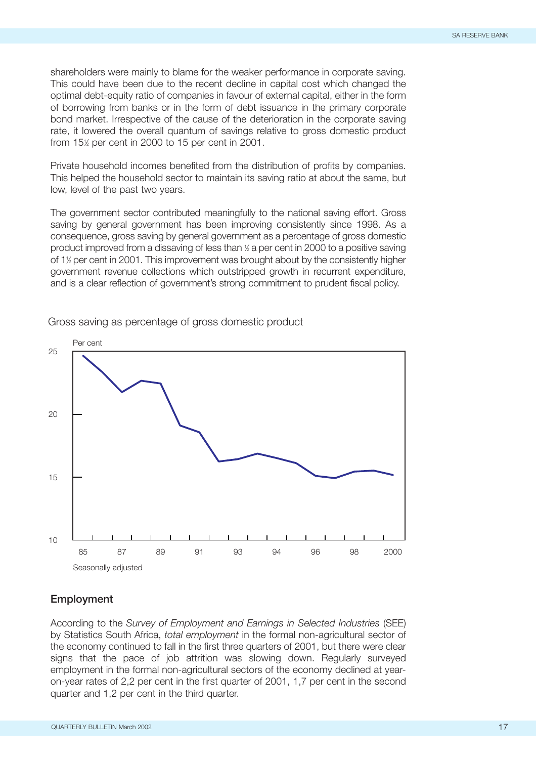shareholders were mainly to blame for the weaker performance in corporate saving. This could have been due to the recent decline in capital cost which changed the optimal debt-equity ratio of companies in favour of external capital, either in the form of borrowing from banks or in the form of debt issuance in the primary corporate bond market. Irrespective of the cause of the deterioration in the corporate saving rate, it lowered the overall quantum of savings relative to gross domestic product from 15½ per cent in 2000 to 15 per cent in 2001.

Private household incomes benefited from the distribution of profits by companies. This helped the household sector to maintain its saving ratio at about the same, but low, level of the past two years.

The government sector contributed meaningfully to the national saving effort. Gross saving by general government has been improving consistently since 1998. As a consequence, gross saving by general government as a percentage of gross domestic product improved from a dissaving of less than ½ a per cent in 2000 to a positive saving of 1½ per cent in 2001. This improvement was brought about by the consistently higher government revenue collections which outstripped growth in recurrent expenditure, and is a clear reflection of government's strong commitment to prudent fiscal policy.

Gross saving as percentage of gross domestic product

Per cent

Seasonally adjusted

## Employment

According to the *Survey of Employment and Earnings in Selected Industries* (SEE) by Statistics South Africa, *total employment* in the formal non-agricultural sector of the economy continued to fall in the first three quarters of 2001, but there were clear signs that the pace of job attrition was slowing down. Regularly surveyed employment in the formal non-agricultural sectors of the economy declined at year-on-year rates of 2,2 per cent in the first quarter of 2001, 1,7 per cent in the second quarter and 1,2 per cent in the third quarter.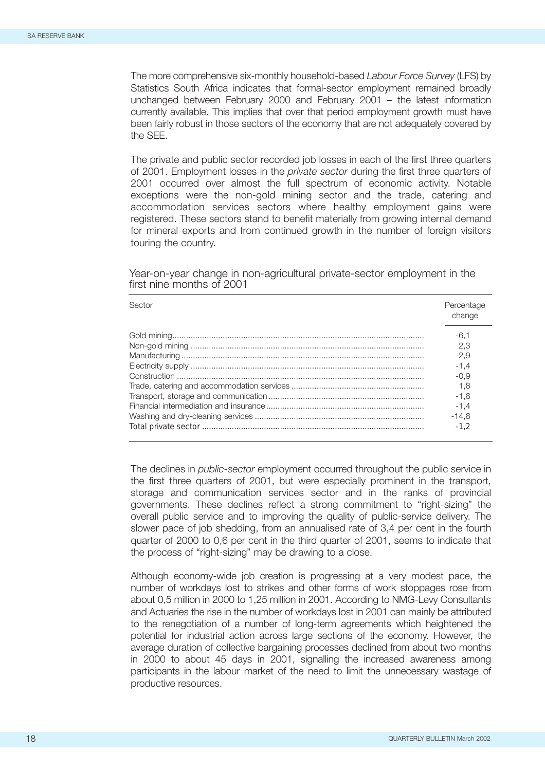The more comprehensive six-monthly household-based *Labour Force Survey* (LFS) by Statistics South Africa indicates that formal-sector employment remained broadly unchanged between February 2000 and February 2001 – the latest information currently available. This implies that over that period employment growth must have been fairly robust in those sectors of the economy that are not adequately covered by the SEE.

The private and public sector recorded job losses in each of the first three quarters of 2001. Employment losses in the *private sector* during the first three quarters of 2001 occurred over almost the full spectrum of economic activity. Notable exceptions were the non-gold mining sector and the trade, catering and accommodation services sectors where healthy employment gains were registered. These sectors stand to benefit materially from growing internal demand for mineral exports and from continued growth in the number of foreign visitors touring the country.

Year-on-year change in non-agricultural private-sector employment in the first nine months of 2001

| Sector | Percentage change |
|---|---|
| Gold mining | -6,1 |
| Non-gold mining | 2,3 |
| Manufacturing | -2,9 |
| Electricity supply | -1,4 |
| Construction | -0,9 |
| Trade, catering and accommodation services | 1,8 |
| Transport, storage and communication | -1,8 |
| Financial intermediation and insurance | -1,4 |
| Washing and dry-cleaning services | -14,8 |
| Total private sector | -1,2 |

The declines in *public-sector* employment occurred throughout the public service in the first three quarters of 2001, but were especially prominent in the transport, storage and communication services sector and in the ranks of provincial governments. These declines reflect a strong commitment to "right-sizing" the overall public service and to improving the quality of public-service delivery. The slower pace of job shedding, from an annualised rate of 3,4 per cent in the fourth quarter of 2000 to 0,6 per cent in the third quarter of 2001, seems to indicate that the process of "right-sizing" may be drawing to a close.

Although economy-wide job creation is progressing at a very modest pace, the number of workdays lost to strikes and other forms of work stoppages rose from about 0,5 million in 2000 to 1,25 million in 2001. According to NMG-Levy Consultants and Actuaries the rise in the number of workdays lost in 2001 can mainly be attributed to the renegotiation of a number of long-term agreements which heightened the potential for industrial action across large sections of the economy. However, the average duration of collective bargaining processes declined from about two months in 2000 to about 45 days in 2001, signalling the increased awareness among participants in the labour market of the need to limit the unnecessary wastage of productive resources.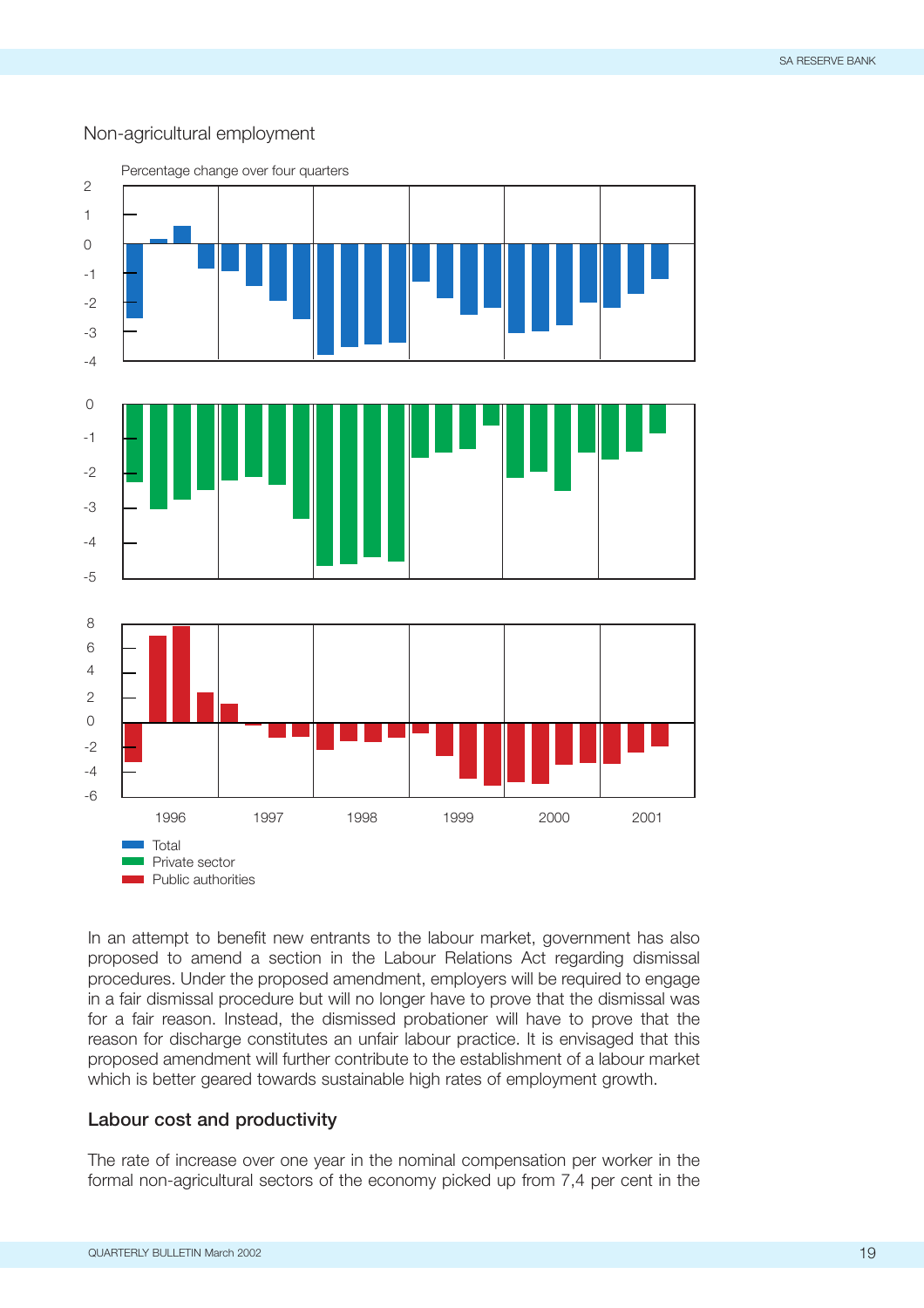Non-agricultural employment

Percentage change over four quarters

Total
Private sector
Public authorities

In an attempt to benefit new entrants to the labour market, government has also proposed to amend a section in the Labour Relations Act regarding dismissal procedures. Under the proposed amendment, employers will be required to engage in a fair dismissal procedure but will no longer have to prove that the dismissal was for a fair reason. Instead, the dismissed probationer will have to prove that the reason for discharge constitutes an unfair labour practice. It is envisaged that this proposed amendment will further contribute to the establishment of a labour market which is better geared towards sustainable high rates of employment growth.

## Labour cost and productivity

The rate of increase over one year in the nominal compensation per worker in the formal non-agricultural sectors of the economy picked up from 7,4 per cent in the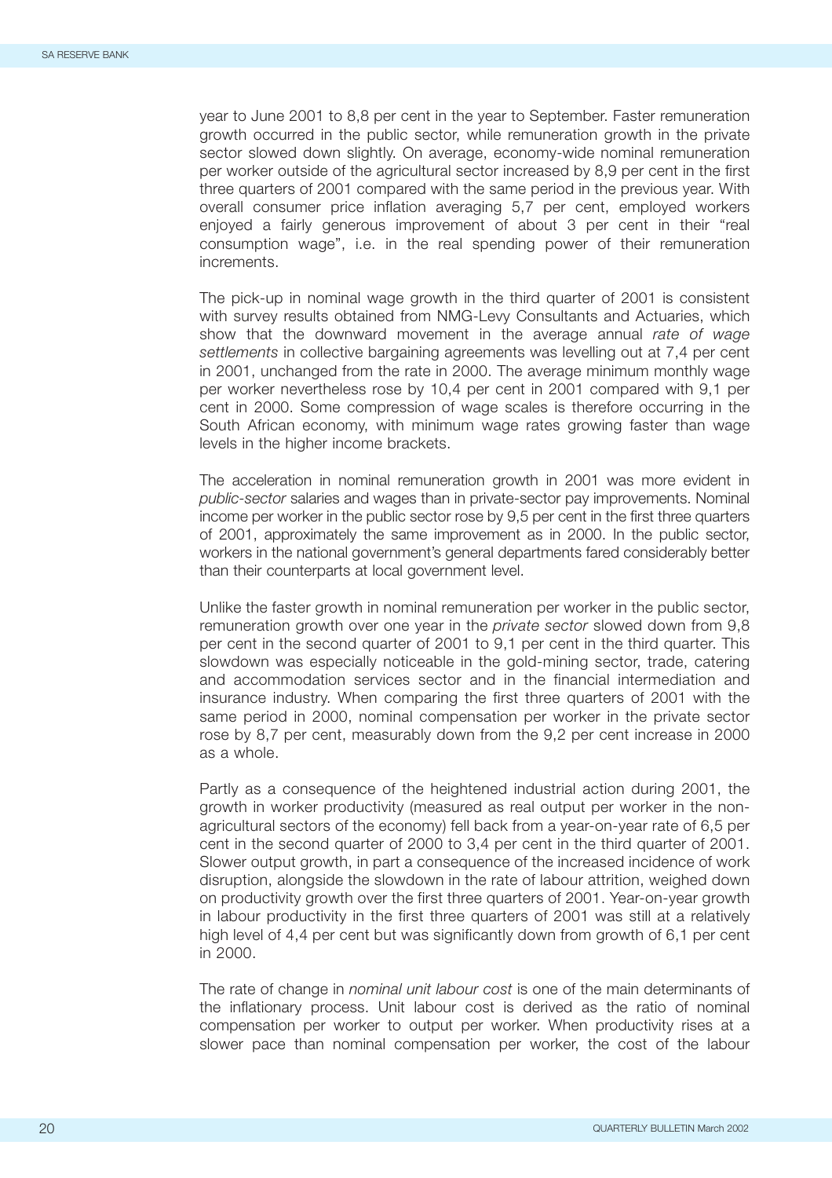year to June 2001 to 8,8 per cent in the year to September. Faster remuneration growth occurred in the public sector, while remuneration growth in the private sector slowed down slightly. On average, economy-wide nominal remuneration per worker outside of the agricultural sector increased by 8,9 per cent in the first three quarters of 2001 compared with the same period in the previous year. With overall consumer price inflation averaging 5,7 per cent, employed workers enjoyed a fairly generous improvement of about 3 per cent in their "real consumption wage", i.e. in the real spending power of their remuneration increments.

The pick-up in nominal wage growth in the third quarter of 2001 is consistent with survey results obtained from NMG-Levy Consultants and Actuaries, which show that the downward movement in the average annual *rate of wage settlements* in collective bargaining agreements was levelling out at 7,4 per cent in 2001, unchanged from the rate in 2000. The average minimum monthly wage per worker nevertheless rose by 10,4 per cent in 2001 compared with 9,1 per cent in 2000. Some compression of wage scales is therefore occurring in the South African economy, with minimum wage rates growing faster than wage levels in the higher income brackets.

The acceleration in nominal remuneration growth in 2001 was more evident in *public-sector* salaries and wages than in private-sector pay improvements. Nominal income per worker in the public sector rose by 9,5 per cent in the first three quarters of 2001, approximately the same improvement as in 2000. In the public sector, workers in the national government's general departments fared considerably better than their counterparts at local government level.

Unlike the faster growth in nominal remuneration per worker in the public sector, remuneration growth over one year in the *private sector* slowed down from 9,8 per cent in the second quarter of 2001 to 9,1 per cent in the third quarter. This slowdown was especially noticeable in the gold-mining sector, trade, catering and accommodation services sector and in the financial intermediation and insurance industry. When comparing the first three quarters of 2001 with the same period in 2000, nominal compensation per worker in the private sector rose by 8,7 per cent, measurably down from the 9,2 per cent increase in 2000 as a whole.

Partly as a consequence of the heightened industrial action during 2001, the growth in worker productivity (measured as real output per worker in the non-agricultural sectors of the economy) fell back from a year-on-year rate of 6,5 per cent in the second quarter of 2000 to 3,4 per cent in the third quarter of 2001. Slower output growth, in part a consequence of the increased incidence of work disruption, alongside the slowdown in the rate of labour attrition, weighed down on productivity growth over the first three quarters of 2001. Year-on-year growth in labour productivity in the first three quarters of 2001 was still at a relatively high level of 4,4 per cent but was significantly down from growth of 6,1 per cent in 2000.

The rate of change in *nominal unit labour cost* is one of the main determinants of the inflationary process. Unit labour cost is derived as the ratio of nominal compensation per worker to output per worker. When productivity rises at a slower pace than nominal compensation per worker, the cost of the labour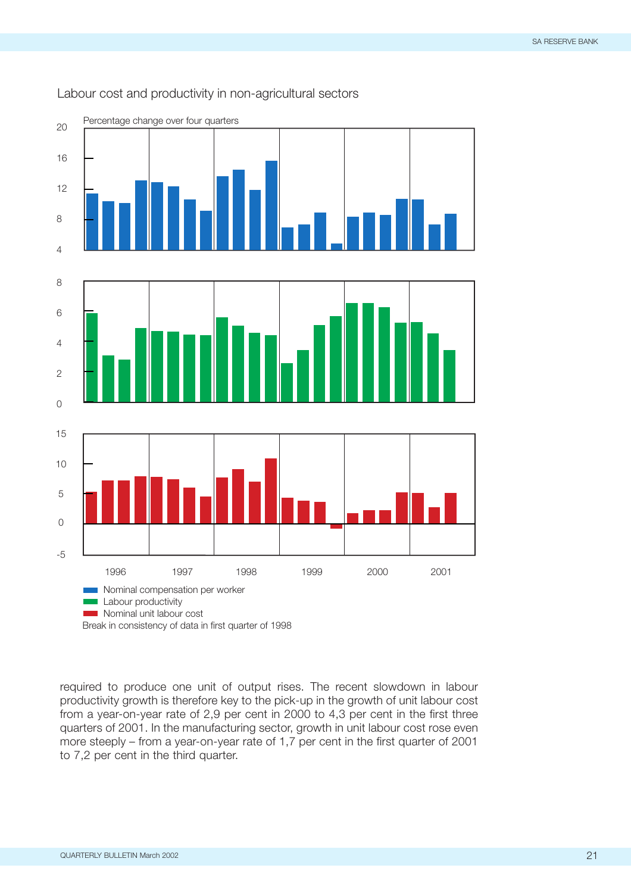Labour cost and productivity in non-agricultural sectors

Percentage change over four quarters

- Nominal compensation per worker
- Labour productivity
- Nominal unit labour cost

Break in consistency of data in first quarter of 1998

required to produce one unit of output rises. The recent slowdown in labour productivity growth is therefore key to the pick-up in the growth of unit labour cost from a year-on-year rate of 2,9 per cent in 2000 to 4,3 per cent in the first three quarters of 2001. In the manufacturing sector, growth in unit labour cost rose even more steeply – from a year-on-year rate of 1,7 per cent in the first quarter of 2001 to 7,2 per cent in the third quarter.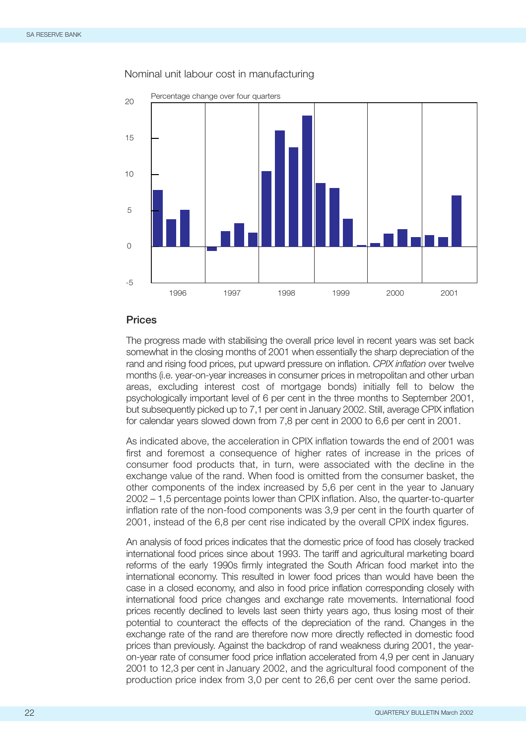Nominal unit labour cost in manufacturing

Percentage change over four quarters

## Prices

The progress made with stabilising the overall price level in recent years was set back somewhat in the closing months of 2001 when essentially the sharp depreciation of the rand and rising food prices, put upward pressure on inflation. *CPIX inflation* over twelve months (i.e. year-on-year increases in consumer prices in metropolitan and other urban areas, excluding interest cost of mortgage bonds) initially fell to below the psychologically important level of 6 per cent in the three months to September 2001, but subsequently picked up to 7,1 per cent in January 2002. Still, average CPIX inflation for calendar years slowed down from 7,8 per cent in 2000 to 6,6 per cent in 2001.

As indicated above, the acceleration in CPIX inflation towards the end of 2001 was first and foremost a consequence of higher rates of increase in the prices of consumer food products that, in turn, were associated with the decline in the exchange value of the rand. When food is omitted from the consumer basket, the other components of the index increased by 5,6 per cent in the year to January 2002 – 1,5 percentage points lower than CPIX inflation. Also, the quarter-to-quarter inflation rate of the non-food components was 3,9 per cent in the fourth quarter of 2001, instead of the 6,8 per cent rise indicated by the overall CPIX index figures.

An analysis of food prices indicates that the domestic price of food has closely tracked international food prices since about 1993. The tariff and agricultural marketing board reforms of the early 1990s firmly integrated the South African food market into the international economy. This resulted in lower food prices than would have been the case in a closed economy, and also in food price inflation corresponding closely with international food price changes and exchange rate movements. International food prices recently declined to levels last seen thirty years ago, thus losing most of their potential to counteract the effects of the depreciation of the rand. Changes in the exchange rate of the rand are therefore now more directly reflected in domestic food prices than previously. Against the backdrop of rand weakness during 2001, the year-on-year rate of consumer food price inflation accelerated from 4,9 per cent in January 2001 to 12,3 per cent in January 2002, and the agricultural food component of the production price index from 3,0 per cent to 26,6 per cent over the same period.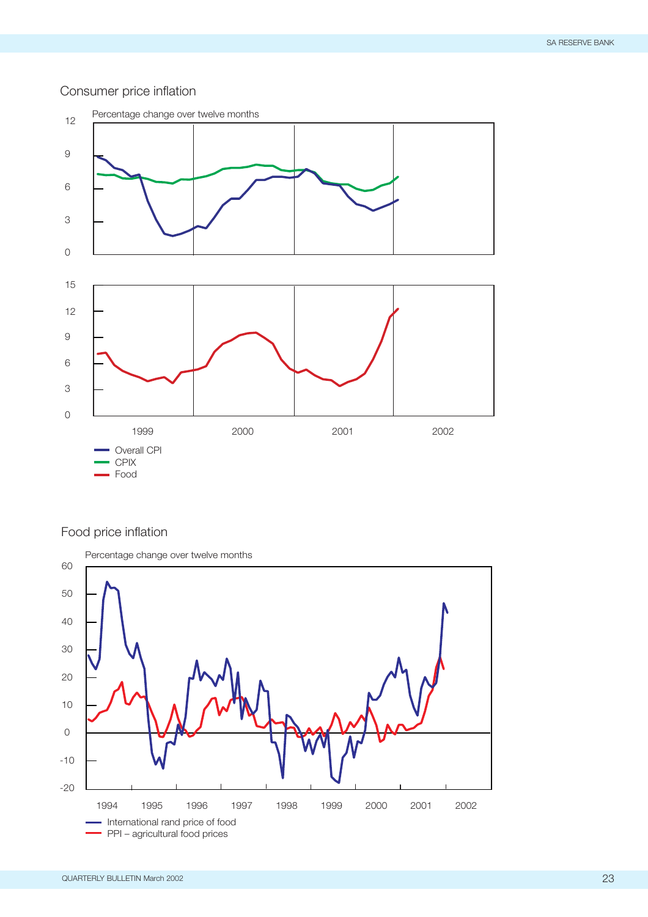Consumer price inflation

Percentage change over twelve months

Overall CPI
CPIX
Food

Food price inflation

Percentage change over twelve months

International rand price of food
PPI – agricultural food prices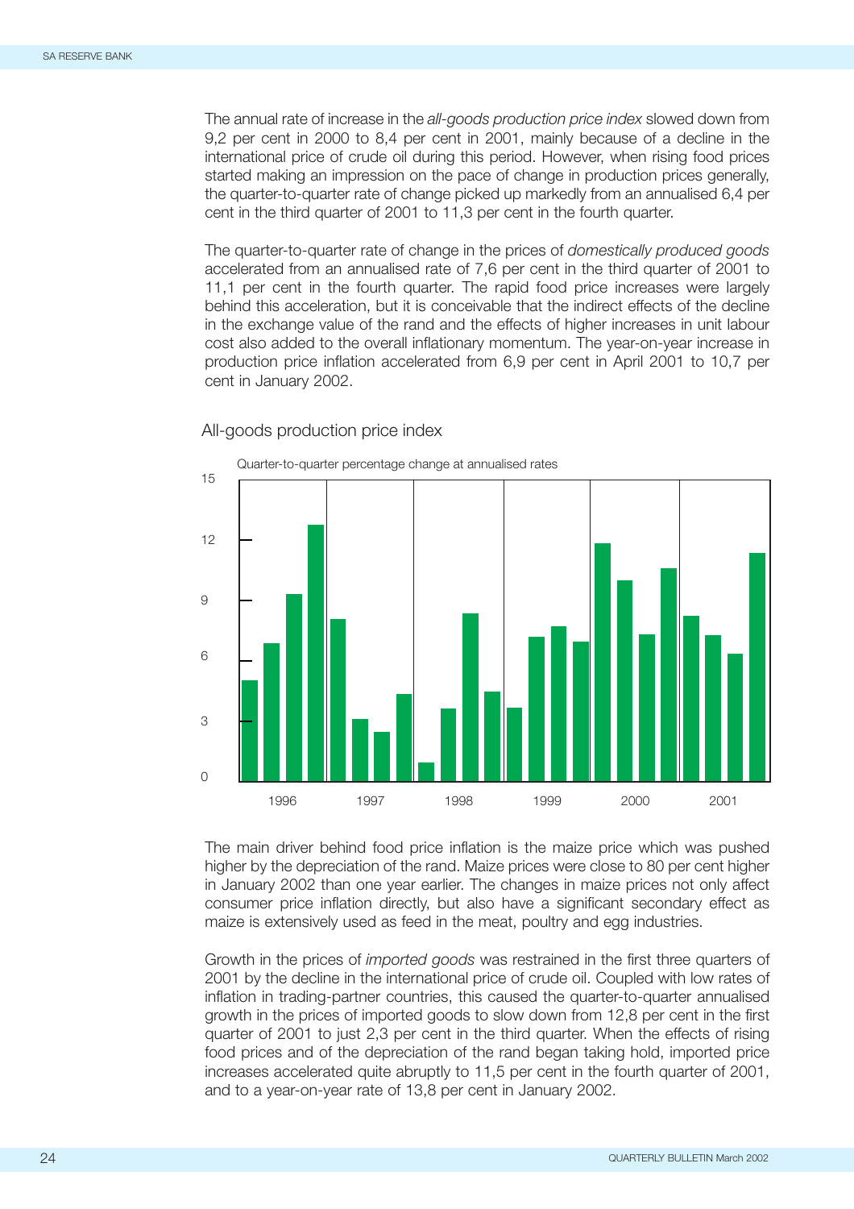The annual rate of increase in the *all-goods production price index* slowed down from 9,2 per cent in 2000 to 8,4 per cent in 2001, mainly because of a decline in the international price of crude oil during this period. However, when rising food prices started making an impression on the pace of change in production prices generally, the quarter-to-quarter rate of change picked up markedly from an annualised 6,4 per cent in the third quarter of 2001 to 11,3 per cent in the fourth quarter.

The quarter-to-quarter rate of change in the prices of *domestically produced goods* accelerated from an annualised rate of 7,6 per cent in the third quarter of 2001 to 11,1 per cent in the fourth quarter. The rapid food price increases were largely behind this acceleration, but it is conceivable that the indirect effects of the decline in the exchange value of the rand and the effects of higher increases in unit labour cost also added to the overall inflationary momentum. The year-on-year increase in production price inflation accelerated from 6,9 per cent in April 2001 to 10,7 per cent in January 2002.

All-goods production price index

Quarter-to-quarter percentage change at annualised rates

The main driver behind food price inflation is the maize price which was pushed higher by the depreciation of the rand. Maize prices were close to 80 per cent higher in January 2002 than one year earlier. The changes in maize prices not only affect consumer price inflation directly, but also have a significant secondary effect as maize is extensively used as feed in the meat, poultry and egg industries.

Growth in the prices of *imported goods* was restrained in the first three quarters of 2001 by the decline in the international price of crude oil. Coupled with low rates of inflation in trading-partner countries, this caused the quarter-to-quarter annualised growth in the prices of imported goods to slow down from 12,8 per cent in the first quarter of 2001 to just 2,3 per cent in the third quarter. When the effects of rising food prices and of the depreciation of the rand began taking hold, imported price increases accelerated quite abruptly to 11,5 per cent in the fourth quarter of 2001, and to a year-on-year rate of 13,8 per cent in January 2002.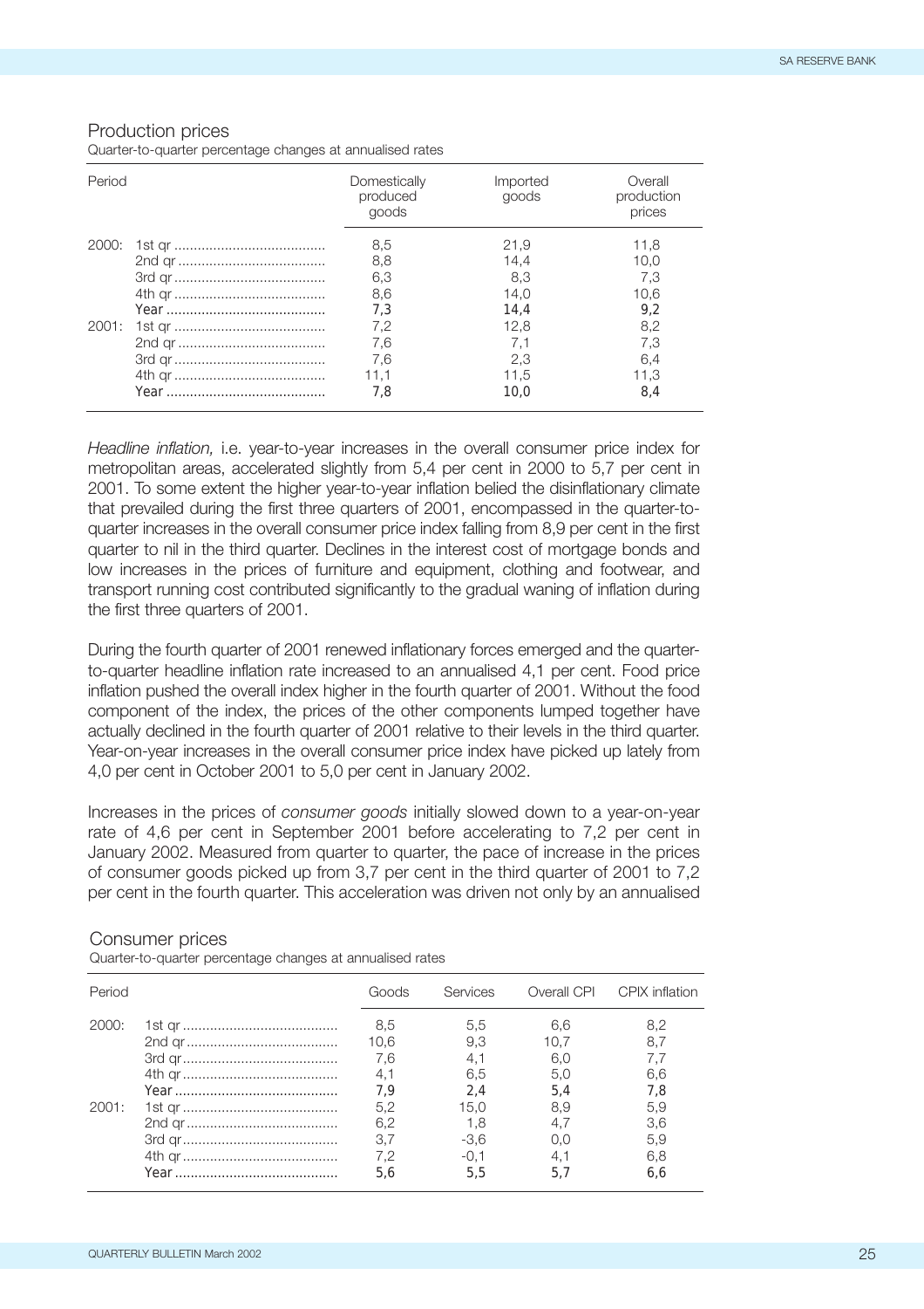## Production prices

Quarter-to-quarter percentage changes at annualised rates

| Period | | Domestically produced goods | Imported goods | Overall production prices |
|---|---|---|---|---|
| 2000: | 1st qr | 8,5 | 21,9 | 11,8 |
| | 2nd qr | 8,8 | 14,4 | 10,0 |
| | 3rd qr | 6,3 | 8,3 | 7,3 |
| | 4th qr | 8,6 | 14,0 | 10,6 |
| | **Year** | **7,3** | **14,4** | **9,2** |
| 2001: | 1st qr | 7,2 | 12,8 | 8,2 |
| | 2nd qr | 7,6 | 7,1 | 7,3 |
| | 3rd qr | 7,6 | 2,3 | 6,4 |
| | 4th qr | 11,1 | 11,5 | 11,3 |
| | **Year** | **7,8** | **10,0** | **8,4** |

*Headline inflation,* i.e. year-to-year increases in the overall consumer price index for metropolitan areas, accelerated slightly from 5,4 per cent in 2000 to 5,7 per cent in 2001. To some extent the higher year-to-year inflation belied the disinflationary climate that prevailed during the first three quarters of 2001, encompassed in the quarter-to-quarter increases in the overall consumer price index falling from 8,9 per cent in the first quarter to nil in the third quarter. Declines in the interest cost of mortgage bonds and low increases in the prices of furniture and equipment, clothing and footwear, and transport running cost contributed significantly to the gradual waning of inflation during the first three quarters of 2001.

During the fourth quarter of 2001 renewed inflationary forces emerged and the quarter-to-quarter headline inflation rate increased to an annualised 4,1 per cent. Food price inflation pushed the overall index higher in the fourth quarter of 2001. Without the food component of the index, the prices of the other components lumped together have actually declined in the fourth quarter of 2001 relative to their levels in the third quarter. Year-on-year increases in the overall consumer price index have picked up lately from 4,0 per cent in October 2001 to 5,0 per cent in January 2002.

Increases in the prices of *consumer goods* initially slowed down to a year-on-year rate of 4,6 per cent in September 2001 before accelerating to 7,2 per cent in January 2002. Measured from quarter to quarter, the pace of increase in the prices of consumer goods picked up from 3,7 per cent in the third quarter of 2001 to 7,2 per cent in the fourth quarter. This acceleration was driven not only by an annualised

## Consumer prices

Quarter-to-quarter percentage changes at annualised rates

| Period | | Goods | Services | Overall CPI | CPIX inflation |
|---|---|---|---|---|---|
| 2000: | 1st qr | 8,5 | 5,5 | 6,6 | 8,2 |
| | 2nd qr | 10,6 | 9,3 | 10,7 | 8,7 |
| | 3rd qr | 7,6 | 4,1 | 6,0 | 7,7 |
| | 4th qr | 4,1 | 6,5 | 5,0 | 6,6 |
| | **Year** | **7,9** | **2,4** | **5,4** | **7,8** |
| 2001: | 1st qr | 5,2 | 15,0 | 8,9 | 5,9 |
| | 2nd qr | 6,2 | 1,8 | 4,7 | 3,6 |
| | 3rd qr | 3,7 | -3,6 | 0,0 | 5,9 |
| | 4th qr | 7,2 | -0,1 | 4,1 | 6,8 |
| | **Year** | **5,6** | **5,5** | **5,7** | **6,6** |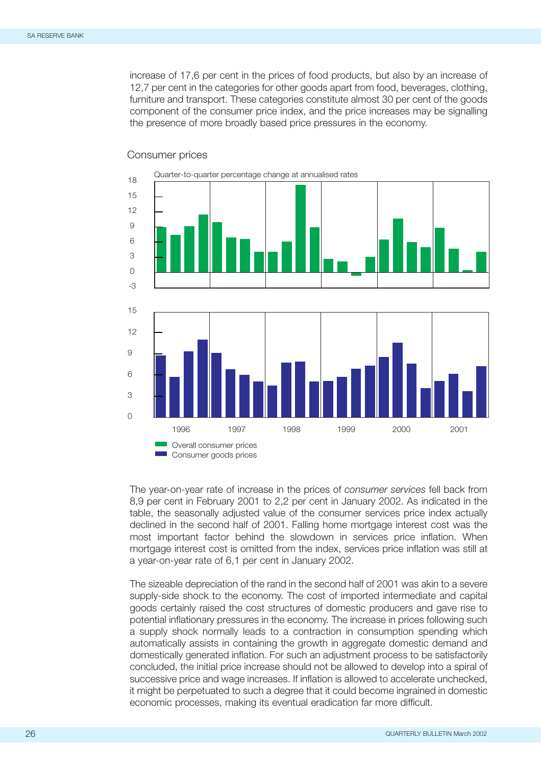increase of 17,6 per cent in the prices of food products, but also by an increase of 12,7 per cent in the categories for other goods apart from food, beverages, clothing, furniture and transport. These categories constitute almost 30 per cent of the goods component of the consumer price index, and the price increases may be signalling the presence of more broadly based price pressures in the economy.

Consumer prices

Quarter-to-quarter percentage change at annualised rates

Overall consumer prices
Consumer goods prices

The year-on-year rate of increase in the prices of *consumer services* fell back from 8,9 per cent in February 2001 to 2,2 per cent in January 2002. As indicated in the table, the seasonally adjusted value of the consumer services price index actually declined in the second half of 2001. Falling home mortgage interest cost was the most important factor behind the slowdown in services price inflation. When mortgage interest cost is omitted from the index, services price inflation was still at a year-on-year rate of 6,1 per cent in January 2002.

The sizeable depreciation of the rand in the second half of 2001 was akin to a severe supply-side shock to the economy. The cost of imported intermediate and capital goods certainly raised the cost structures of domestic producers and gave rise to potential inflationary pressures in the economy. The increase in prices following such a supply shock normally leads to a contraction in consumption spending which automatically assists in containing the growth in aggregate domestic demand and domestically generated inflation. For such an adjustment process to be satisfactorily concluded, the initial price increase should not be allowed to develop into a spiral of successive price and wage increases. If inflation is allowed to accelerate unchecked, it might be perpetuated to such a degree that it could become ingrained in domestic economic processes, making its eventual eradication far more difficult.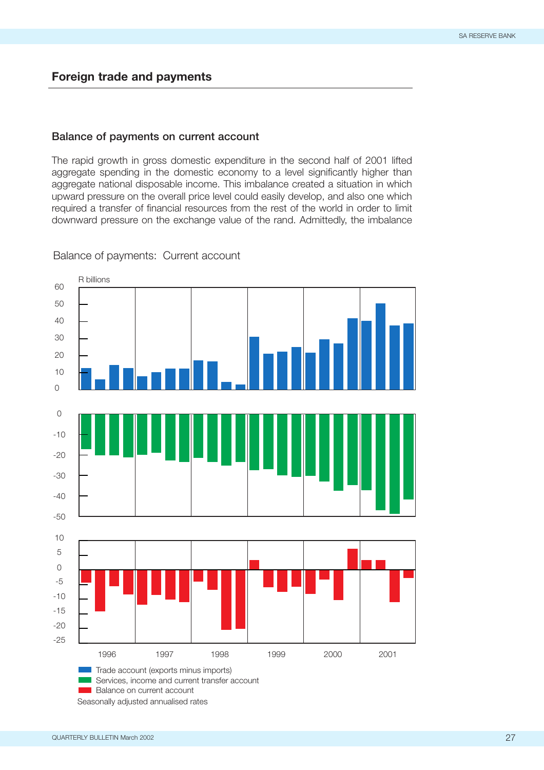## Foreign trade and payments

### Balance of payments on current account

The rapid growth in gross domestic expenditure in the second half of 2001 lifted aggregate spending in the domestic economy to a level significantly higher than aggregate national disposable income. This imbalance created a situation in which upward pressure on the overall price level could easily develop, and also one which required a transfer of financial resources from the rest of the world in order to limit downward pressure on the exchange value of the rand. Admittedly, the imbalance

Balance of payments: Current account

R billions

Trade account (exports minus imports)
Services, income and current transfer account
Balance on current account

Seasonally adjusted annualised rates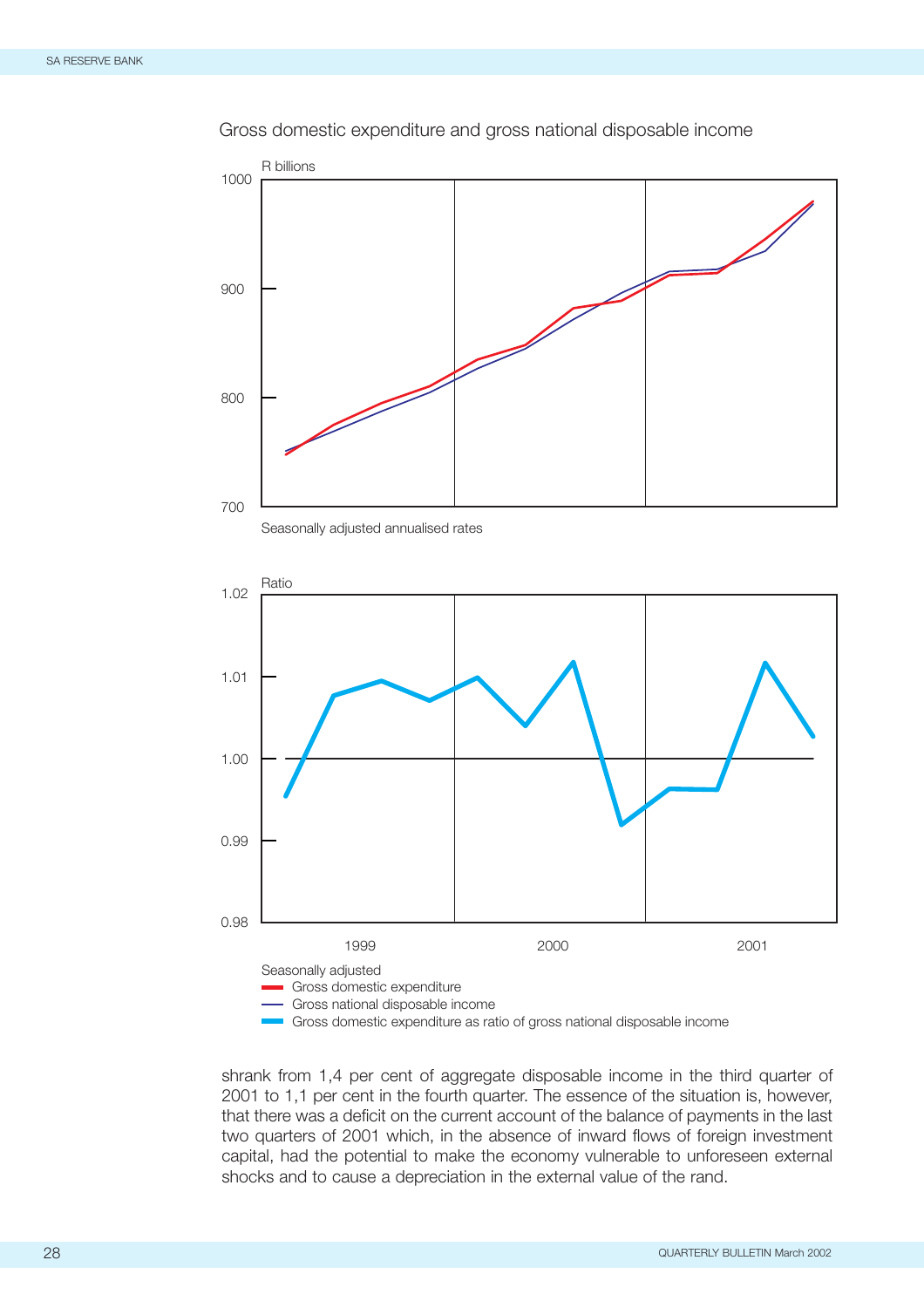Gross domestic expenditure and gross national disposable income

R billions

Seasonally adjusted annualised rates

Ratio

Seasonally adjusted
- Gross domestic expenditure
- Gross national disposable income
- Gross domestic expenditure as ratio of gross national disposable income

shrank from 1,4 per cent of aggregate disposable income in the third quarter of 2001 to 1,1 per cent in the fourth quarter. The essence of the situation is, however, that there was a deficit on the current account of the balance of payments in the last two quarters of 2001 which, in the absence of inward flows of foreign investment capital, had the potential to make the economy vulnerable to unforeseen external shocks and to cause a depreciation in the external value of the rand.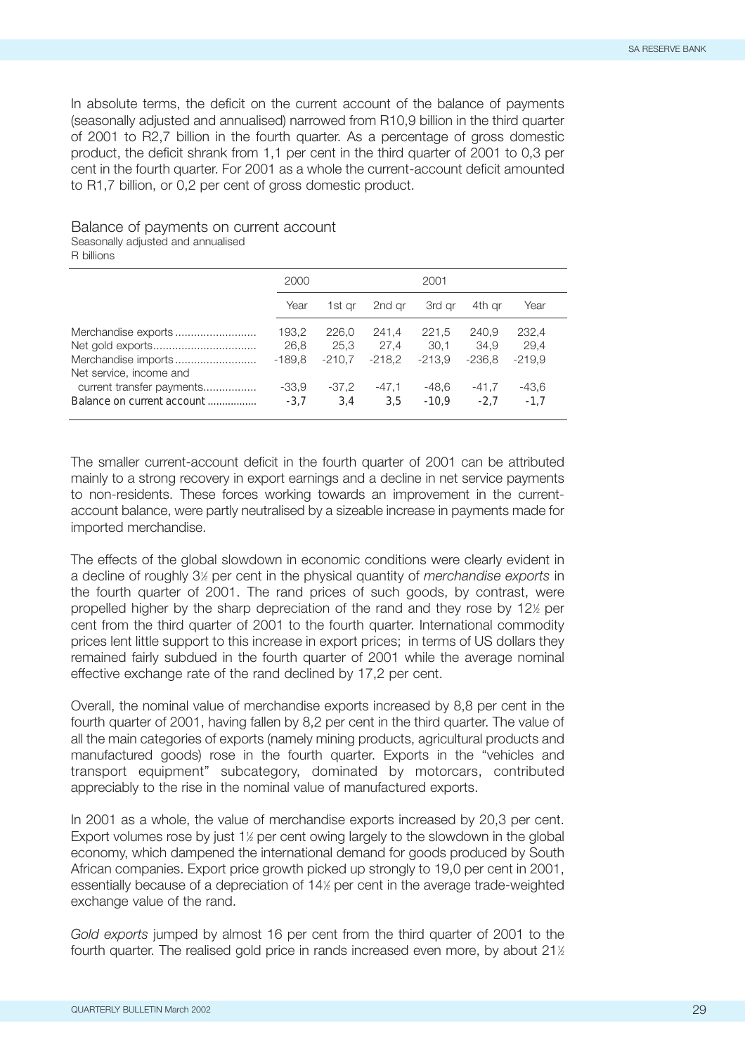In absolute terms, the deficit on the current account of the balance of payments (seasonally adjusted and annualised) narrowed from R10,9 billion in the third quarter of 2001 to R2,7 billion in the fourth quarter. As a percentage of gross domestic product, the deficit shrank from 1,1 per cent in the third quarter of 2001 to 0,3 per cent in the fourth quarter. For 2001 as a whole the current-account deficit amounted to R1,7 billion, or 0,2 per cent of gross domestic product.

Balance of payments on current account
Seasonally adjusted and annualised
R billions

| | 2000 | 2001 | | | | |
|---|---|---|---|---|---|---|
| | Year | 1st qr | 2nd qr | 3rd qr | 4th qr | Year |
| Merchandise exports | 193,2 | 226,0 | 241,4 | 221,5 | 240,9 | 232,4 |
| Net gold exports | 26,8 | 25,3 | 27,4 | 30,1 | 34,9 | 29,4 |
| Merchandise imports | -189,8 | -210,7 | -218,2 | -213,9 | -236,8 | -219,9 |
| Net service, income and current transfer payments | -33,9 | -37,2 | -47,1 | -48,6 | -41,7 | -43,6 |
| Balance on current account | -3,7 | 3,4 | 3,5 | -10,9 | -2,7 | -1,7 |

The smaller current-account deficit in the fourth quarter of 2001 can be attributed mainly to a strong recovery in export earnings and a decline in net service payments to non-residents. These forces working towards an improvement in the current-account balance, were partly neutralised by a sizeable increase in payments made for imported merchandise.

The effects of the global slowdown in economic conditions were clearly evident in a decline of roughly 3½ per cent in the physical quantity of *merchandise exports* in the fourth quarter of 2001. The rand prices of such goods, by contrast, were propelled higher by the sharp depreciation of the rand and they rose by 12½ per cent from the third quarter of 2001 to the fourth quarter. International commodity prices lent little support to this increase in export prices; in terms of US dollars they remained fairly subdued in the fourth quarter of 2001 while the average nominal effective exchange rate of the rand declined by 17,2 per cent.

Overall, the nominal value of merchandise exports increased by 8,8 per cent in the fourth quarter of 2001, having fallen by 8,2 per cent in the third quarter. The value of all the main categories of exports (namely mining products, agricultural products and manufactured goods) rose in the fourth quarter. Exports in the "vehicles and transport equipment" subcategory, dominated by motorcars, contributed appreciably to the rise in the nominal value of manufactured exports.

In 2001 as a whole, the value of merchandise exports increased by 20,3 per cent. Export volumes rose by just 1½ per cent owing largely to the slowdown in the global economy, which dampened the international demand for goods produced by South African companies. Export price growth picked up strongly to 19,0 per cent in 2001, essentially because of a depreciation of 14½ per cent in the average trade-weighted exchange value of the rand.

*Gold exports* jumped by almost 16 per cent from the third quarter of 2001 to the fourth quarter. The realised gold price in rands increased even more, by about 21½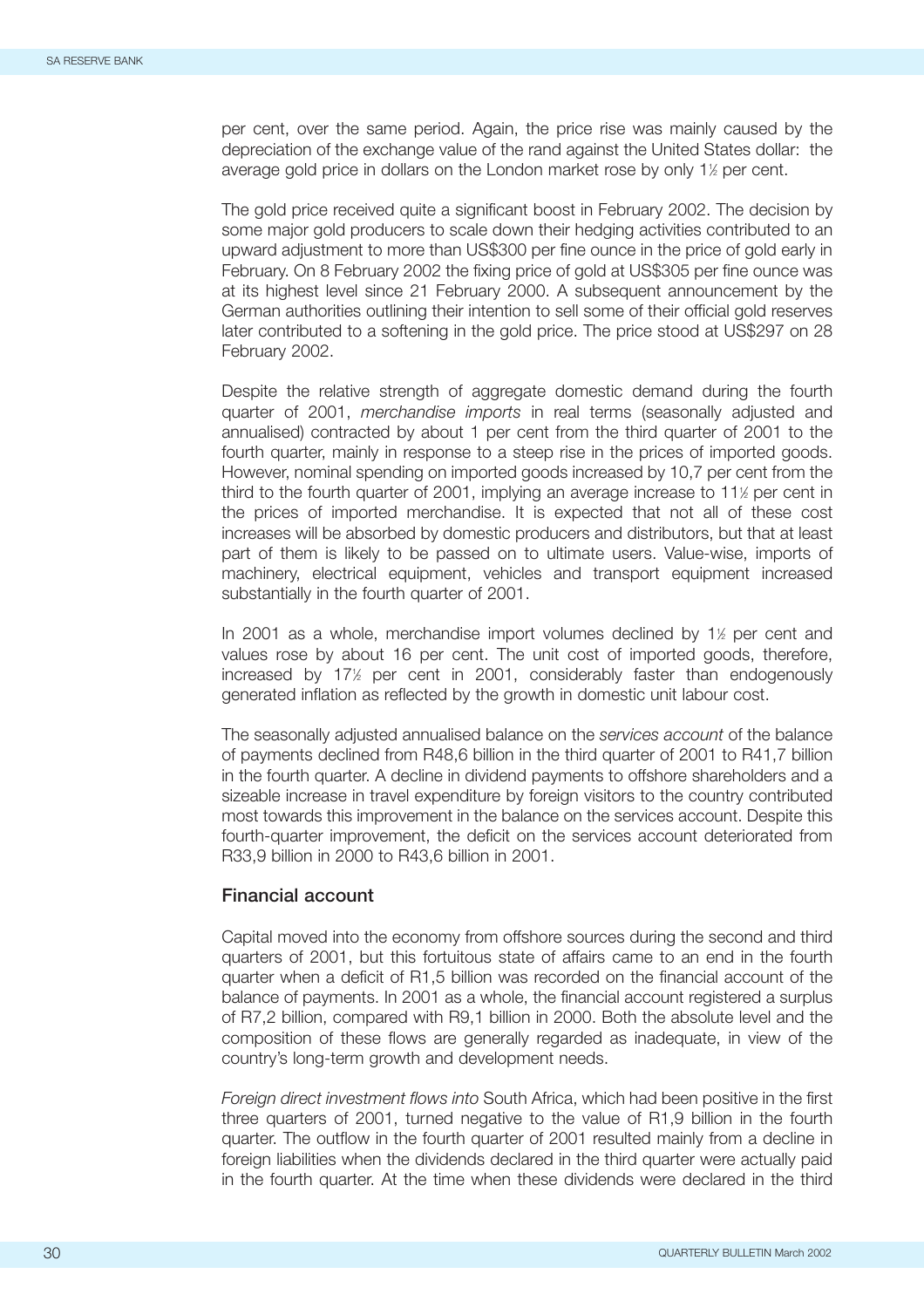per cent, over the same period. Again, the price rise was mainly caused by the depreciation of the exchange value of the rand against the United States dollar: the average gold price in dollars on the London market rose by only 1½ per cent.

The gold price received quite a significant boost in February 2002. The decision by some major gold producers to scale down their hedging activities contributed to an upward adjustment to more than US$300 per fine ounce in the price of gold early in February. On 8 February 2002 the fixing price of gold at US$305 per fine ounce was at its highest level since 21 February 2000. A subsequent announcement by the German authorities outlining their intention to sell some of their official gold reserves later contributed to a softening in the gold price. The price stood at US$297 on 28 February 2002.

Despite the relative strength of aggregate domestic demand during the fourth quarter of 2001, *merchandise imports* in real terms (seasonally adjusted and annualised) contracted by about 1 per cent from the third quarter of 2001 to the fourth quarter, mainly in response to a steep rise in the prices of imported goods. However, nominal spending on imported goods increased by 10,7 per cent from the third to the fourth quarter of 2001, implying an average increase to 11½ per cent in the prices of imported merchandise. It is expected that not all of these cost increases will be absorbed by domestic producers and distributors, but that at least part of them is likely to be passed on to ultimate users. Value-wise, imports of machinery, electrical equipment, vehicles and transport equipment increased substantially in the fourth quarter of 2001.

In 2001 as a whole, merchandise import volumes declined by 1½ per cent and values rose by about 16 per cent. The unit cost of imported goods, therefore, increased by 17½ per cent in 2001, considerably faster than endogenously generated inflation as reflected by the growth in domestic unit labour cost.

The seasonally adjusted annualised balance on the *services account* of the balance of payments declined from R48,6 billion in the third quarter of 2001 to R41,7 billion in the fourth quarter. A decline in dividend payments to offshore shareholders and a sizeable increase in travel expenditure by foreign visitors to the country contributed most towards this improvement in the balance on the services account. Despite this fourth-quarter improvement, the deficit on the services account deteriorated from R33,9 billion in 2000 to R43,6 billion in 2001.

## Financial account

Capital moved into the economy from offshore sources during the second and third quarters of 2001, but this fortuitous state of affairs came to an end in the fourth quarter when a deficit of R1,5 billion was recorded on the financial account of the balance of payments. In 2001 as a whole, the financial account registered a surplus of R7,2 billion, compared with R9,1 billion in 2000. Both the absolute level and the composition of these flows are generally regarded as inadequate, in view of the country's long-term growth and development needs.

*Foreign direct investment flows into* South Africa, which had been positive in the first three quarters of 2001, turned negative to the value of R1,9 billion in the fourth quarter. The outflow in the fourth quarter of 2001 resulted mainly from a decline in foreign liabilities when the dividends declared in the third quarter were actually paid in the fourth quarter. At the time when these dividends were declared in the third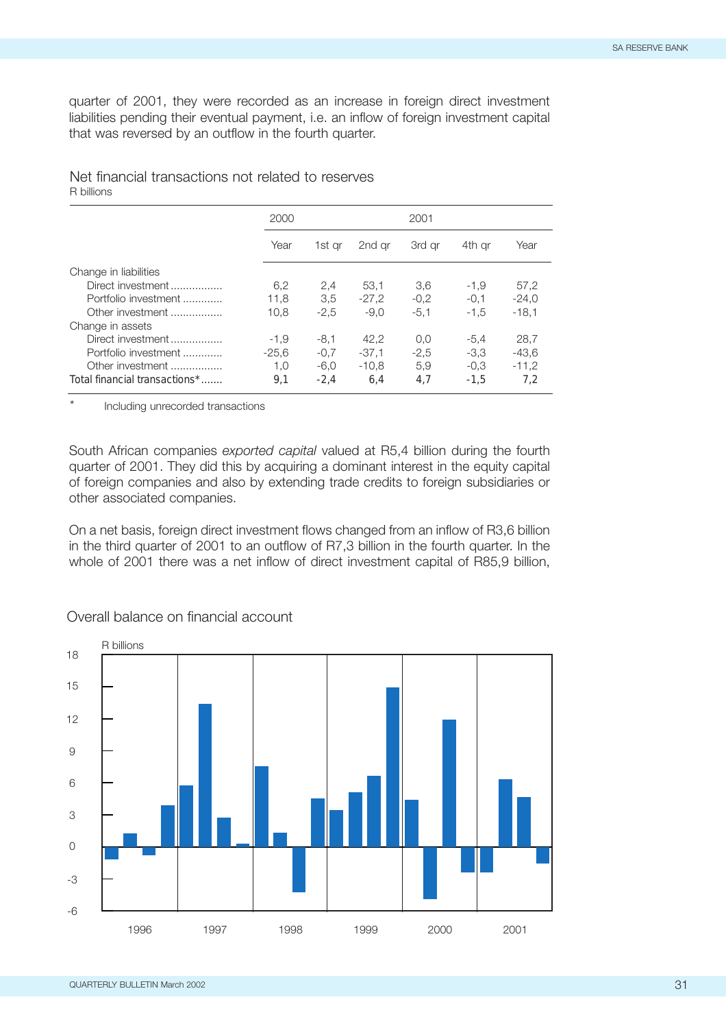quarter of 2001, they were recorded as an increase in foreign direct investment liabilities pending their eventual payment, i.e. an inflow of foreign investment capital that was reversed by an outflow in the fourth quarter.

Net financial transactions not related to reserves
R billions

| | 2000 | 2001 | | | | |
|---|---|---|---|---|---|---|
| | Year | 1st qr | 2nd qr | 3rd qr | 4th qr | Year |
| Change in liabilities | | | | | | |
| Direct investment ................ | 6,2 | 2,4 | 53,1 | 3,6 | -1,9 | 57,2 |
| Portfolio investment ............ | 11,8 | 3,5 | -27,2 | -0,2 | -0,1 | -24,0 |
| Other investment ................ | 10,8 | -2,5 | -9,0 | -5,1 | -1,5 | -18,1 |
| Change in assets | | | | | | |
| Direct investment ................ | -1,9 | -8,1 | 42,2 | 0,0 | -5,4 | 28,7 |
| Portfolio investment ............ | -25,6 | -0,7 | -37,1 | -2,5 | -3,3 | -43,6 |
| Other investment ................ | 1,0 | -6,0 | -10,8 | 5,9 | -0,3 | -11,2 |
| Total financial transactions*....... | 9,1 | -2,4 | 6,4 | 4,7 | -1,5 | 7,2 |

\* Including unrecorded transactions

South African companies *exported capital* valued at R5,4 billion during the fourth quarter of 2001. They did this by acquiring a dominant interest in the equity capital of foreign companies and also by extending trade credits to foreign subsidiaries or other associated companies.

On a net basis, foreign direct investment flows changed from an inflow of R3,6 billion in the third quarter of 2001 to an outflow of R7,3 billion in the fourth quarter. In the whole of 2001 there was a net inflow of direct investment capital of R85,9 billion,

Overall balance on financial account

R billions

18
15
12
9
6
3
0
-3
-6

1996 1997 1998 1999 2000 2001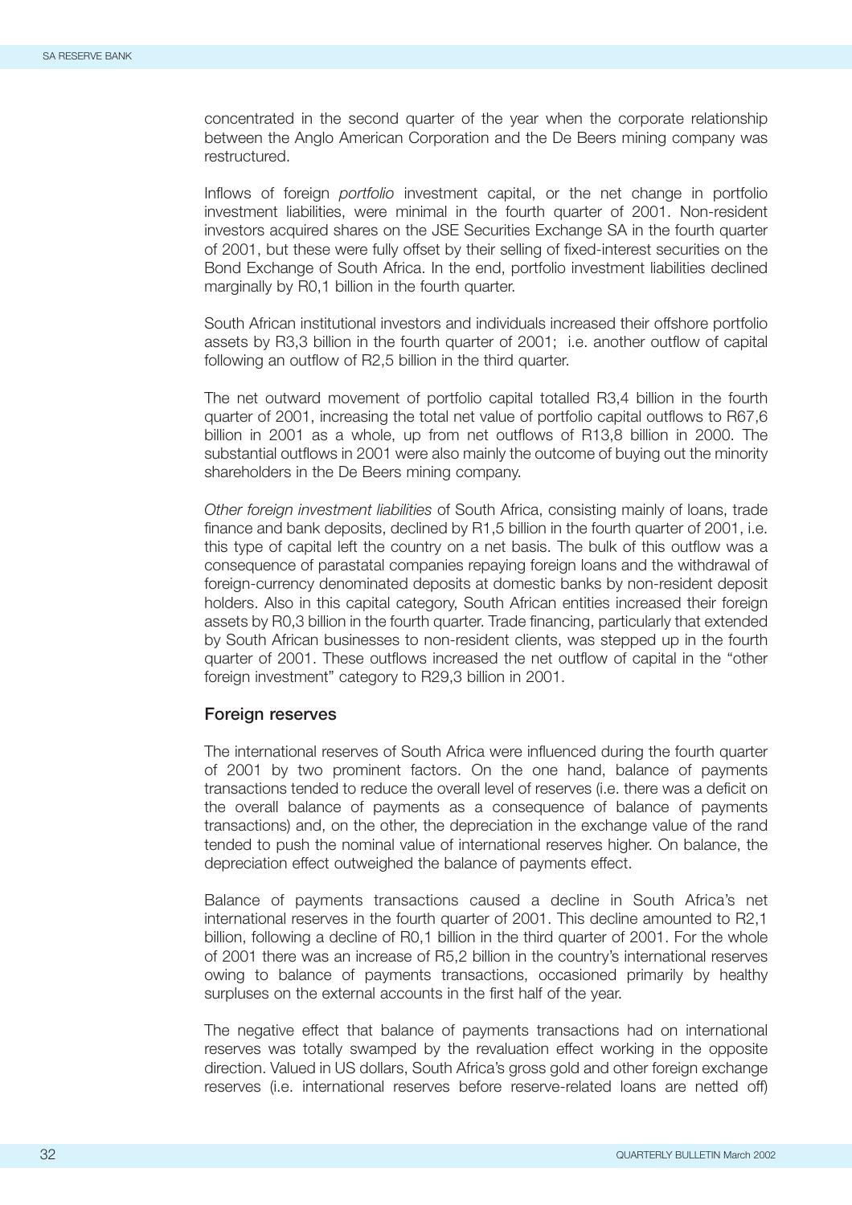concentrated in the second quarter of the year when the corporate relationship between the Anglo American Corporation and the De Beers mining company was restructured.

Inflows of foreign *portfolio* investment capital, or the net change in portfolio investment liabilities, were minimal in the fourth quarter of 2001. Non-resident investors acquired shares on the JSE Securities Exchange SA in the fourth quarter of 2001, but these were fully offset by their selling of fixed-interest securities on the Bond Exchange of South Africa. In the end, portfolio investment liabilities declined marginally by R0,1 billion in the fourth quarter.

South African institutional investors and individuals increased their offshore portfolio assets by R3,3 billion in the fourth quarter of 2001; i.e. another outflow of capital following an outflow of R2,5 billion in the third quarter.

The net outward movement of portfolio capital totalled R3,4 billion in the fourth quarter of 2001, increasing the total net value of portfolio capital outflows to R67,6 billion in 2001 as a whole, up from net outflows of R13,8 billion in 2000. The substantial outflows in 2001 were also mainly the outcome of buying out the minority shareholders in the De Beers mining company.

*Other foreign investment liabilities* of South Africa, consisting mainly of loans, trade finance and bank deposits, declined by R1,5 billion in the fourth quarter of 2001, i.e. this type of capital left the country on a net basis. The bulk of this outflow was a consequence of parastatal companies repaying foreign loans and the withdrawal of foreign-currency denominated deposits at domestic banks by non-resident deposit holders. Also in this capital category, South African entities increased their foreign assets by R0,3 billion in the fourth quarter. Trade financing, particularly that extended by South African businesses to non-resident clients, was stepped up in the fourth quarter of 2001. These outflows increased the net outflow of capital in the "other foreign investment" category to R29,3 billion in 2001.

## Foreign reserves

The international reserves of South Africa were influenced during the fourth quarter of 2001 by two prominent factors. On the one hand, balance of payments transactions tended to reduce the overall level of reserves (i.e. there was a deficit on the overall balance of payments as a consequence of balance of payments transactions) and, on the other, the depreciation in the exchange value of the rand tended to push the nominal value of international reserves higher. On balance, the depreciation effect outweighed the balance of payments effect.

Balance of payments transactions caused a decline in South Africa's net international reserves in the fourth quarter of 2001. This decline amounted to R2,1 billion, following a decline of R0,1 billion in the third quarter of 2001. For the whole of 2001 there was an increase of R5,2 billion in the country's international reserves owing to balance of payments transactions, occasioned primarily by healthy surpluses on the external accounts in the first half of the year.

The negative effect that balance of payments transactions had on international reserves was totally swamped by the revaluation effect working in the opposite direction. Valued in US dollars, South Africa's gross gold and other foreign exchange reserves (i.e. international reserves before reserve-related loans are netted off)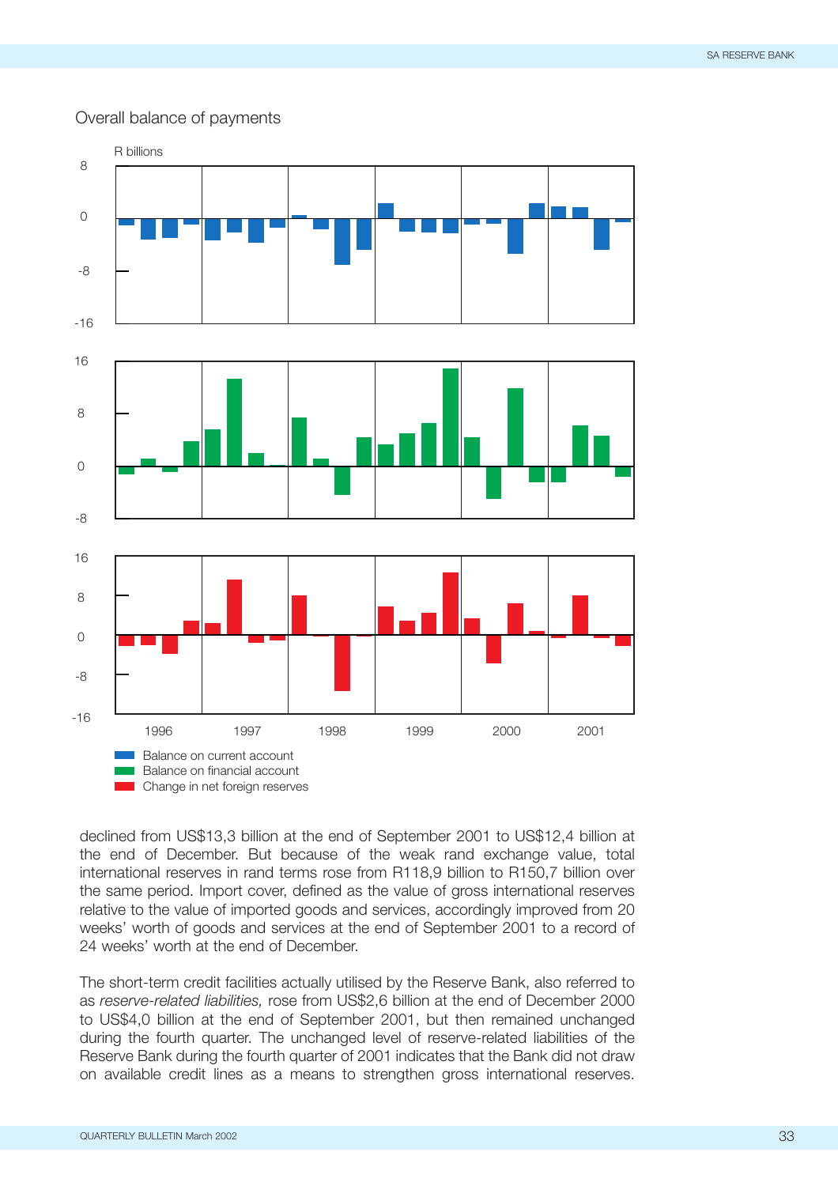Overall balance of payments

R billions

Balance on current account
Balance on financial account
Change in net foreign reserves

declined from US$13,3 billion at the end of September 2001 to US$12,4 billion at the end of December. But because of the weak rand exchange value, total international reserves in rand terms rose from R118,9 billion to R150,7 billion over the same period. Import cover, defined as the value of gross international reserves relative to the value of imported goods and services, accordingly improved from 20 weeks' worth of goods and services at the end of September 2001 to a record of 24 weeks' worth at the end of December.

The short-term credit facilities actually utilised by the Reserve Bank, also referred to as *reserve-related liabilities,* rose from US$2,6 billion at the end of December 2000 to US$4,0 billion at the end of September 2001, but then remained unchanged during the fourth quarter. The unchanged level of reserve-related liabilities of the Reserve Bank during the fourth quarter of 2001 indicates that the Bank did not draw on available credit lines as a means to strengthen gross international reserves.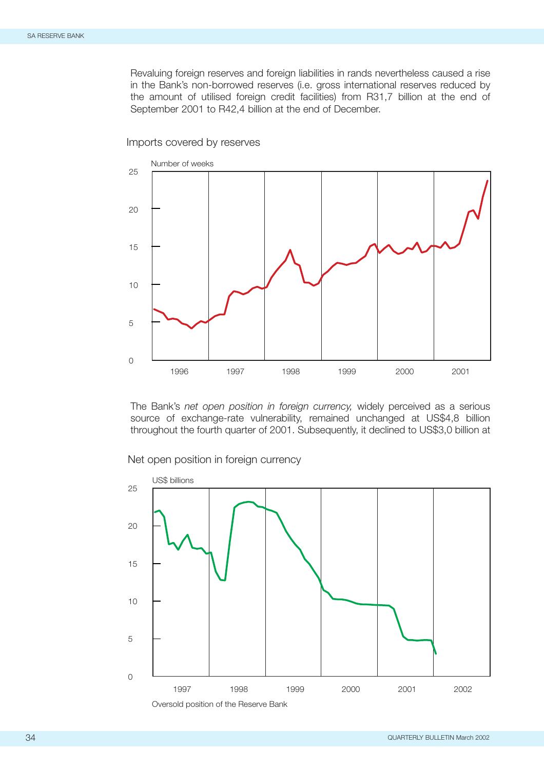Revaluing foreign reserves and foreign liabilities in rands nevertheless caused a rise in the Bank's non-borrowed reserves (i.e. gross international reserves reduced by the amount of utilised foreign credit facilities) from R31,7 billion at the end of September 2001 to R42,4 billion at the end of December.

Imports covered by reserves

The Bank's *net open position in foreign currency,* widely perceived as a serious source of exchange-rate vulnerability, remained unchanged at US$4,8 billion throughout the fourth quarter of 2001. Subsequently, it declined to US$3,0 billion at

Net open position in foreign currency

Oversold position of the Reserve Bank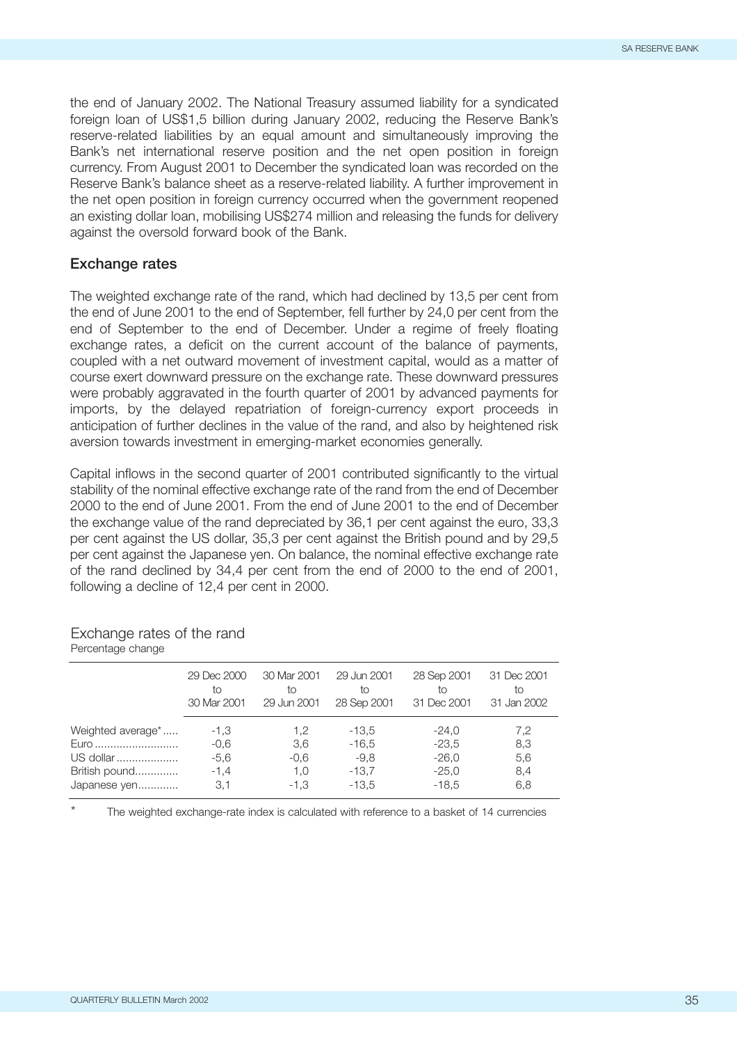the end of January 2002. The National Treasury assumed liability for a syndicated foreign loan of US$1,5 billion during January 2002, reducing the Reserve Bank's reserve-related liabilities by an equal amount and simultaneously improving the Bank's net international reserve position and the net open position in foreign currency. From August 2001 to December the syndicated loan was recorded on the Reserve Bank's balance sheet as a reserve-related liability. A further improvement in the net open position in foreign currency occurred when the government reopened an existing dollar loan, mobilising US$274 million and releasing the funds for delivery against the oversold forward book of the Bank.

## Exchange rates

The weighted exchange rate of the rand, which had declined by 13,5 per cent from the end of June 2001 to the end of September, fell further by 24,0 per cent from the end of September to the end of December. Under a regime of freely floating exchange rates, a deficit on the current account of the balance of payments, coupled with a net outward movement of investment capital, would as a matter of course exert downward pressure on the exchange rate. These downward pressures were probably aggravated in the fourth quarter of 2001 by advanced payments for imports, by the delayed repatriation of foreign-currency export proceeds in anticipation of further declines in the value of the rand, and also by heightened risk aversion towards investment in emerging-market economies generally.

Capital inflows in the second quarter of 2001 contributed significantly to the virtual stability of the nominal effective exchange rate of the rand from the end of December 2000 to the end of June 2001. From the end of June 2001 to the end of December the exchange value of the rand depreciated by 36,1 per cent against the euro, 33,3 per cent against the US dollar, 35,3 per cent against the British pound and by 29,5 per cent against the Japanese yen. On balance, the nominal effective exchange rate of the rand declined by 34,4 per cent from the end of 2000 to the end of 2001, following a decline of 12,4 per cent in 2000.

Exchange rates of the rand
Percentage change

| | 29 Dec 2000 to 30 Mar 2001 | 30 Mar 2001 to 29 Jun 2001 | 29 Jun 2001 to 28 Sep 2001 | 28 Sep 2001 to 31 Dec 2001 | 31 Dec 2001 to 31 Jan 2002 |
|---|---|---|---|---|---|
| Weighted average* | -1,3 | 1,2 | -13,5 | -24,0 | 7,2 |
| Euro | -0,6 | 3,6 | -16,5 | -23,5 | 8,3 |
| US dollar | -5,6 | -0,6 | -9,8 | -26,0 | 5,6 |
| British pound | -1,4 | 1,0 | -13,7 | -25,0 | 8,4 |
| Japanese yen | 3,1 | -1,3 | -13,5 | -18,5 | 6,8 |

\* The weighted exchange-rate index is calculated with reference to a basket of 14 currencies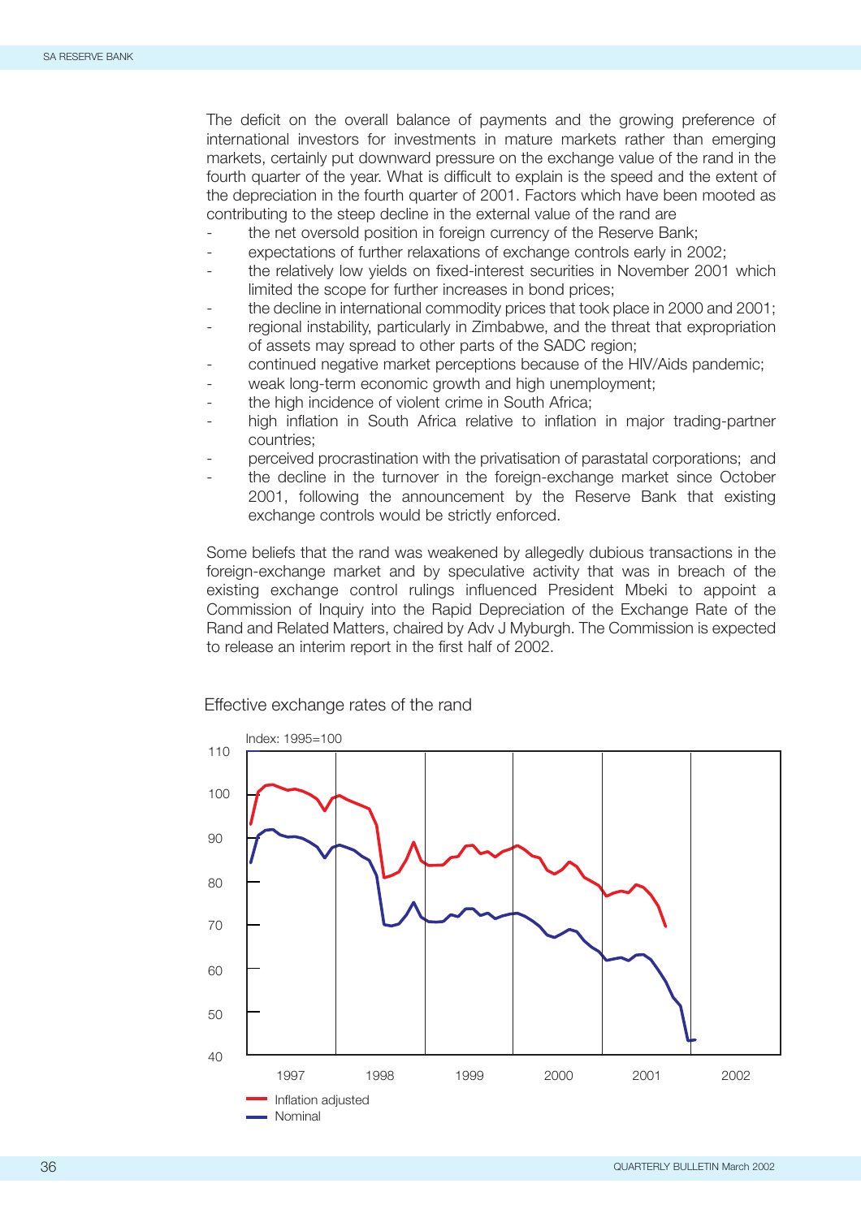The deficit on the overall balance of payments and the growing preference of international investors for investments in mature markets rather than emerging markets, certainly put downward pressure on the exchange value of the rand in the fourth quarter of the year. What is difficult to explain is the speed and the extent of the depreciation in the fourth quarter of 2001. Factors which have been mooted as contributing to the steep decline in the external value of the rand are

- the net oversold position in foreign currency of the Reserve Bank;
- expectations of further relaxations of exchange controls early in 2002;
- the relatively low yields on fixed-interest securities in November 2001 which limited the scope for further increases in bond prices;
- the decline in international commodity prices that took place in 2000 and 2001;
- regional instability, particularly in Zimbabwe, and the threat that expropriation of assets may spread to other parts of the SADC region;
- continued negative market perceptions because of the HIV/Aids pandemic;
- weak long-term economic growth and high unemployment;
- the high incidence of violent crime in South Africa;
- high inflation in South Africa relative to inflation in major trading-partner countries;
- perceived procrastination with the privatisation of parastatal corporations; and
- the decline in the turnover in the foreign-exchange market since October 2001, following the announcement by the Reserve Bank that existing exchange controls would be strictly enforced.

Some beliefs that the rand was weakened by allegedly dubious transactions in the foreign-exchange market and by speculative activity that was in breach of the existing exchange control rulings influenced President Mbeki to appoint a Commission of Inquiry into the Rapid Depreciation of the Exchange Rate of the Rand and Related Matters, chaired by Adv J Myburgh. The Commission is expected to release an interim report in the first half of 2002.

Effective exchange rates of the rand

Index: 1995=100

Inflation adjusted
Nominal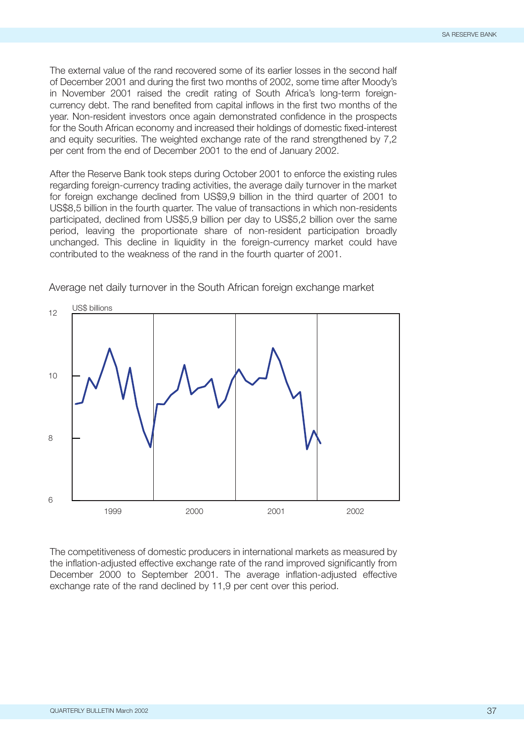The external value of the rand recovered some of its earlier losses in the second half of December 2001 and during the first two months of 2002, some time after Moody's in November 2001 raised the credit rating of South Africa's long-term foreign-currency debt. The rand benefited from capital inflows in the first two months of the year. Non-resident investors once again demonstrated confidence in the prospects for the South African economy and increased their holdings of domestic fixed-interest and equity securities. The weighted exchange rate of the rand strengthened by 7,2 per cent from the end of December 2001 to the end of January 2002.

After the Reserve Bank took steps during October 2001 to enforce the existing rules regarding foreign-currency trading activities, the average daily turnover in the market for foreign exchange declined from US$9,9 billion in the third quarter of 2001 to US$8,5 billion in the fourth quarter. The value of transactions in which non-residents participated, declined from US$5,9 billion per day to US$5,2 billion over the same period, leaving the proportionate share of non-resident participation broadly unchanged. This decline in liquidity in the foreign-currency market could have contributed to the weakness of the rand in the fourth quarter of 2001.

Average net daily turnover in the South African foreign exchange market

The competitiveness of domestic producers in international markets as measured by the inflation-adjusted effective exchange rate of the rand improved significantly from December 2000 to September 2001. The average inflation-adjusted effective exchange rate of the rand declined by 11,9 per cent over this period.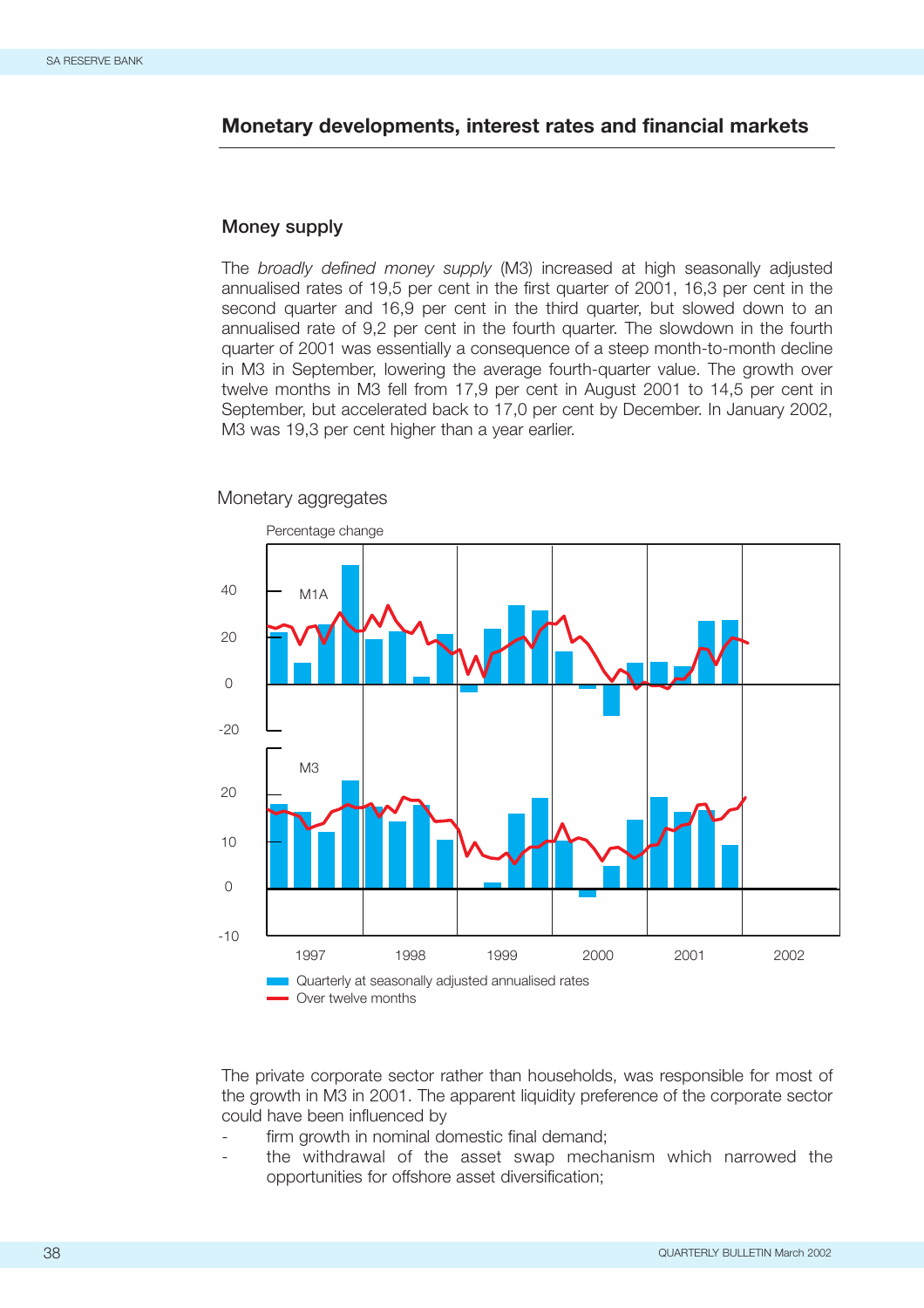## Monetary developments, interest rates and financial markets

### Money supply

The *broadly defined money supply* (M3) increased at high seasonally adjusted annualised rates of 19,5 per cent in the first quarter of 2001, 16,3 per cent in the second quarter and 16,9 per cent in the third quarter, but slowed down to an annualised rate of 9,2 per cent in the fourth quarter. The slowdown in the fourth quarter of 2001 was essentially a consequence of a steep month-to-month decline in M3 in September, lowering the average fourth-quarter value. The growth over twelve months in M3 fell from 17,9 per cent in August 2001 to 14,5 per cent in September, but accelerated back to 17,0 per cent by December. In January 2002, M3 was 19,3 per cent higher than a year earlier.

Monetary aggregates

The private corporate sector rather than households, was responsible for most of the growth in M3 in 2001. The apparent liquidity preference of the corporate sector could have been influenced by

- firm growth in nominal domestic final demand;
- the withdrawal of the asset swap mechanism which narrowed the opportunities for offshore asset diversification;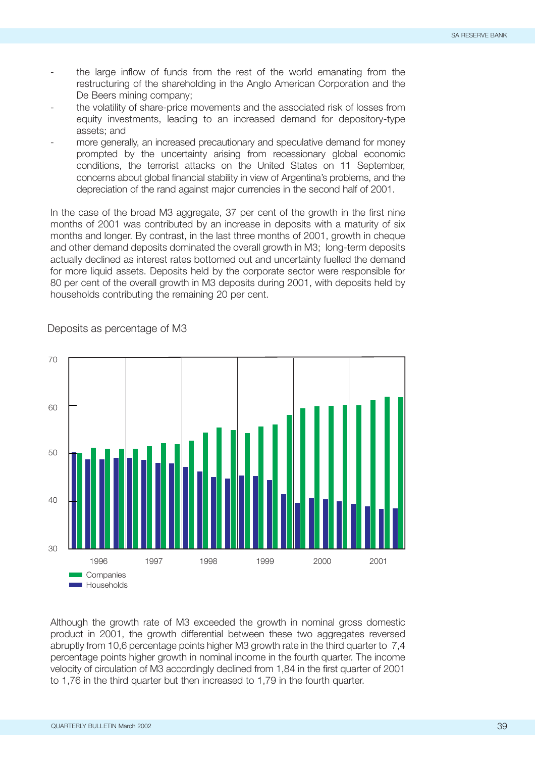- the large inflow of funds from the rest of the world emanating from the restructuring of the shareholding in the Anglo American Corporation and the De Beers mining company;
- the volatility of share-price movements and the associated risk of losses from equity investments, leading to an increased demand for depository-type assets; and
- more generally, an increased precautionary and speculative demand for money prompted by the uncertainty arising from recessionary global economic conditions, the terrorist attacks on the United States on 11 September, concerns about global financial stability in view of Argentina's problems, and the depreciation of the rand against major currencies in the second half of 2001.

In the case of the broad M3 aggregate, 37 per cent of the growth in the first nine months of 2001 was contributed by an increase in deposits with a maturity of six months and longer. By contrast, in the last three months of 2001, growth in cheque and other demand deposits dominated the overall growth in M3; long-term deposits actually declined as interest rates bottomed out and uncertainty fuelled the demand for more liquid assets. Deposits held by the corporate sector were responsible for 80 per cent of the overall growth in M3 deposits during 2001, with deposits held by households contributing the remaining 20 per cent.

Deposits as percentage of M3

Companies
Households

Although the growth rate of M3 exceeded the growth in nominal gross domestic product in 2001, the growth differential between these two aggregates reversed abruptly from 10,6 percentage points higher M3 growth rate in the third quarter to 7,4 percentage points higher growth in nominal income in the fourth quarter. The income velocity of circulation of M3 accordingly declined from 1,84 in the first quarter of 2001 to 1,76 in the third quarter but then increased to 1,79 in the fourth quarter.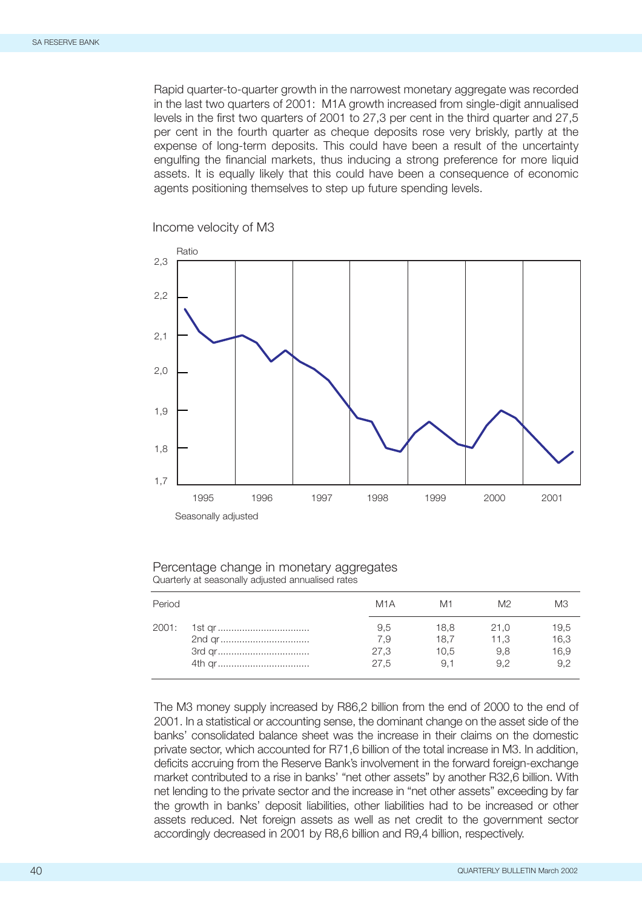Rapid quarter-to-quarter growth in the narrowest monetary aggregate was recorded in the last two quarters of 2001: M1A growth increased from single-digit annualised levels in the first two quarters of 2001 to 27,3 per cent in the third quarter and 27,5 per cent in the fourth quarter as cheque deposits rose very briskly, partly at the expense of long-term deposits. This could have been a result of the uncertainty engulfing the financial markets, thus inducing a strong preference for more liquid assets. It is equally likely that this could have been a consequence of economic agents positioning themselves to step up future spending levels.

Income velocity of M3

Seasonally adjusted

Percentage change in monetary aggregates
Quarterly at seasonally adjusted annualised rates

| Period | | M1A | M1 | M2 | M3 |
|---|---|---|---|---|---|
| 2001: | 1st qr | 9,5 | 18,8 | 21,0 | 19,5 |
| | 2nd qr | 7,9 | 18,7 | 11,3 | 16,3 |
| | 3rd qr | 27,3 | 10,5 | 9,8 | 16,9 |
| | 4th qr | 27,5 | 9,1 | 9,2 | 9,2 |

The M3 money supply increased by R86,2 billion from the end of 2000 to the end of 2001. In a statistical or accounting sense, the dominant change on the asset side of the banks' consolidated balance sheet was the increase in their claims on the domestic private sector, which accounted for R71,6 billion of the total increase in M3. In addition, deficits accruing from the Reserve Bank's involvement in the forward foreign-exchange market contributed to a rise in banks' "net other assets" by another R32,6 billion. With net lending to the private sector and the increase in "net other assets" exceeding by far the growth in banks' deposit liabilities, other liabilities had to be increased or other assets reduced. Net foreign assets as well as net credit to the government sector accordingly decreased in 2001 by R8,6 billion and R9,4 billion, respectively.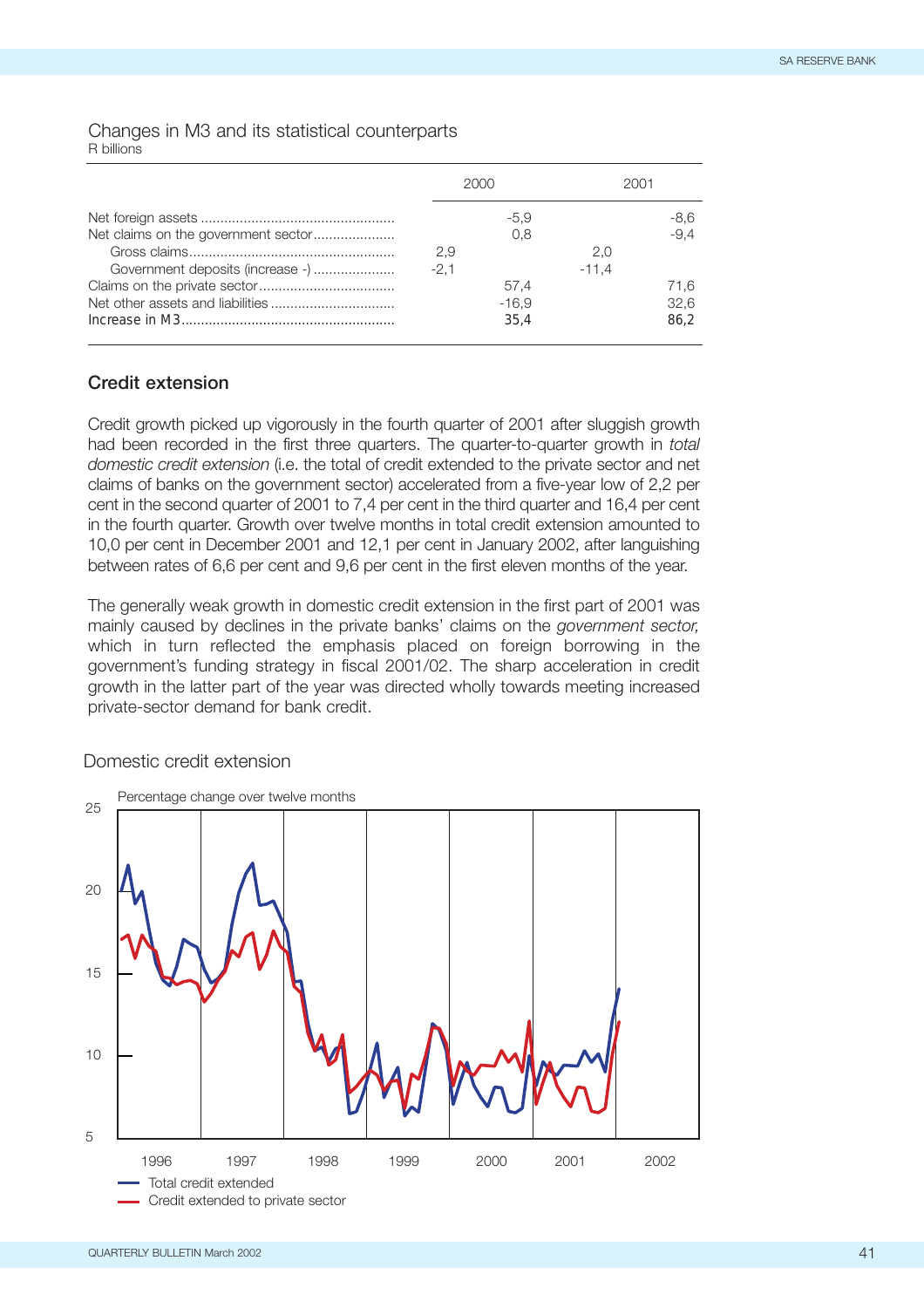Changes in M3 and its statistical counterparts
R billions

| | 2000 | | 2001 | |
|---|---|---|---|---|
| Net foreign assets | | -5,9 | | -8,6 |
| Net claims on the government sector | | 0,8 | | -9,4 |
| Gross claims | 2,9 | | 2,0 | |
| Government deposits (increase -) | -2,1 | | -11,4 | |
| Claims on the private sector | | 57,4 | | 71,6 |
| Net other assets and liabilities | | -16,9 | | 32,6 |
| Increase in M3 | | 35,4 | | 86,2 |

## Credit extension

Credit growth picked up vigorously in the fourth quarter of 2001 after sluggish growth had been recorded in the first three quarters. The quarter-to-quarter growth in *total domestic credit extension* (i.e. the total of credit extended to the private sector and net claims of banks on the government sector) accelerated from a five-year low of 2,2 per cent in the second quarter of 2001 to 7,4 per cent in the third quarter and 16,4 per cent in the fourth quarter. Growth over twelve months in total credit extension amounted to 10,0 per cent in December 2001 and 12,1 per cent in January 2002, after languishing between rates of 6,6 per cent and 9,6 per cent in the first eleven months of the year.

The generally weak growth in domestic credit extension in the first part of 2001 was mainly caused by declines in the private banks' claims on the *government sector,* which in turn reflected the emphasis placed on foreign borrowing in the government's funding strategy in fiscal 2001/02. The sharp acceleration in credit growth in the latter part of the year was directed wholly towards meeting increased private-sector demand for bank credit.

Domestic credit extension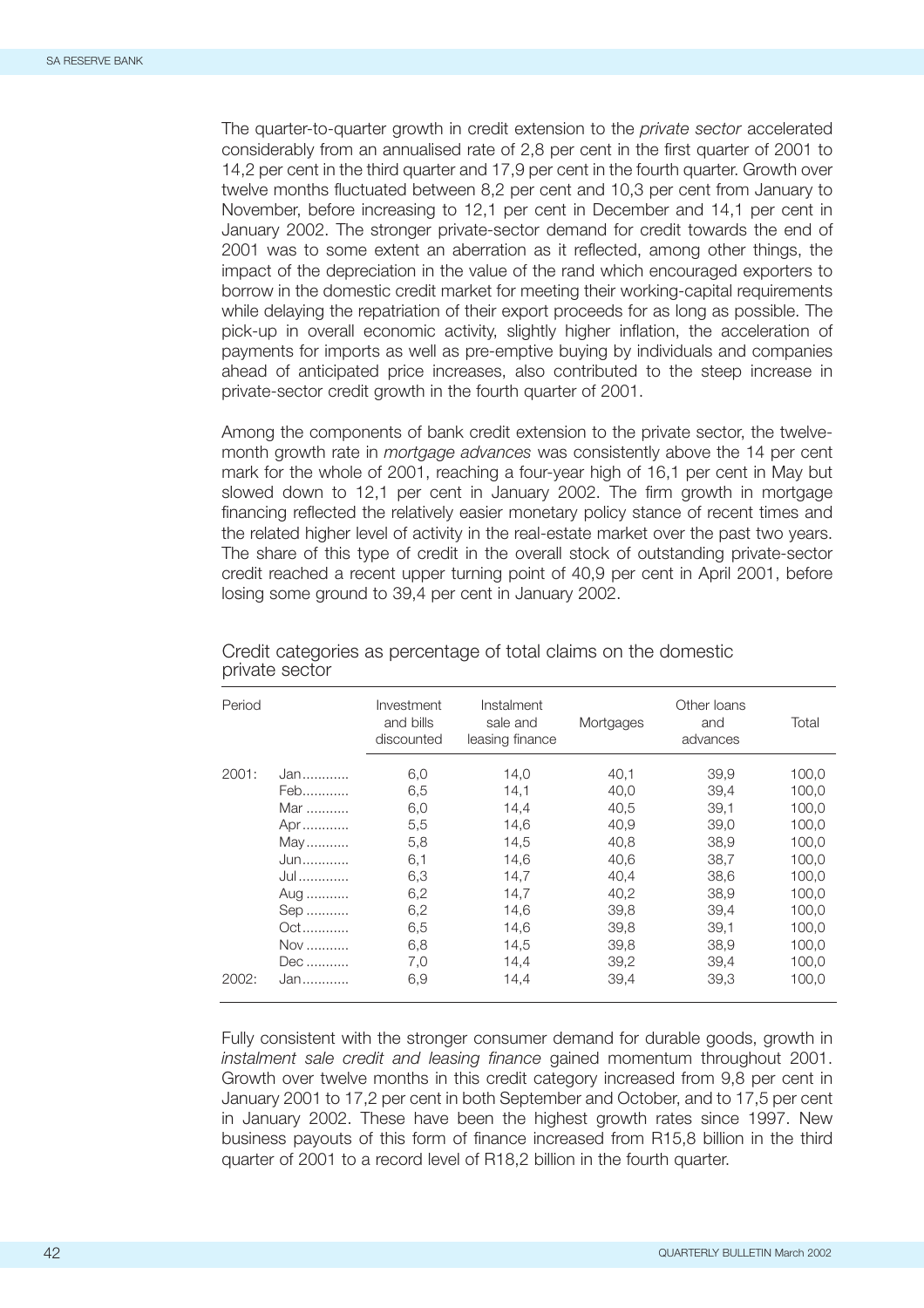The quarter-to-quarter growth in credit extension to the *private sector* accelerated considerably from an annualised rate of 2,8 per cent in the first quarter of 2001 to 14,2 per cent in the third quarter and 17,9 per cent in the fourth quarter. Growth over twelve months fluctuated between 8,2 per cent and 10,3 per cent from January to November, before increasing to 12,1 per cent in December and 14,1 per cent in January 2002. The stronger private-sector demand for credit towards the end of 2001 was to some extent an aberration as it reflected, among other things, the impact of the depreciation in the value of the rand which encouraged exporters to borrow in the domestic credit market for meeting their working-capital requirements while delaying the repatriation of their export proceeds for as long as possible. The pick-up in overall economic activity, slightly higher inflation, the acceleration of payments for imports as well as pre-emptive buying by individuals and companies ahead of anticipated price increases, also contributed to the steep increase in private-sector credit growth in the fourth quarter of 2001.

Among the components of bank credit extension to the private sector, the twelve-month growth rate in *mortgage advances* was consistently above the 14 per cent mark for the whole of 2001, reaching a four-year high of 16,1 per cent in May but slowed down to 12,1 per cent in January 2002. The firm growth in mortgage financing reflected the relatively easier monetary policy stance of recent times and the related higher level of activity in the real-estate market over the past two years. The share of this type of credit in the overall stock of outstanding private-sector credit reached a recent upper turning point of 40,9 per cent in April 2001, before losing some ground to 39,4 per cent in January 2002.

Credit categories as percentage of total claims on the domestic private sector

| Period | | Investment and bills discounted | Instalment sale and leasing finance | Mortgages | Other loans and advances | Total |
|---|---|---|---|---|---|---|
| 2001: | Jan | 6,0 | 14,0 | 40,1 | 39,9 | 100,0 |
| | Feb | 6,5 | 14,1 | 40,0 | 39,4 | 100,0 |
| | Mar | 6,0 | 14,4 | 40,5 | 39,1 | 100,0 |
| | Apr | 5,5 | 14,6 | 40,9 | 39,0 | 100,0 |
| | May | 5,8 | 14,5 | 40,8 | 38,9 | 100,0 |
| | Jun | 6,1 | 14,6 | 40,6 | 38,7 | 100,0 |
| | Jul | 6,3 | 14,7 | 40,4 | 38,6 | 100,0 |
| | Aug | 6,2 | 14,7 | 40,2 | 38,9 | 100,0 |
| | Sep | 6,2 | 14,6 | 39,8 | 39,4 | 100,0 |
| | Oct | 6,5 | 14,6 | 39,8 | 39,1 | 100,0 |
| | Nov | 6,8 | 14,5 | 39,8 | 38,9 | 100,0 |
| | Dec | 7,0 | 14,4 | 39,2 | 39,4 | 100,0 |
| 2002: | Jan | 6,9 | 14,4 | 39,4 | 39,3 | 100,0 |

Fully consistent with the stronger consumer demand for durable goods, growth in *instalment sale credit and leasing finance* gained momentum throughout 2001. Growth over twelve months in this credit category increased from 9,8 per cent in January 2001 to 17,2 per cent in both September and October, and to 17,5 per cent in January 2002. These have been the highest growth rates since 1997. New business payouts of this form of finance increased from R15,8 billion in the third quarter of 2001 to a record level of R18,2 billion in the fourth quarter.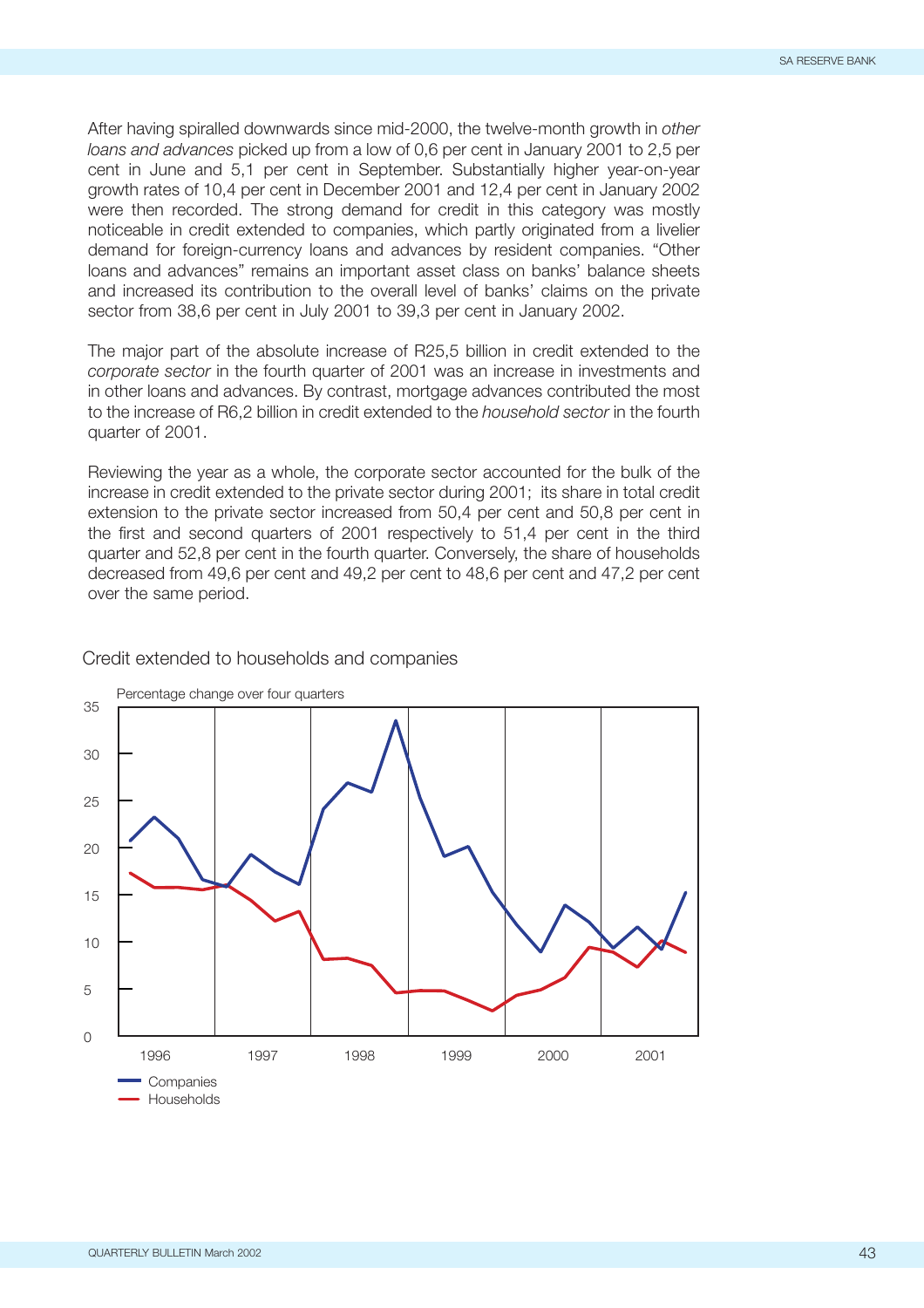After having spiralled downwards since mid-2000, the twelve-month growth in *other loans and advances* picked up from a low of 0,6 per cent in January 2001 to 2,5 per cent in June and 5,1 per cent in September. Substantially higher year-on-year growth rates of 10,4 per cent in December 2001 and 12,4 per cent in January 2002 were then recorded. The strong demand for credit in this category was mostly noticeable in credit extended to companies, which partly originated from a livelier demand for foreign-currency loans and advances by resident companies. "Other loans and advances" remains an important asset class on banks' balance sheets and increased its contribution to the overall level of banks' claims on the private sector from 38,6 per cent in July 2001 to 39,3 per cent in January 2002.

The major part of the absolute increase of R25,5 billion in credit extended to the *corporate sector* in the fourth quarter of 2001 was an increase in investments and in other loans and advances. By contrast, mortgage advances contributed the most to the increase of R6,2 billion in credit extended to the *household sector* in the fourth quarter of 2001.

Reviewing the year as a whole, the corporate sector accounted for the bulk of the increase in credit extended to the private sector during 2001; its share in total credit extension to the private sector increased from 50,4 per cent and 50,8 per cent in the first and second quarters of 2001 respectively to 51,4 per cent in the third quarter and 52,8 per cent in the fourth quarter. Conversely, the share of households decreased from 49,6 per cent and 49,2 per cent to 48,6 per cent and 47,2 per cent over the same period.

Credit extended to households and companies

Percentage change over four quarters

Companies
Households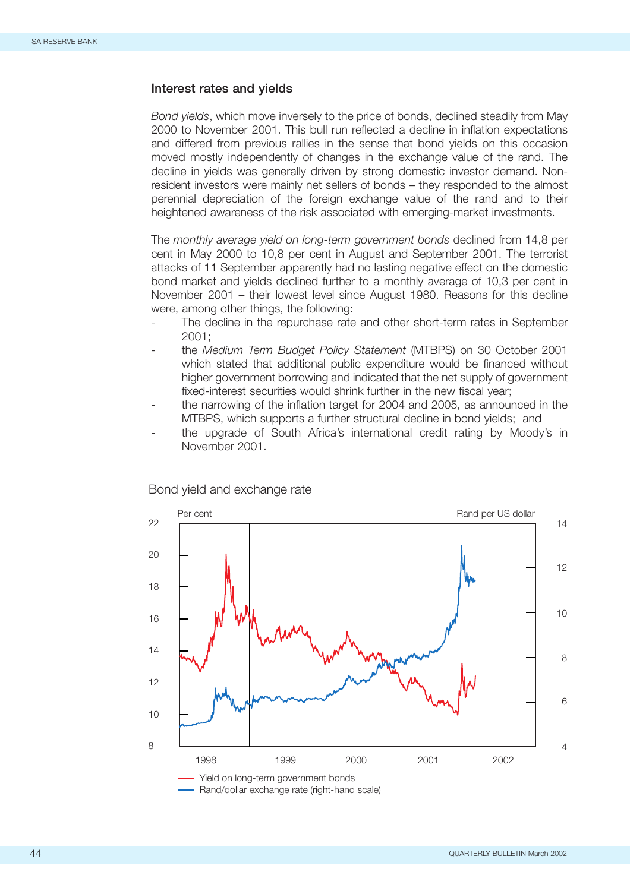## Interest rates and yields

*Bond yields*, which move inversely to the price of bonds, declined steadily from May 2000 to November 2001. This bull run reflected a decline in inflation expectations and differed from previous rallies in the sense that bond yields on this occasion moved mostly independently of changes in the exchange value of the rand. The decline in yields was generally driven by strong domestic investor demand. Non-resident investors were mainly net sellers of bonds – they responded to the almost perennial depreciation of the foreign exchange value of the rand and to their heightened awareness of the risk associated with emerging-market investments.

The *monthly average yield on long-term government bonds* declined from 14,8 per cent in May 2000 to 10,8 per cent in August and September 2001. The terrorist attacks of 11 September apparently had no lasting negative effect on the domestic bond market and yields declined further to a monthly average of 10,3 per cent in November 2001 – their lowest level since August 1980. Reasons for this decline were, among other things, the following:

- The decline in the repurchase rate and other short-term rates in September 2001;
- the *Medium Term Budget Policy Statement* (MTBPS) on 30 October 2001 which stated that additional public expenditure would be financed without higher government borrowing and indicated that the net supply of government fixed-interest securities would shrink further in the new fiscal year;
- the narrowing of the inflation target for 2004 and 2005, as announced in the MTBPS, which supports a further structural decline in bond yields; and
- the upgrade of South Africa's international credit rating by Moody's in November 2001.

Bond yield and exchange rate

Per cent | Rand per US dollar

Yield on long-term government bonds
Rand/dollar exchange rate (right-hand scale)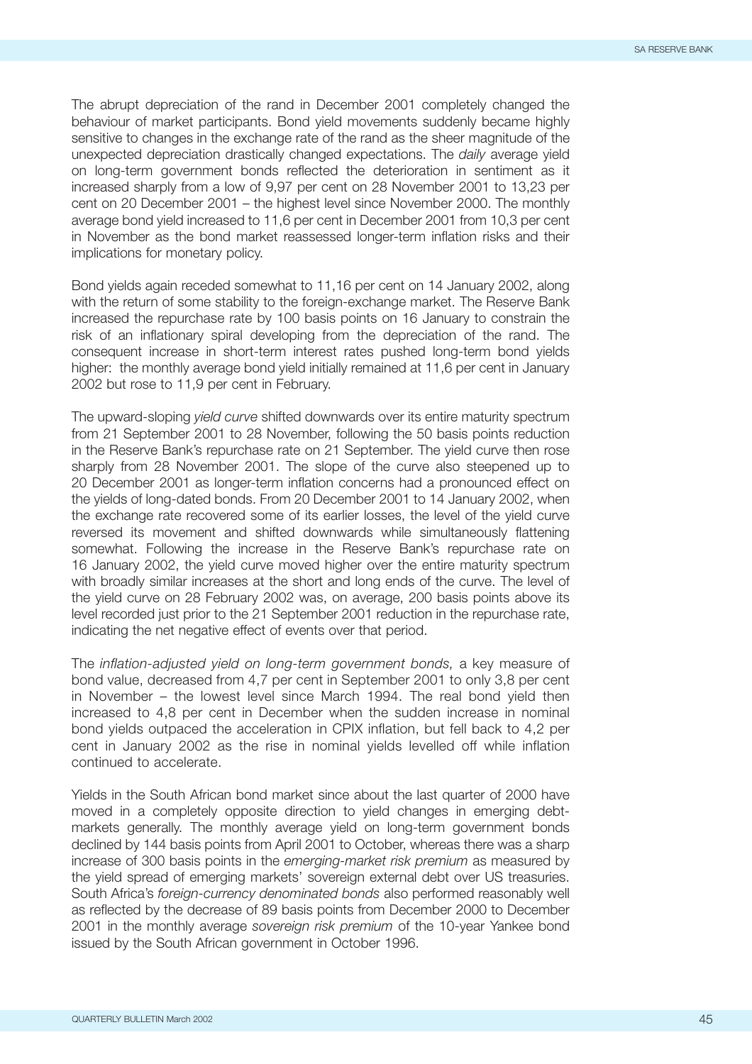The abrupt depreciation of the rand in December 2001 completely changed the behaviour of market participants. Bond yield movements suddenly became highly sensitive to changes in the exchange rate of the rand as the sheer magnitude of the unexpected depreciation drastically changed expectations. The *daily* average yield on long-term government bonds reflected the deterioration in sentiment as it increased sharply from a low of 9,97 per cent on 28 November 2001 to 13,23 per cent on 20 December 2001 – the highest level since November 2000. The monthly average bond yield increased to 11,6 per cent in December 2001 from 10,3 per cent in November as the bond market reassessed longer-term inflation risks and their implications for monetary policy.

Bond yields again receded somewhat to 11,16 per cent on 14 January 2002, along with the return of some stability to the foreign-exchange market. The Reserve Bank increased the repurchase rate by 100 basis points on 16 January to constrain the risk of an inflationary spiral developing from the depreciation of the rand. The consequent increase in short-term interest rates pushed long-term bond yields higher: the monthly average bond yield initially remained at 11,6 per cent in January 2002 but rose to 11,9 per cent in February.

The upward-sloping *yield curve* shifted downwards over its entire maturity spectrum from 21 September 2001 to 28 November, following the 50 basis points reduction in the Reserve Bank's repurchase rate on 21 September. The yield curve then rose sharply from 28 November 2001. The slope of the curve also steepened up to 20 December 2001 as longer-term inflation concerns had a pronounced effect on the yields of long-dated bonds. From 20 December 2001 to 14 January 2002, when the exchange rate recovered some of its earlier losses, the level of the yield curve reversed its movement and shifted downwards while simultaneously flattening somewhat. Following the increase in the Reserve Bank's repurchase rate on 16 January 2002, the yield curve moved higher over the entire maturity spectrum with broadly similar increases at the short and long ends of the curve. The level of the yield curve on 28 February 2002 was, on average, 200 basis points above its level recorded just prior to the 21 September 2001 reduction in the repurchase rate, indicating the net negative effect of events over that period.

The *inflation-adjusted yield on long-term government bonds,* a key measure of bond value, decreased from 4,7 per cent in September 2001 to only 3,8 per cent in November – the lowest level since March 1994. The real bond yield then increased to 4,8 per cent in December when the sudden increase in nominal bond yields outpaced the acceleration in CPIX inflation, but fell back to 4,2 per cent in January 2002 as the rise in nominal yields levelled off while inflation continued to accelerate.

Yields in the South African bond market since about the last quarter of 2000 have moved in a completely opposite direction to yield changes in emerging debt-markets generally. The monthly average yield on long-term government bonds declined by 144 basis points from April 2001 to October, whereas there was a sharp increase of 300 basis points in the *emerging-market risk premium* as measured by the yield spread of emerging markets' sovereign external debt over US treasuries. South Africa's *foreign-currency denominated bonds* also performed reasonably well as reflected by the decrease of 89 basis points from December 2000 to December 2001 in the monthly average *sovereign risk premium* of the 10-year Yankee bond issued by the South African government in October 1996.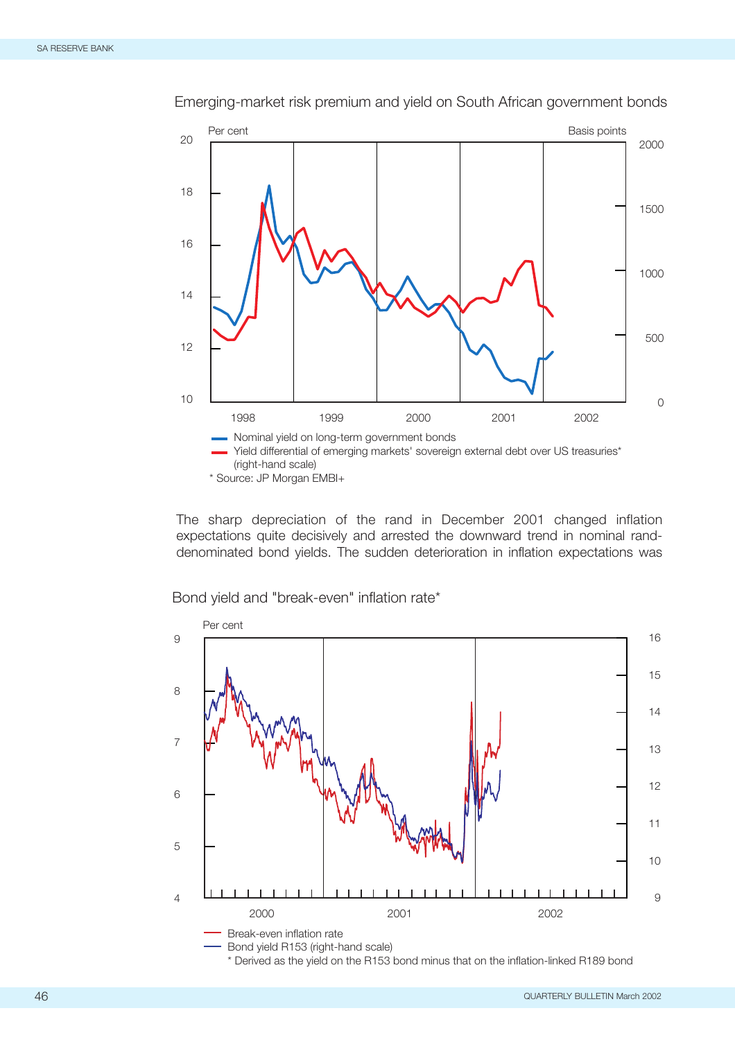Emerging-market risk premium and yield on South African government bonds

Per cent | Basis points

- Nominal yield on long-term government bonds
- Yield differential of emerging markets' sovereign external debt over US treasuries* (right-hand scale)

\* Source: JP Morgan EMBI+

The sharp depreciation of the rand in December 2001 changed inflation expectations quite decisively and arrested the downward trend in nominal rand-denominated bond yields. The sudden deterioration in inflation expectations was

Bond yield and "break-even" inflation rate*

Per cent

- Break-even inflation rate
- Bond yield R153 (right-hand scale)

\* Derived as the yield on the R153 bond minus that on the inflation-linked R189 bond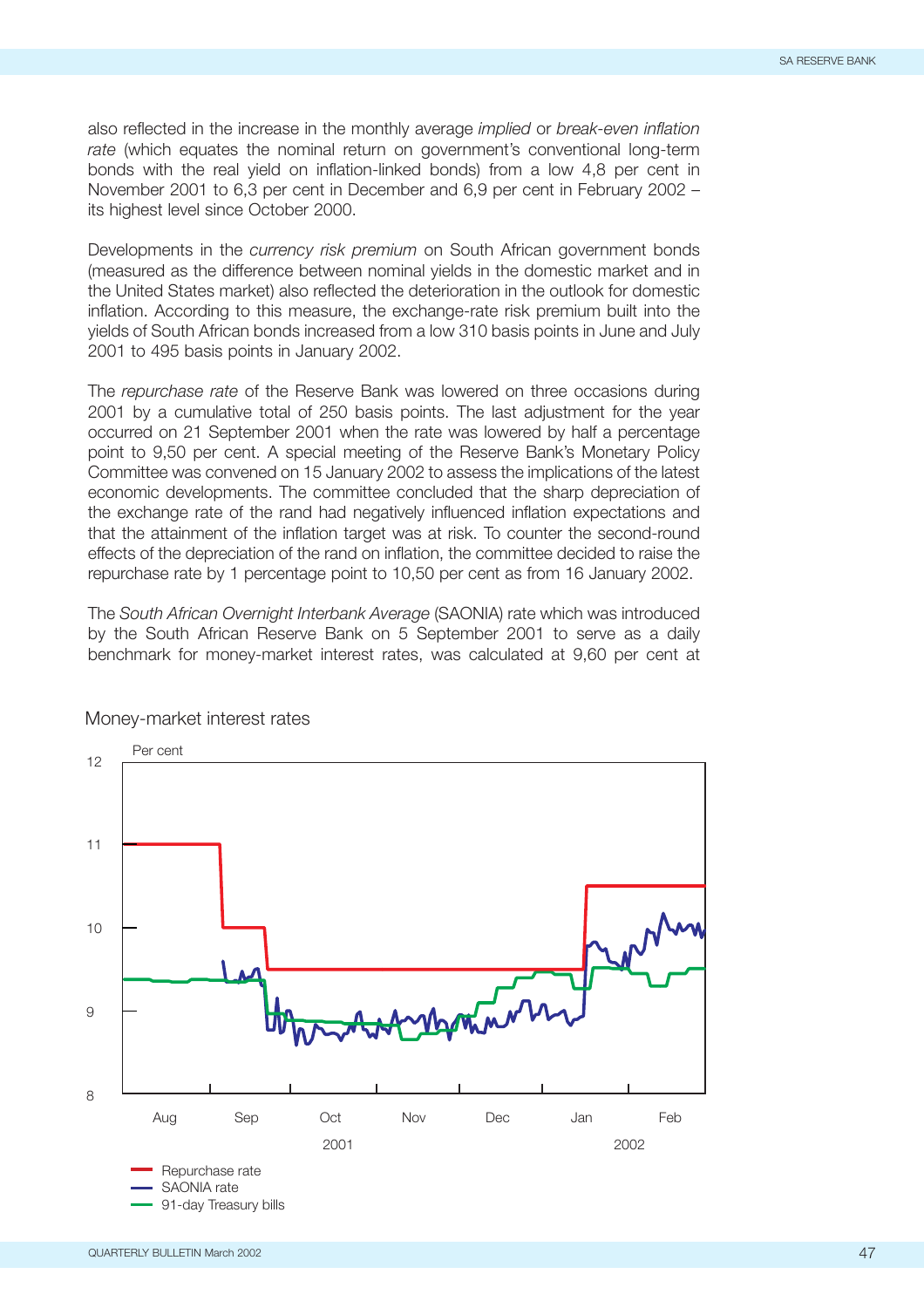also reflected in the increase in the monthly average *implied* or *break-even inflation rate* (which equates the nominal return on government's conventional long-term bonds with the real yield on inflation-linked bonds) from a low 4,8 per cent in November 2001 to 6,3 per cent in December and 6,9 per cent in February 2002 – its highest level since October 2000.

Developments in the *currency risk premium* on South African government bonds (measured as the difference between nominal yields in the domestic market and in the United States market) also reflected the deterioration in the outlook for domestic inflation. According to this measure, the exchange-rate risk premium built into the yields of South African bonds increased from a low 310 basis points in June and July 2001 to 495 basis points in January 2002.

The *repurchase rate* of the Reserve Bank was lowered on three occasions during 2001 by a cumulative total of 250 basis points. The last adjustment for the year occurred on 21 September 2001 when the rate was lowered by half a percentage point to 9,50 per cent. A special meeting of the Reserve Bank's Monetary Policy Committee was convened on 15 January 2002 to assess the implications of the latest economic developments. The committee concluded that the sharp depreciation of the exchange rate of the rand had negatively influenced inflation expectations and that the attainment of the inflation target was at risk. To counter the second-round effects of the depreciation of the rand on inflation, the committee decided to raise the repurchase rate by 1 percentage point to 10,50 per cent as from 16 January 2002.

The *South African Overnight Interbank Average* (SAONIA) rate which was introduced by the South African Reserve Bank on 5 September 2001 to serve as a daily benchmark for money-market interest rates, was calculated at 9,60 per cent at

Money-market interest rates

Per cent

Repurchase rate
SAONIA rate
91-day Treasury bills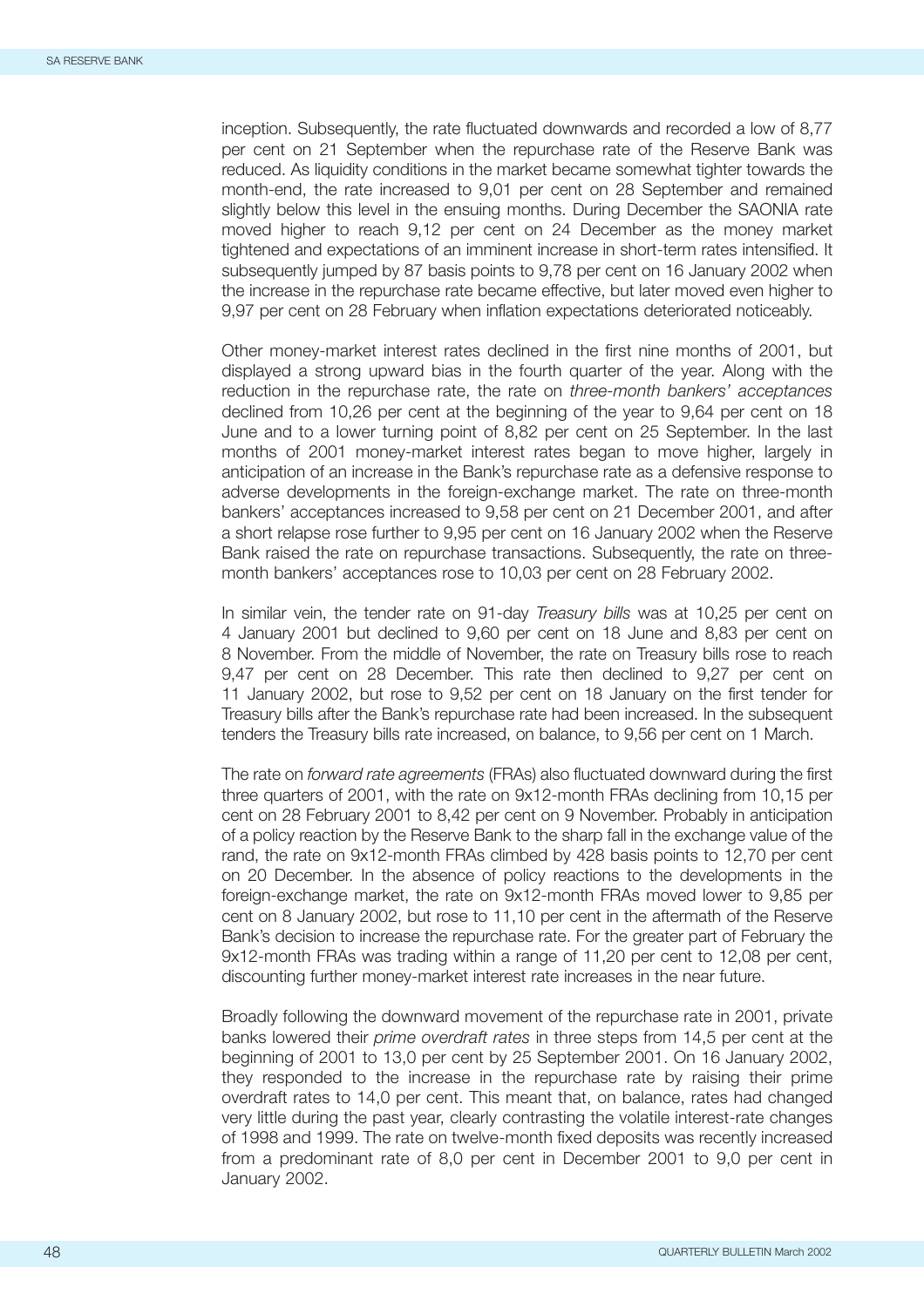inception. Subsequently, the rate fluctuated downwards and recorded a low of 8,77 per cent on 21 September when the repurchase rate of the Reserve Bank was reduced. As liquidity conditions in the market became somewhat tighter towards the month-end, the rate increased to 9,01 per cent on 28 September and remained slightly below this level in the ensuing months. During December the SAONIA rate moved higher to reach 9,12 per cent on 24 December as the money market tightened and expectations of an imminent increase in short-term rates intensified. It subsequently jumped by 87 basis points to 9,78 per cent on 16 January 2002 when the increase in the repurchase rate became effective, but later moved even higher to 9,97 per cent on 28 February when inflation expectations deteriorated noticeably.

Other money-market interest rates declined in the first nine months of 2001, but displayed a strong upward bias in the fourth quarter of the year. Along with the reduction in the repurchase rate, the rate on *three-month bankers' acceptances* declined from 10,26 per cent at the beginning of the year to 9,64 per cent on 18 June and to a lower turning point of 8,82 per cent on 25 September. In the last months of 2001 money-market interest rates began to move higher, largely in anticipation of an increase in the Bank's repurchase rate as a defensive response to adverse developments in the foreign-exchange market. The rate on three-month bankers' acceptances increased to 9,58 per cent on 21 December 2001, and after a short relapse rose further to 9,95 per cent on 16 January 2002 when the Reserve Bank raised the rate on repurchase transactions. Subsequently, the rate on three-month bankers' acceptances rose to 10,03 per cent on 28 February 2002.

In similar vein, the tender rate on 91-day *Treasury bills* was at 10,25 per cent on 4 January 2001 but declined to 9,60 per cent on 18 June and 8,83 per cent on 8 November. From the middle of November, the rate on Treasury bills rose to reach 9,47 per cent on 28 December. This rate then declined to 9,27 per cent on 11 January 2002, but rose to 9,52 per cent on 18 January on the first tender for Treasury bills after the Bank's repurchase rate had been increased. In the subsequent tenders the Treasury bills rate increased, on balance, to 9,56 per cent on 1 March.

The rate on *forward rate agreements* (FRAs) also fluctuated downward during the first three quarters of 2001, with the rate on 9x12-month FRAs declining from 10,15 per cent on 28 February 2001 to 8,42 per cent on 9 November. Probably in anticipation of a policy reaction by the Reserve Bank to the sharp fall in the exchange value of the rand, the rate on 9x12-month FRAs climbed by 428 basis points to 12,70 per cent on 20 December. In the absence of policy reactions to the developments in the foreign-exchange market, the rate on 9x12-month FRAs moved lower to 9,85 per cent on 8 January 2002, but rose to 11,10 per cent in the aftermath of the Reserve Bank's decision to increase the repurchase rate. For the greater part of February the 9x12-month FRAs was trading within a range of 11,20 per cent to 12,08 per cent, discounting further money-market interest rate increases in the near future.

Broadly following the downward movement of the repurchase rate in 2001, private banks lowered their *prime overdraft rates* in three steps from 14,5 per cent at the beginning of 2001 to 13,0 per cent by 25 September 2001. On 16 January 2002, they responded to the increase in the repurchase rate by raising their prime overdraft rates to 14,0 per cent. This meant that, on balance, rates had changed very little during the past year, clearly contrasting the volatile interest-rate changes of 1998 and 1999. The rate on twelve-month fixed deposits was recently increased from a predominant rate of 8,0 per cent in December 2001 to 9,0 per cent in January 2002.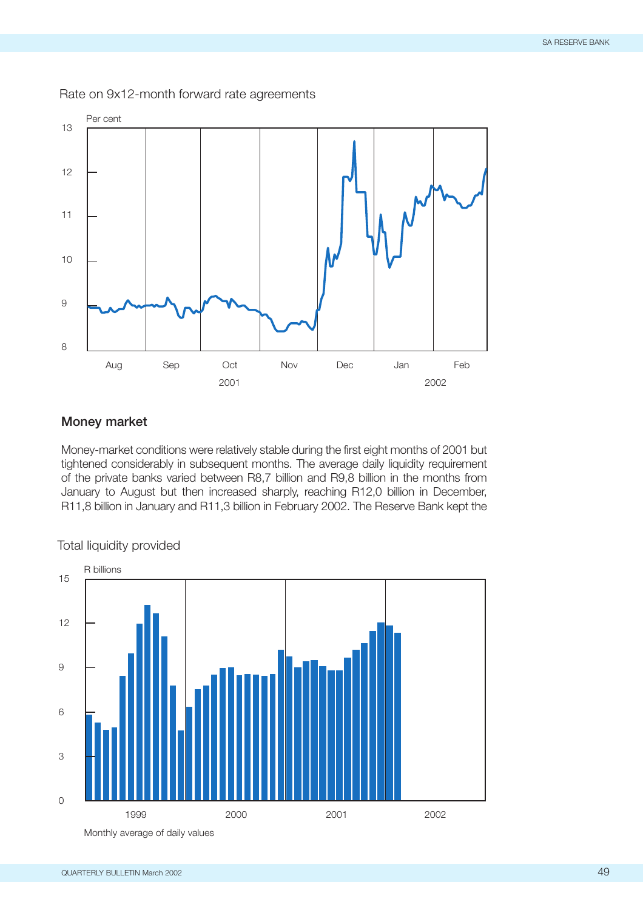Rate on 9x12-month forward rate agreements

## Money market

Money-market conditions were relatively stable during the first eight months of 2001 but tightened considerably in subsequent months. The average daily liquidity requirement of the private banks varied between R8,7 billion and R9,8 billion in the months from January to August but then increased sharply, reaching R12,0 billion in December, R11,8 billion in January and R11,3 billion in February 2002. The Reserve Bank kept the

Total liquidity provided

Monthly average of daily values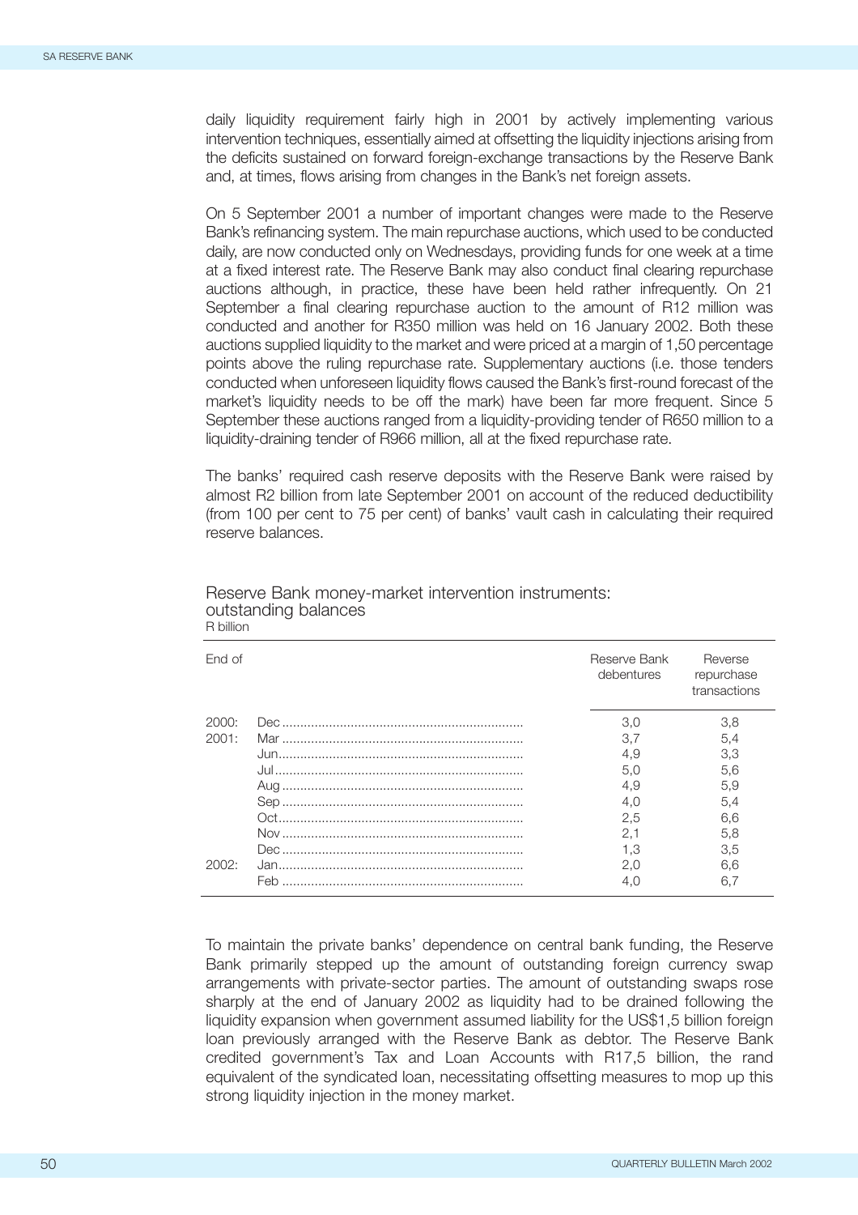daily liquidity requirement fairly high in 2001 by actively implementing various intervention techniques, essentially aimed at offsetting the liquidity injections arising from the deficits sustained on forward foreign-exchange transactions by the Reserve Bank and, at times, flows arising from changes in the Bank's net foreign assets.

On 5 September 2001 a number of important changes were made to the Reserve Bank's refinancing system. The main repurchase auctions, which used to be conducted daily, are now conducted only on Wednesdays, providing funds for one week at a time at a fixed interest rate. The Reserve Bank may also conduct final clearing repurchase auctions although, in practice, these have been held rather infrequently. On 21 September a final clearing repurchase auction to the amount of R12 million was conducted and another for R350 million was held on 16 January 2002. Both these auctions supplied liquidity to the market and were priced at a margin of 1,50 percentage points above the ruling repurchase rate. Supplementary auctions (i.e. those tenders conducted when unforeseen liquidity flows caused the Bank's first-round forecast of the market's liquidity needs to be off the mark) have been far more frequent. Since 5 September these auctions ranged from a liquidity-providing tender of R650 million to a liquidity-draining tender of R966 million, all at the fixed repurchase rate.

The banks' required cash reserve deposits with the Reserve Bank were raised by almost R2 billion from late September 2001 on account of the reduced deductibility (from 100 per cent to 75 per cent) of banks' vault cash in calculating their required reserve balances.

Reserve Bank money-market intervention instruments: outstanding balances
R billion

| End of | | Reserve Bank debentures | Reverse repurchase transactions |
|---|---|---|---|
| 2000: | Dec | 3,0 | 3,8 |
| 2001: | Mar | 3,7 | 5,4 |
| | Jun | 4,9 | 3,3 |
| | Jul | 5,0 | 5,6 |
| | Aug | 4,9 | 5,9 |
| | Sep | 4,0 | 5,4 |
| | Oct | 2,5 | 6,6 |
| | Nov | 2,1 | 5,8 |
| | Dec | 1,3 | 3,5 |
| 2002: | Jan | 2,0 | 6,6 |
| | Feb | 4,0 | 6,7 |

To maintain the private banks' dependence on central bank funding, the Reserve Bank primarily stepped up the amount of outstanding foreign currency swap arrangements with private-sector parties. The amount of outstanding swaps rose sharply at the end of January 2002 as liquidity had to be drained following the liquidity expansion when government assumed liability for the US$1,5 billion foreign loan previously arranged with the Reserve Bank as debtor. The Reserve Bank credited government's Tax and Loan Accounts with R17,5 billion, the rand equivalent of the syndicated loan, necessitating offsetting measures to mop up this strong liquidity injection in the money market.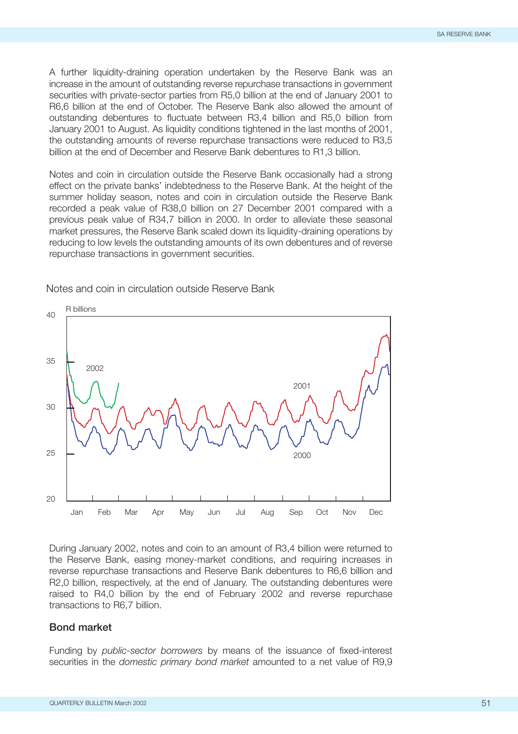A further liquidity-draining operation undertaken by the Reserve Bank was an increase in the amount of outstanding reverse repurchase transactions in government securities with private-sector parties from R5,0 billion at the end of January 2001 to R6,6 billion at the end of October. The Reserve Bank also allowed the amount of outstanding debentures to fluctuate between R3,4 billion and R5,0 billion from January 2001 to August. As liquidity conditions tightened in the last months of 2001, the outstanding amounts of reverse repurchase transactions were reduced to R3,5 billion at the end of December and Reserve Bank debentures to R1,3 billion.

Notes and coin in circulation outside the Reserve Bank occasionally had a strong effect on the private banks' indebtedness to the Reserve Bank. At the height of the summer holiday season, notes and coin in circulation outside the Reserve Bank recorded a peak value of R38,0 billion on 27 December 2001 compared with a previous peak value of R34,7 billion in 2000. In order to alleviate these seasonal market pressures, the Reserve Bank scaled down its liquidity-draining operations by reducing to low levels the outstanding amounts of its own debentures and of reverse repurchase transactions in government securities.

Notes and coin in circulation outside Reserve Bank

During January 2002, notes and coin to an amount of R3,4 billion were returned to the Reserve Bank, easing money-market conditions, and requiring increases in reverse repurchase transactions and Reserve Bank debentures to R6,6 billion and R2,0 billion, respectively, at the end of January. The outstanding debentures were raised to R4,0 billion by the end of February 2002 and reverse repurchase transactions to R6,7 billion.

## Bond market

Funding by *public-sector borrowers* by means of the issuance of fixed-interest securities in the *domestic primary bond market* amounted to a net value of R9,9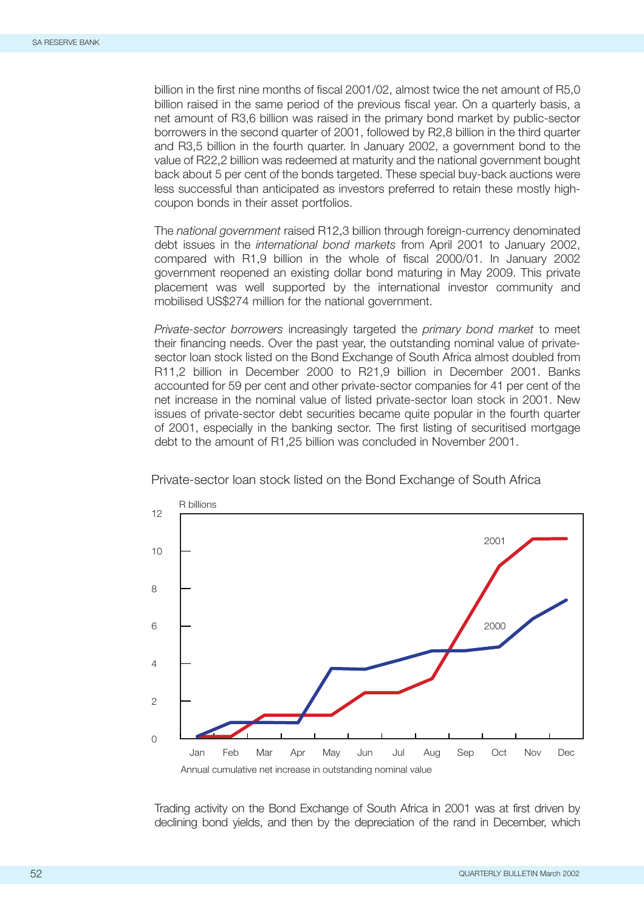billion in the first nine months of fiscal 2001/02, almost twice the net amount of R5,0 billion raised in the same period of the previous fiscal year. On a quarterly basis, a net amount of R3,6 billion was raised in the primary bond market by public-sector borrowers in the second quarter of 2001, followed by R2,8 billion in the third quarter and R3,5 billion in the fourth quarter. In January 2002, a government bond to the value of R22,2 billion was redeemed at maturity and the national government bought back about 5 per cent of the bonds targeted. These special buy-back auctions were less successful than anticipated as investors preferred to retain these mostly high-coupon bonds in their asset portfolios.

The *national government* raised R12,3 billion through foreign-currency denominated debt issues in the *international bond markets* from April 2001 to January 2002, compared with R1,9 billion in the whole of fiscal 2000/01. In January 2002 government reopened an existing dollar bond maturing in May 2009. This private placement was well supported by the international investor community and mobilised US$274 million for the national government.

*Private-sector borrowers* increasingly targeted the *primary bond market* to meet their financing needs. Over the past year, the outstanding nominal value of private-sector loan stock listed on the Bond Exchange of South Africa almost doubled from R11,2 billion in December 2000 to R21,9 billion in December 2001. Banks accounted for 59 per cent and other private-sector companies for 41 per cent of the net increase in the nominal value of listed private-sector loan stock in 2001. New issues of private-sector debt securities became quite popular in the fourth quarter of 2001, especially in the banking sector. The first listing of securitised mortgage debt to the amount of R1,25 billion was concluded in November 2001.

Private-sector loan stock listed on the Bond Exchange of South Africa

Annual cumulative net increase in outstanding nominal value

Trading activity on the Bond Exchange of South Africa in 2001 was at first driven by declining bond yields, and then by the depreciation of the rand in December, which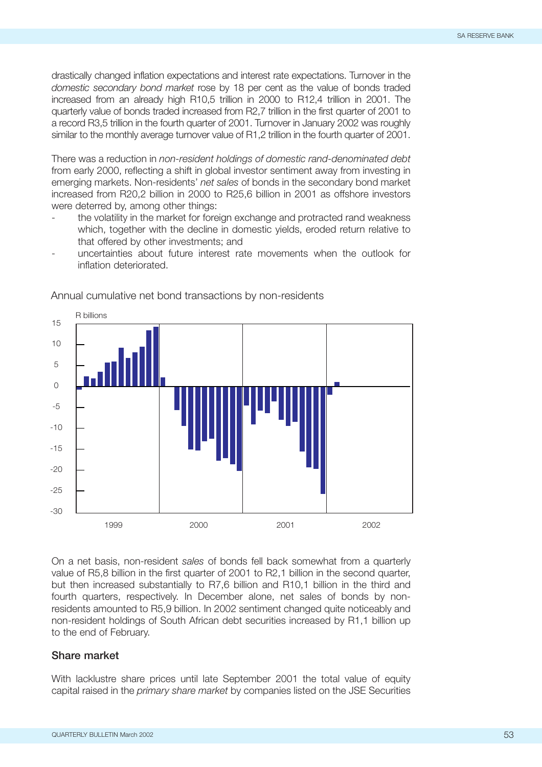drastically changed inflation expectations and interest rate expectations. Turnover in the *domestic secondary bond market* rose by 18 per cent as the value of bonds traded increased from an already high R10,5 trillion in 2000 to R12,4 trillion in 2001. The quarterly value of bonds traded increased from R2,7 trillion in the first quarter of 2001 to a record R3,5 trillion in the fourth quarter of 2001. Turnover in January 2002 was roughly similar to the monthly average turnover value of R1,2 trillion in the fourth quarter of 2001.

There was a reduction in *non-resident holdings of domestic rand-denominated debt* from early 2000, reflecting a shift in global investor sentiment away from investing in emerging markets. Non-residents' *net sales* of bonds in the secondary bond market increased from R20,2 billion in 2000 to R25,6 billion in 2001 as offshore investors were deterred by, among other things:

- the volatility in the market for foreign exchange and protracted rand weakness which, together with the decline in domestic yields, eroded return relative to that offered by other investments; and
- uncertainties about future interest rate movements when the outlook for inflation deteriorated.

Annual cumulative net bond transactions by non-residents

On a net basis, non-resident *sales* of bonds fell back somewhat from a quarterly value of R5,8 billion in the first quarter of 2001 to R2,1 billion in the second quarter, but then increased substantially to R7,6 billion and R10,1 billion in the third and fourth quarters, respectively. In December alone, net sales of bonds by non-residents amounted to R5,9 billion. In 2002 sentiment changed quite noticeably and non-resident holdings of South African debt securities increased by R1,1 billion up to the end of February.

## Share market

With lacklustre share prices until late September 2001 the total value of equity capital raised in the *primary share market* by companies listed on the JSE Securities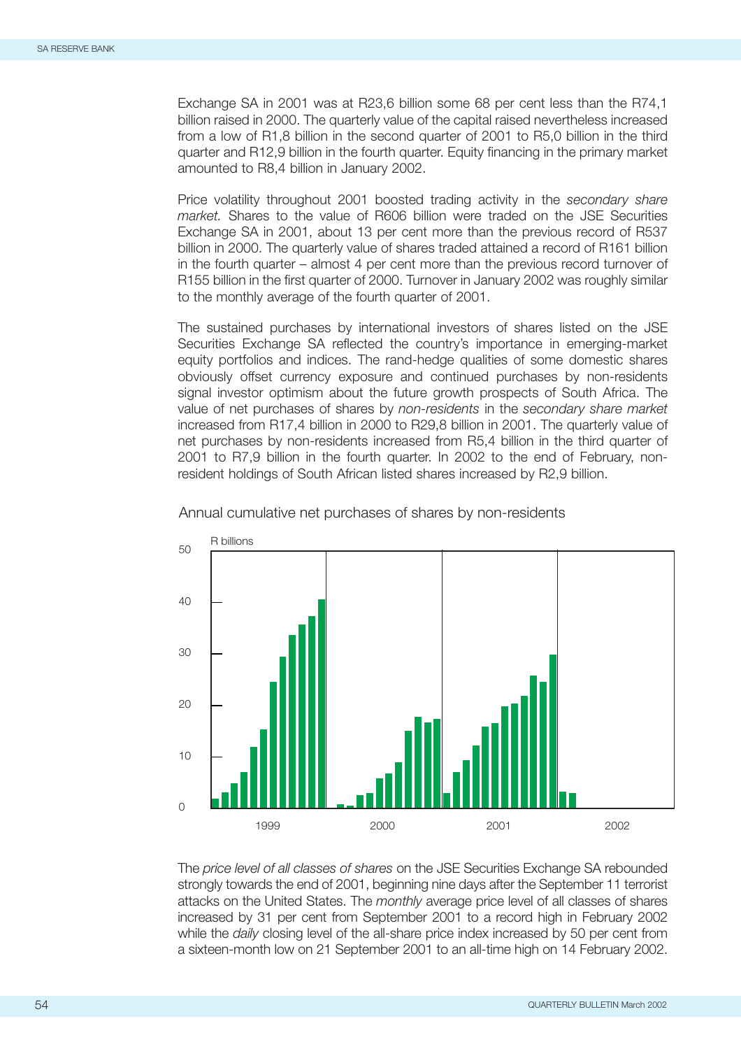Exchange SA in 2001 was at R23,6 billion some 68 per cent less than the R74,1 billion raised in 2000. The quarterly value of the capital raised nevertheless increased from a low of R1,8 billion in the second quarter of 2001 to R5,0 billion in the third quarter and R12,9 billion in the fourth quarter. Equity financing in the primary market amounted to R8,4 billion in January 2002.

Price volatility throughout 2001 boosted trading activity in the *secondary share market*. Shares to the value of R606 billion were traded on the JSE Securities Exchange SA in 2001, about 13 per cent more than the previous record of R537 billion in 2000. The quarterly value of shares traded attained a record of R161 billion in the fourth quarter – almost 4 per cent more than the previous record turnover of R155 billion in the first quarter of 2000. Turnover in January 2002 was roughly similar to the monthly average of the fourth quarter of 2001.

The sustained purchases by international investors of shares listed on the JSE Securities Exchange SA reflected the country's importance in emerging-market equity portfolios and indices. The rand-hedge qualities of some domestic shares obviously offset currency exposure and continued purchases by non-residents signal investor optimism about the future growth prospects of South Africa. The value of net purchases of shares by *non-residents* in the *secondary share market* increased from R17,4 billion in 2000 to R29,8 billion in 2001. The quarterly value of net purchases by non-residents increased from R5,4 billion in the third quarter of 2001 to R7,9 billion in the fourth quarter. In 2002 to the end of February, non-resident holdings of South African listed shares increased by R2,9 billion.

Annual cumulative net purchases of shares by non-residents

The *price level of all classes of shares* on the JSE Securities Exchange SA rebounded strongly towards the end of 2001, beginning nine days after the September 11 terrorist attacks on the United States. The *monthly* average price level of all classes of shares increased by 31 per cent from September 2001 to a record high in February 2002 while the *daily* closing level of the all-share price index increased by 50 per cent from a sixteen-month low on 21 September 2001 to an all-time high on 14 February 2002.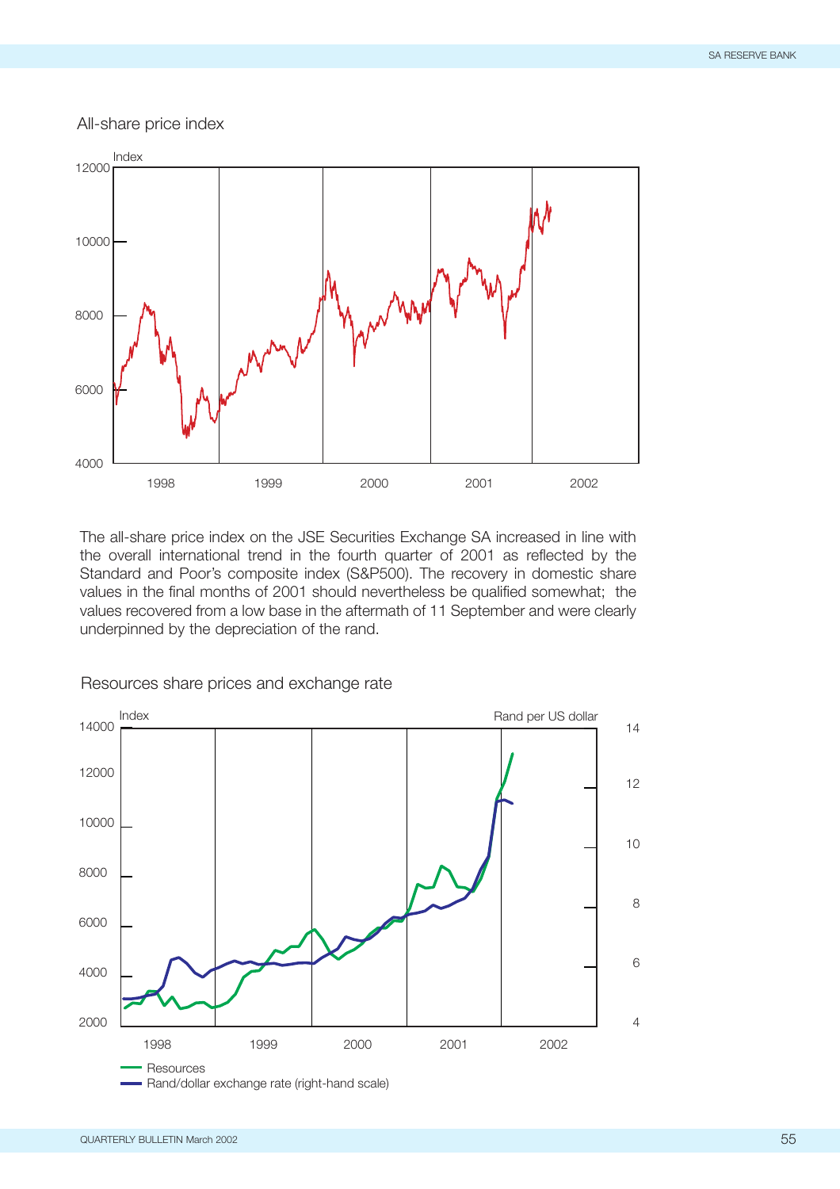All-share price index

The all-share price index on the JSE Securities Exchange SA increased in line with the overall international trend in the fourth quarter of 2001 as reflected by the Standard and Poor's composite index (S&P500). The recovery in domestic share values in the final months of 2001 should nevertheless be qualified somewhat; the values recovered from a low base in the aftermath of 11 September and were clearly underpinned by the depreciation of the rand.

Resources share prices and exchange rate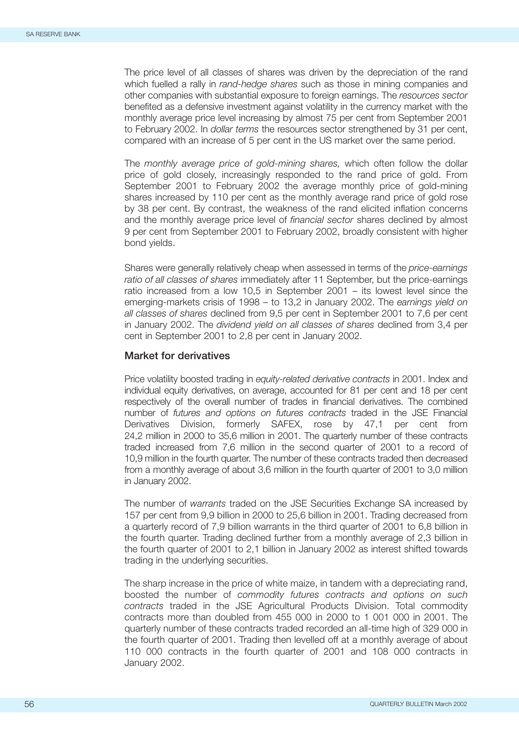The price level of all classes of shares was driven by the depreciation of the rand which fuelled a rally in *rand-hedge shares* such as those in mining companies and other companies with substantial exposure to foreign earnings. The *resources sector* benefited as a defensive investment against volatility in the currency market with the monthly average price level increasing by almost 75 per cent from September 2001 to February 2002. In *dollar terms* the resources sector strengthened by 31 per cent, compared with an increase of 5 per cent in the US market over the same period.

The *monthly average price of gold-mining shares,* which often follow the dollar price of gold closely, increasingly responded to the rand price of gold. From September 2001 to February 2002 the average monthly price of gold-mining shares increased by 110 per cent as the monthly average rand price of gold rose by 38 per cent. By contrast, the weakness of the rand elicited inflation concerns and the monthly average price level of *financial sector* shares declined by almost 9 per cent from September 2001 to February 2002, broadly consistent with higher bond yields.

Shares were generally relatively cheap when assessed in terms of the *price-earnings ratio of all classes of shares* immediately after 11 September, but the price-earnings ratio increased from a low 10,5 in September 2001 – its lowest level since the emerging-markets crisis of 1998 – to 13,2 in January 2002. The *earnings yield on all classes of shares* declined from 9,5 per cent in September 2001 to 7,6 per cent in January 2002. The *dividend yield on all classes of shares* declined from 3,4 per cent in September 2001 to 2,8 per cent in January 2002.

## Market for derivatives

Price volatility boosted trading in *equity-related derivative contracts* in 2001. Index and individual equity derivatives, on average, accounted for 81 per cent and 18 per cent respectively of the overall number of trades in financial derivatives. The combined number of *futures and options on futures contracts* traded in the JSE Financial Derivatives Division, formerly SAFEX, rose by 47,1 per cent from 24,2 million in 2000 to 35,6 million in 2001. The quarterly number of these contracts traded increased from 7,6 million in the second quarter of 2001 to a record of 10,9 million in the fourth quarter. The number of these contracts traded then decreased from a monthly average of about 3,6 million in the fourth quarter of 2001 to 3,0 million in January 2002.

The number of *warrants* traded on the JSE Securities Exchange SA increased by 157 per cent from 9,9 billion in 2000 to 25,6 billion in 2001. Trading decreased from a quarterly record of 7,9 billion warrants in the third quarter of 2001 to 6,8 billion in the fourth quarter. Trading declined further from a monthly average of 2,3 billion in the fourth quarter of 2001 to 2,1 billion in January 2002 as interest shifted towards trading in the underlying securities.

The sharp increase in the price of white maize, in tandem with a depreciating rand, boosted the number of *commodity futures contracts and options on such contracts* traded in the JSE Agricultural Products Division. Total commodity contracts more than doubled from 455 000 in 2000 to 1 001 000 in 2001. The quarterly number of these contracts traded recorded an all-time high of 329 000 in the fourth quarter of 2001. Trading then levelled off at a monthly average of about 110 000 contracts in the fourth quarter of 2001 and 108 000 contracts in January 2002.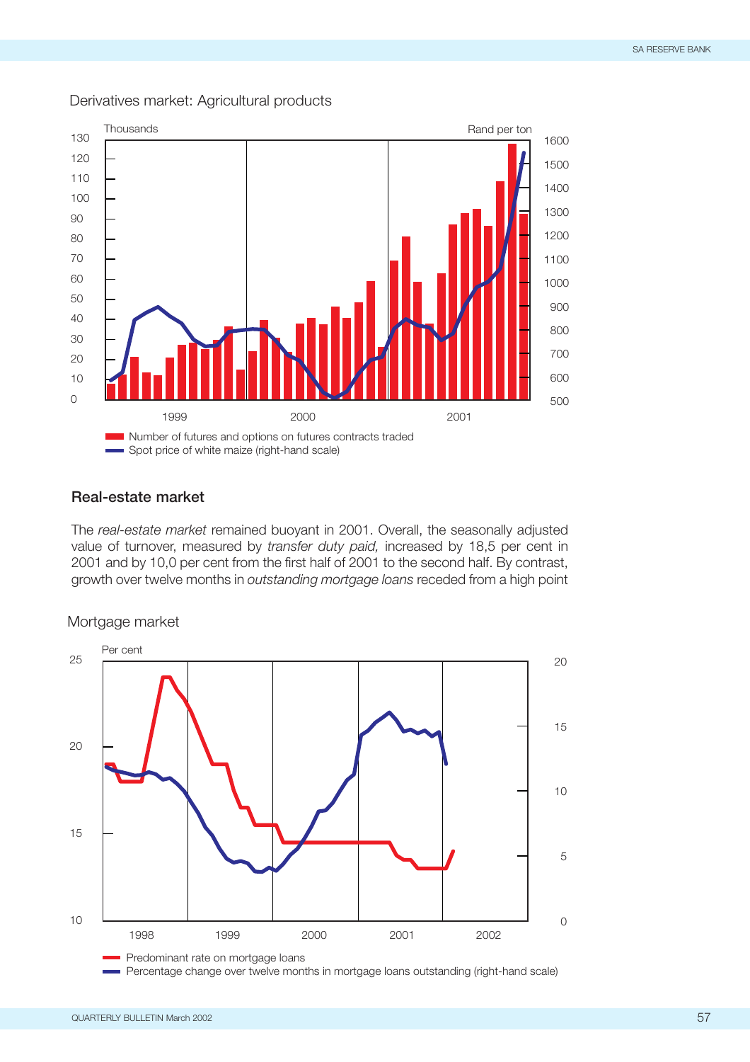Derivatives market: Agricultural products

Thousands

Rand per ton

- Number of futures and options on futures contracts traded
- Spot price of white maize (right-hand scale)

## Real-estate market

The *real-estate market* remained buoyant in 2001. Overall, the seasonally adjusted value of turnover, measured by *transfer duty paid,* increased by 18,5 per cent in 2001 and by 10,0 per cent from the first half of 2001 to the second half. By contrast, growth over twelve months in *outstanding mortgage loans* receded from a high point

Mortgage market

Per cent

- Predominant rate on mortgage loans
- Percentage change over twelve months in mortgage loans outstanding (right-hand scale)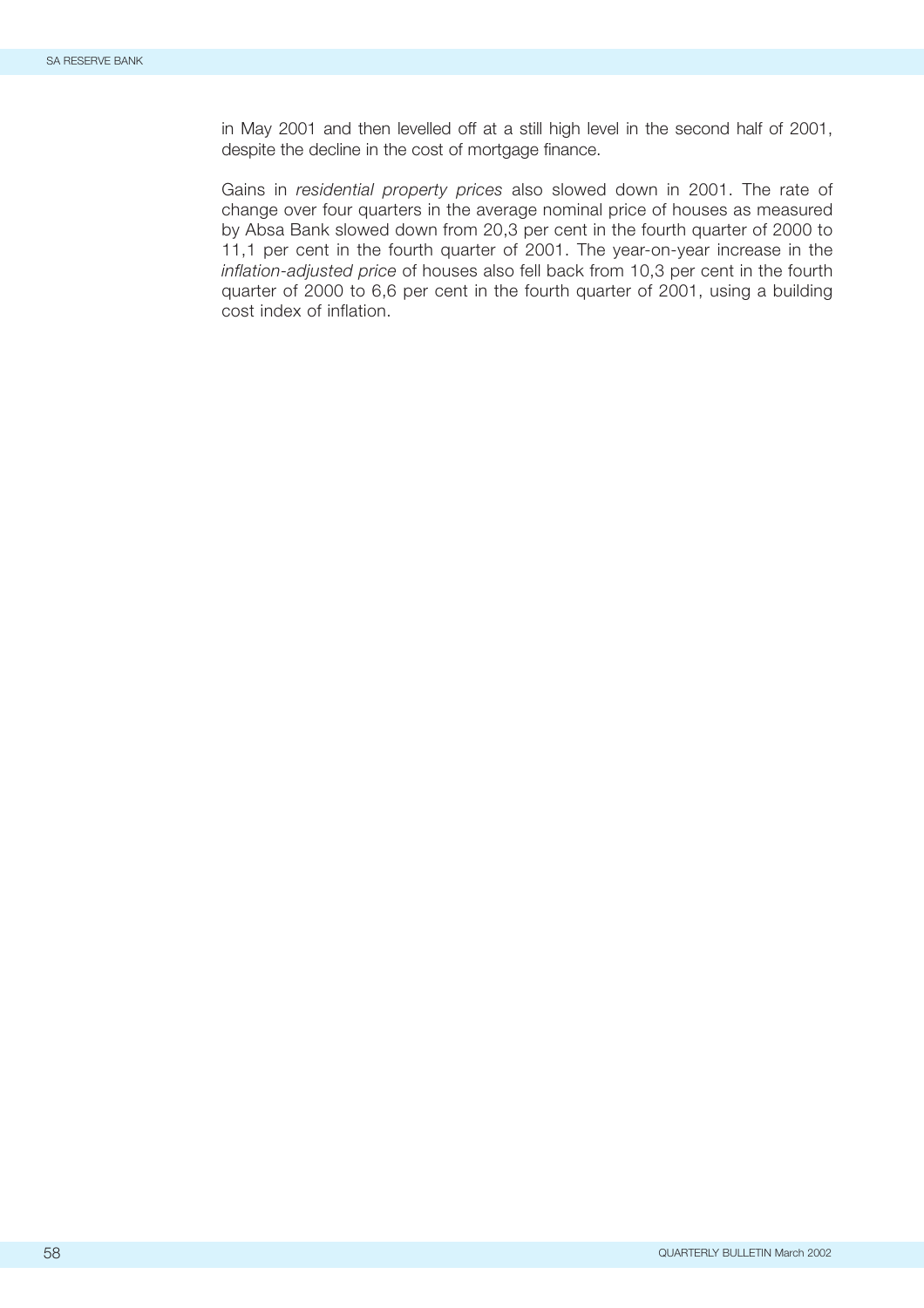in May 2001 and then levelled off at a still high level in the second half of 2001, despite the decline in the cost of mortgage finance.

Gains in *residential property prices* also slowed down in 2001. The rate of change over four quarters in the average nominal price of houses as measured by Absa Bank slowed down from 20,3 per cent in the fourth quarter of 2000 to 11,1 per cent in the fourth quarter of 2001. The year-on-year increase in the *inflation-adjusted price* of houses also fell back from 10,3 per cent in the fourth quarter of 2000 to 6,6 per cent in the fourth quarter of 2001, using a building cost index of inflation.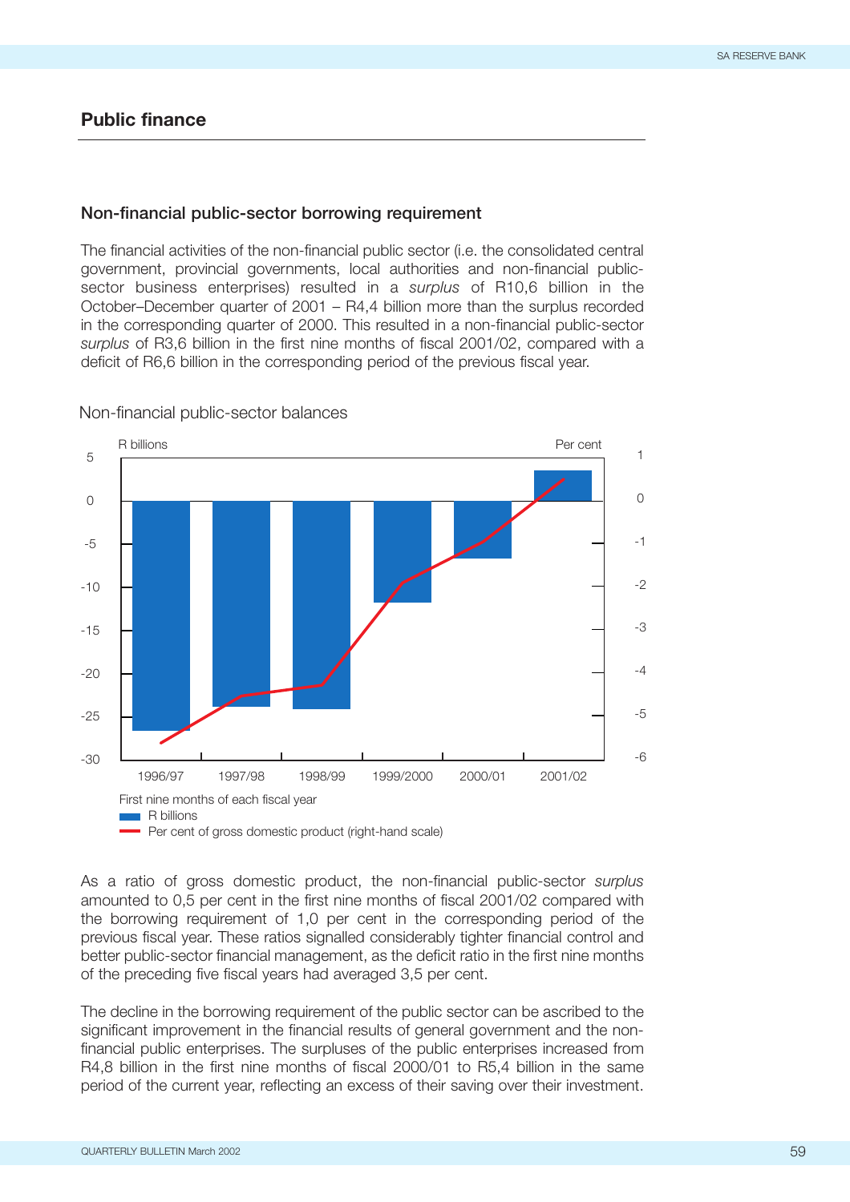# Public finance

## Non-financial public-sector borrowing requirement

The financial activities of the non-financial public sector (i.e. the consolidated central government, provincial governments, local authorities and non-financial public-sector business enterprises) resulted in a *surplus* of R10,6 billion in the October–December quarter of 2001 – R4,4 billion more than the surplus recorded in the corresponding quarter of 2000. This resulted in a non-financial public-sector *surplus* of R3,6 billion in the first nine months of fiscal 2001/02, compared with a deficit of R6,6 billion in the corresponding period of the previous fiscal year.

Non-financial public-sector balances

R billions | Per cent

First nine months of each fiscal year

- R billions
- Per cent of gross domestic product (right-hand scale)

As a ratio of gross domestic product, the non-financial public-sector *surplus* amounted to 0,5 per cent in the first nine months of fiscal 2001/02 compared with the borrowing requirement of 1,0 per cent in the corresponding period of the previous fiscal year. These ratios signalled considerably tighter financial control and better public-sector financial management, as the deficit ratio in the first nine months of the preceding five fiscal years had averaged 3,5 per cent.

The decline in the borrowing requirement of the public sector can be ascribed to the significant improvement in the financial results of general government and the non-financial public enterprises. The surpluses of the public enterprises increased from R4,8 billion in the first nine months of fiscal 2000/01 to R5,4 billion in the same period of the current year, reflecting an excess of their saving over their investment.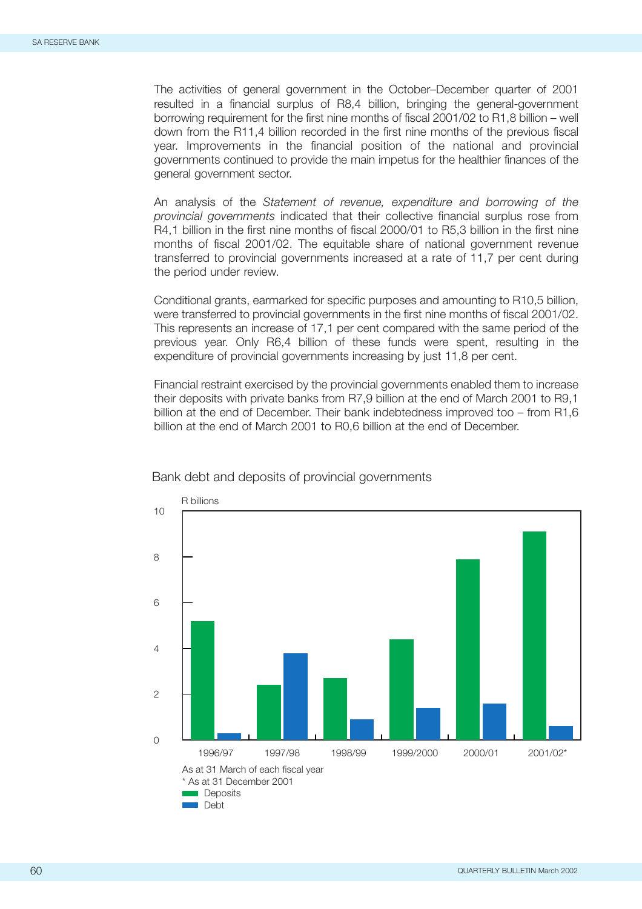The activities of general government in the October–December quarter of 2001 resulted in a financial surplus of R8,4 billion, bringing the general-government borrowing requirement for the first nine months of fiscal 2001/02 to R1,8 billion – well down from the R11,4 billion recorded in the first nine months of the previous fiscal year. Improvements in the financial position of the national and provincial governments continued to provide the main impetus for the healthier finances of the general government sector.

An analysis of the *Statement of revenue, expenditure and borrowing of the provincial governments* indicated that their collective financial surplus rose from R4,1 billion in the first nine months of fiscal 2000/01 to R5,3 billion in the first nine months of fiscal 2001/02. The equitable share of national government revenue transferred to provincial governments increased at a rate of 11,7 per cent during the period under review.

Conditional grants, earmarked for specific purposes and amounting to R10,5 billion, were transferred to provincial governments in the first nine months of fiscal 2001/02. This represents an increase of 17,1 per cent compared with the same period of the previous year. Only R6,4 billion of these funds were spent, resulting in the expenditure of provincial governments increasing by just 11,8 per cent.

Financial restraint exercised by the provincial governments enabled them to increase their deposits with private banks from R7,9 billion at the end of March 2001 to R9,1 billion at the end of December. Their bank indebtedness improved too – from R1,6 billion at the end of March 2001 to R0,6 billion at the end of December.

Bank debt and deposits of provincial governments

As at 31 March of each fiscal year
* As at 31 December 2001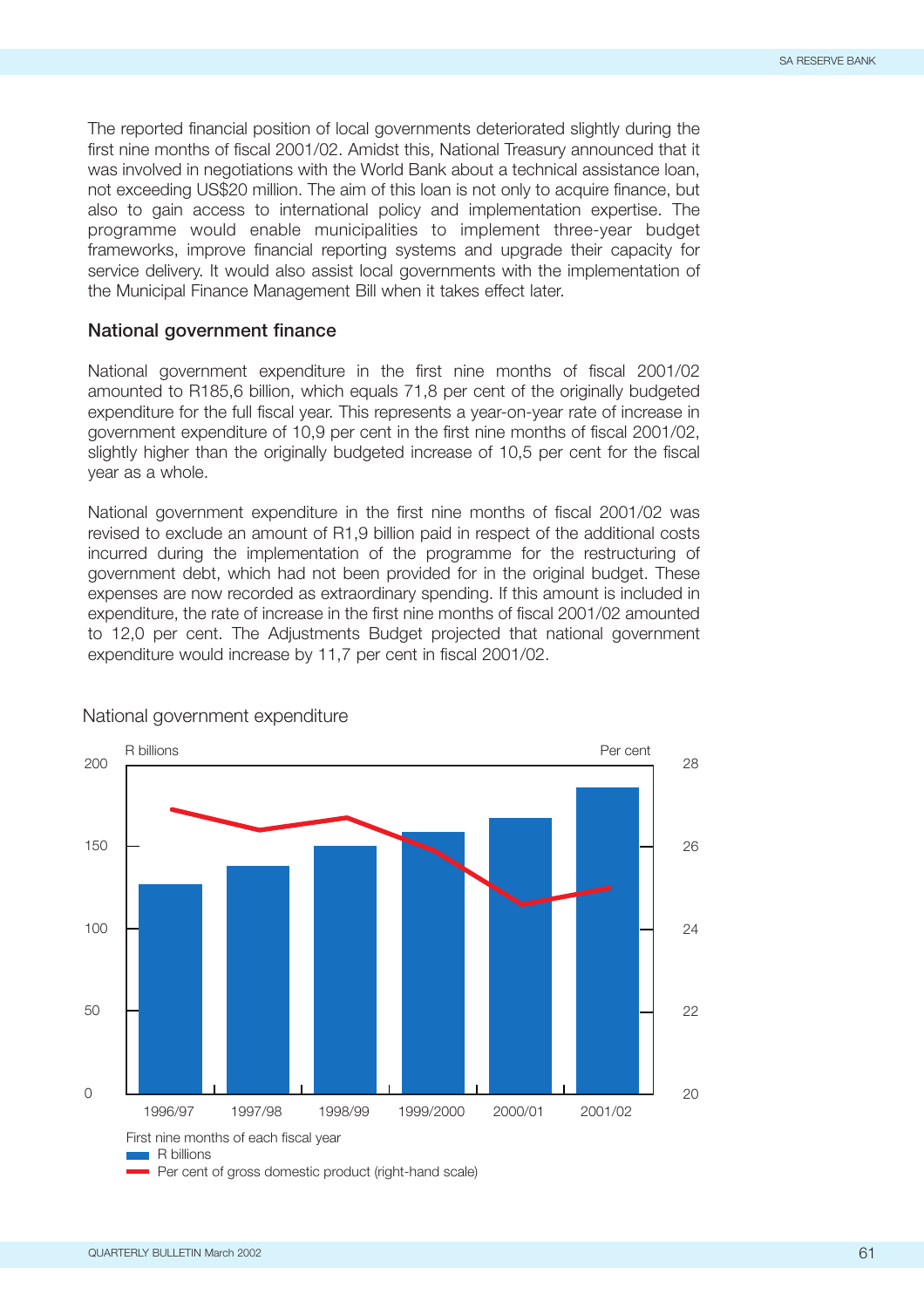The reported financial position of local governments deteriorated slightly during the first nine months of fiscal 2001/02. Amidst this, National Treasury announced that it was involved in negotiations with the World Bank about a technical assistance loan, not exceeding US$20 million. The aim of this loan is not only to acquire finance, but also to gain access to international policy and implementation expertise. The programme would enable municipalities to implement three-year budget frameworks, improve financial reporting systems and upgrade their capacity for service delivery. It would also assist local governments with the implementation of the Municipal Finance Management Bill when it takes effect later.

### National government finance

National government expenditure in the first nine months of fiscal 2001/02 amounted to R185,6 billion, which equals 71,8 per cent of the originally budgeted expenditure for the full fiscal year. This represents a year-on-year rate of increase in government expenditure of 10,9 per cent in the first nine months of fiscal 2001/02, slightly higher than the originally budgeted increase of 10,5 per cent for the fiscal year as a whole.

National government expenditure in the first nine months of fiscal 2001/02 was revised to exclude an amount of R1,9 billion paid in respect of the additional costs incurred during the implementation of the programme for the restructuring of government debt, which had not been provided for in the original budget. These expenses are now recorded as extraordinary spending. If this amount is included in expenditure, the rate of increase in the first nine months of fiscal 2001/02 amounted to 12,0 per cent. The Adjustments Budget projected that national government expenditure would increase by 11,7 per cent in fiscal 2001/02.

National government expenditure

R billions | Per cent

First nine months of each fiscal year

- R billions
- Per cent of gross domestic product (right-hand scale)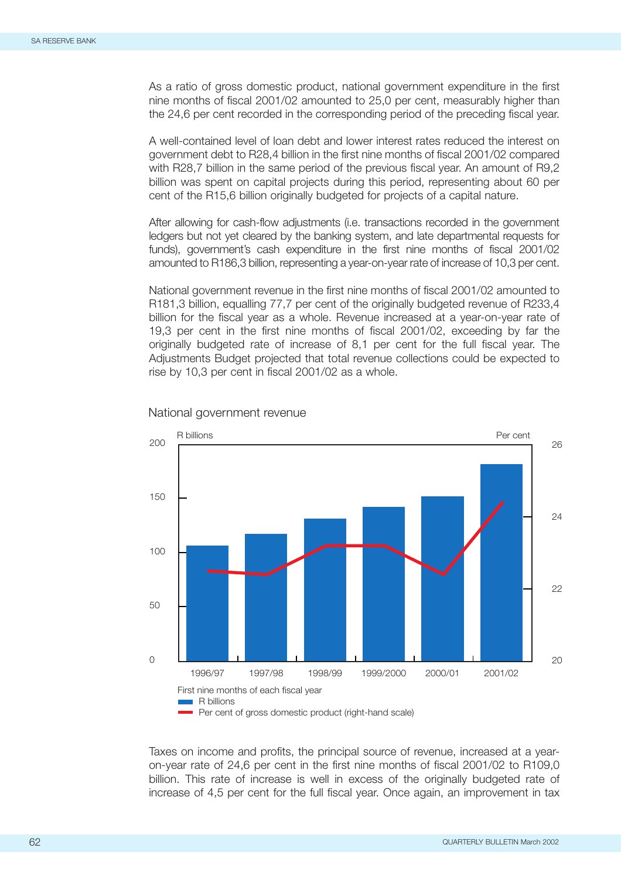As a ratio of gross domestic product, national government expenditure in the first nine months of fiscal 2001/02 amounted to 25,0 per cent, measurably higher than the 24,6 per cent recorded in the corresponding period of the preceding fiscal year.

A well-contained level of loan debt and lower interest rates reduced the interest on government debt to R28,4 billion in the first nine months of fiscal 2001/02 compared with R28,7 billion in the same period of the previous fiscal year. An amount of R9,2 billion was spent on capital projects during this period, representing about 60 per cent of the R15,6 billion originally budgeted for projects of a capital nature.

After allowing for cash-flow adjustments (i.e. transactions recorded in the government ledgers but not yet cleared by the banking system, and late departmental requests for funds), government's cash expenditure in the first nine months of fiscal 2001/02 amounted to R186,3 billion, representing a year-on-year rate of increase of 10,3 per cent.

National government revenue in the first nine months of fiscal 2001/02 amounted to R181,3 billion, equalling 77,7 per cent of the originally budgeted revenue of R233,4 billion for the fiscal year as a whole. Revenue increased at a year-on-year rate of 19,3 per cent in the first nine months of fiscal 2001/02, exceeding by far the originally budgeted rate of increase of 8,1 per cent for the full fiscal year. The Adjustments Budget projected that total revenue collections could be expected to rise by 10,3 per cent in fiscal 2001/02 as a whole.

National government revenue

R billions | Per cent

First nine months of each fiscal year

- R billions
- Per cent of gross domestic product (right-hand scale)

Taxes on income and profits, the principal source of revenue, increased at a year-on-year rate of 24,6 per cent in the first nine months of fiscal 2001/02 to R109,0 billion. This rate of increase is well in excess of the originally budgeted rate of increase of 4,5 per cent for the full fiscal year. Once again, an improvement in tax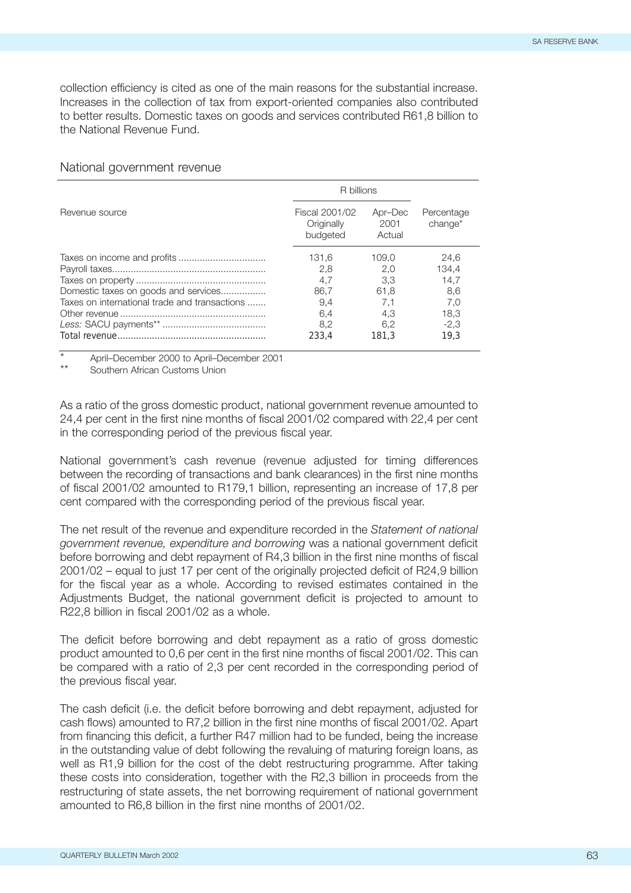collection efficiency is cited as one of the main reasons for the substantial increase. Increases in the collection of tax from export-oriented companies also contributed to better results. Domestic taxes on goods and services contributed R61,8 billion to the National Revenue Fund.

National government revenue

| Revenue source | R billions | | Percentage change* |
|---|---|---|---|
| | Fiscal 2001/02 Originally budgeted | Apr–Dec 2001 Actual | |
| Taxes on income and profits | 131,6 | 109,0 | 24,6 |
| Payroll taxes | 2,8 | 2,0 | 134,4 |
| Taxes on property | 4,7 | 3,3 | 14,7 |
| Domestic taxes on goods and services | 86,7 | 61,8 | 8,6 |
| Taxes on international trade and transactions | 9,4 | 7,1 | 7,0 |
| Other revenue | 6,4 | 4,3 | 18,3 |
| *Less:* SACU payments** | 8,2 | 6,2 | -2,3 |
| Total revenue | 233,4 | 181,3 | 19,3 |

\* April–December 2000 to April–December 2001

\** Southern African Customs Union

As a ratio of the gross domestic product, national government revenue amounted to 24,4 per cent in the first nine months of fiscal 2001/02 compared with 22,4 per cent in the corresponding period of the previous fiscal year.

National government's cash revenue (revenue adjusted for timing differences between the recording of transactions and bank clearances) in the first nine months of fiscal 2001/02 amounted to R179,1 billion, representing an increase of 17,8 per cent compared with the corresponding period of the previous fiscal year.

The net result of the revenue and expenditure recorded in the *Statement of national government revenue, expenditure and borrowing* was a national government deficit before borrowing and debt repayment of R4,3 billion in the first nine months of fiscal 2001/02 – equal to just 17 per cent of the originally projected deficit of R24,9 billion for the fiscal year as a whole. According to revised estimates contained in the Adjustments Budget, the national government deficit is projected to amount to R22,8 billion in fiscal 2001/02 as a whole.

The deficit before borrowing and debt repayment as a ratio of gross domestic product amounted to 0,6 per cent in the first nine months of fiscal 2001/02. This can be compared with a ratio of 2,3 per cent recorded in the corresponding period of the previous fiscal year.

The cash deficit (i.e. the deficit before borrowing and debt repayment, adjusted for cash flows) amounted to R7,2 billion in the first nine months of fiscal 2001/02. Apart from financing this deficit, a further R47 million had to be funded, being the increase in the outstanding value of debt following the revaluing of maturing foreign loans, as well as R1,9 billion for the cost of the debt restructuring programme. After taking these costs into consideration, together with the R2,3 billion in proceeds from the restructuring of state assets, the net borrowing requirement of national government amounted to R6,8 billion in the first nine months of 2001/02.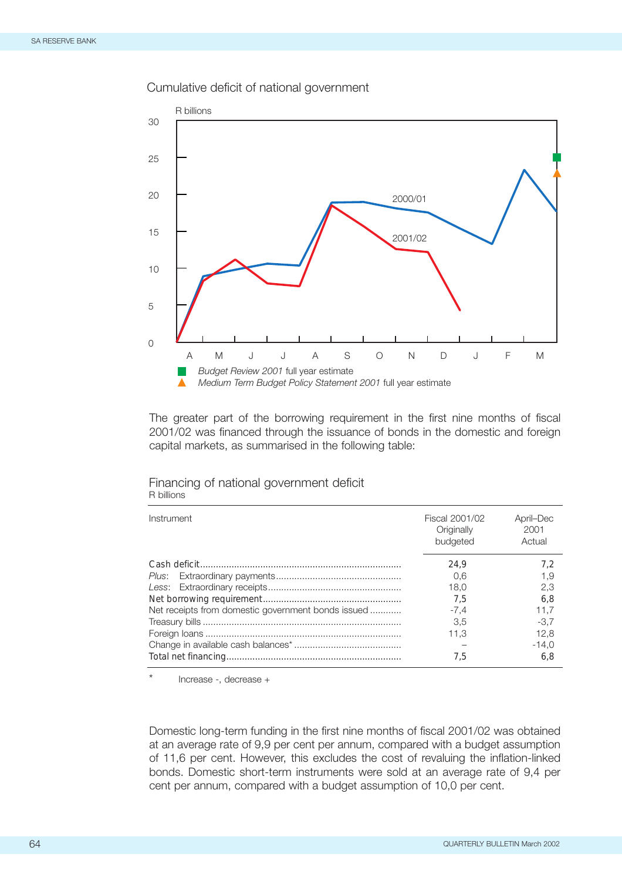Cumulative deficit of national government

R billions

2000/01

2001/02

Budget Review 2001 full year estimate

Medium Term Budget Policy Statement 2001 full year estimate

The greater part of the borrowing requirement in the first nine months of fiscal 2001/02 was financed through the issuance of bonds in the domestic and foreign capital markets, as summarised in the following table:

## Financing of national government deficit

R billions

| Instrument | Fiscal 2001/02 Originally budgeted | April–Dec 2001 Actual |
|---|---|---|
| Cash deficit | 24,9 | 7,2 |
| *Plus*: Extraordinary payments | 0,6 | 1,9 |
| *Less*: Extraordinary receipts | 18,0 | 2,3 |
| Net borrowing requirement | 7,5 | 6,8 |
| Net receipts from domestic government bonds issued | -7,4 | 11,7 |
| Treasury bills | 3,5 | -3,7 |
| Foreign loans | 11,3 | 12,8 |
| Change in available cash balances* | – | -14,0 |
| Total net financing | 7,5 | 6,8 |

\* Increase -, decrease +

Domestic long-term funding in the first nine months of fiscal 2001/02 was obtained at an average rate of 9,9 per cent per annum, compared with a budget assumption of 11,6 per cent. However, this excludes the cost of revaluing the inflation-linked bonds. Domestic short-term instruments were sold at an average rate of 9,4 per cent per annum, compared with a budget assumption of 10,0 per cent.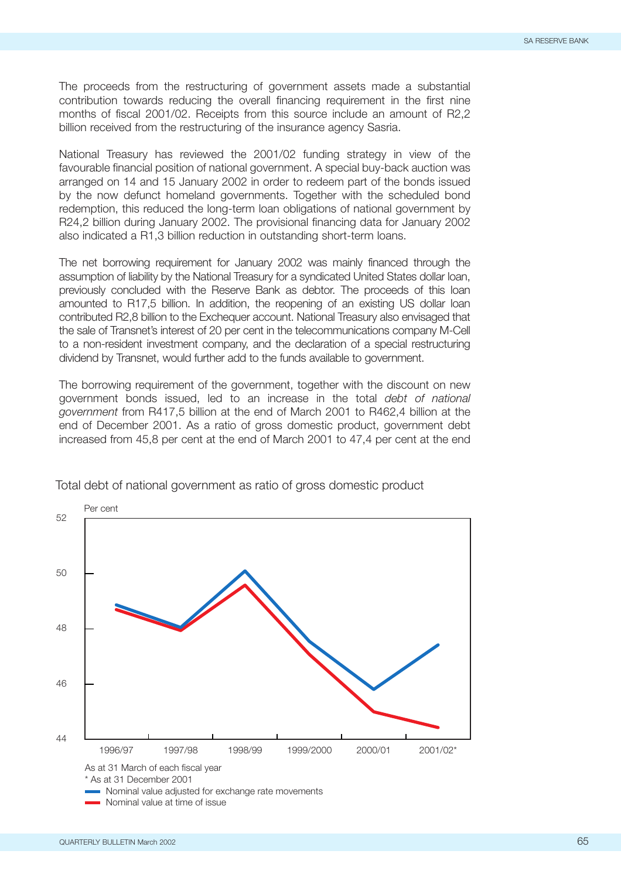The proceeds from the restructuring of government assets made a substantial contribution towards reducing the overall financing requirement in the first nine months of fiscal 2001/02. Receipts from this source include an amount of R2,2 billion received from the restructuring of the insurance agency Sasria.

National Treasury has reviewed the 2001/02 funding strategy in view of the favourable financial position of national government. A special buy-back auction was arranged on 14 and 15 January 2002 in order to redeem part of the bonds issued by the now defunct homeland governments. Together with the scheduled bond redemption, this reduced the long-term loan obligations of national government by R24,2 billion during January 2002. The provisional financing data for January 2002 also indicated a R1,3 billion reduction in outstanding short-term loans.

The net borrowing requirement for January 2002 was mainly financed through the assumption of liability by the National Treasury for a syndicated United States dollar loan, previously concluded with the Reserve Bank as debtor. The proceeds of this loan amounted to R17,5 billion. In addition, the reopening of an existing US dollar loan contributed R2,8 billion to the Exchequer account. National Treasury also envisaged that the sale of Transnet's interest of 20 per cent in the telecommunications company M-Cell to a non-resident investment company, and the declaration of a special restructuring dividend by Transnet, would further add to the funds available to government.

The borrowing requirement of the government, together with the discount on new government bonds issued, led to an increase in the total *debt of national government* from R417,5 billion at the end of March 2001 to R462,4 billion at the end of December 2001. As a ratio of gross domestic product, government debt increased from 45,8 per cent at the end of March 2001 to 47,4 per cent at the end

Total debt of national government as ratio of gross domestic product

As at 31 March of each fiscal year
* As at 31 December 2001
Nominal value adjusted for exchange rate movements
Nominal value at time of issue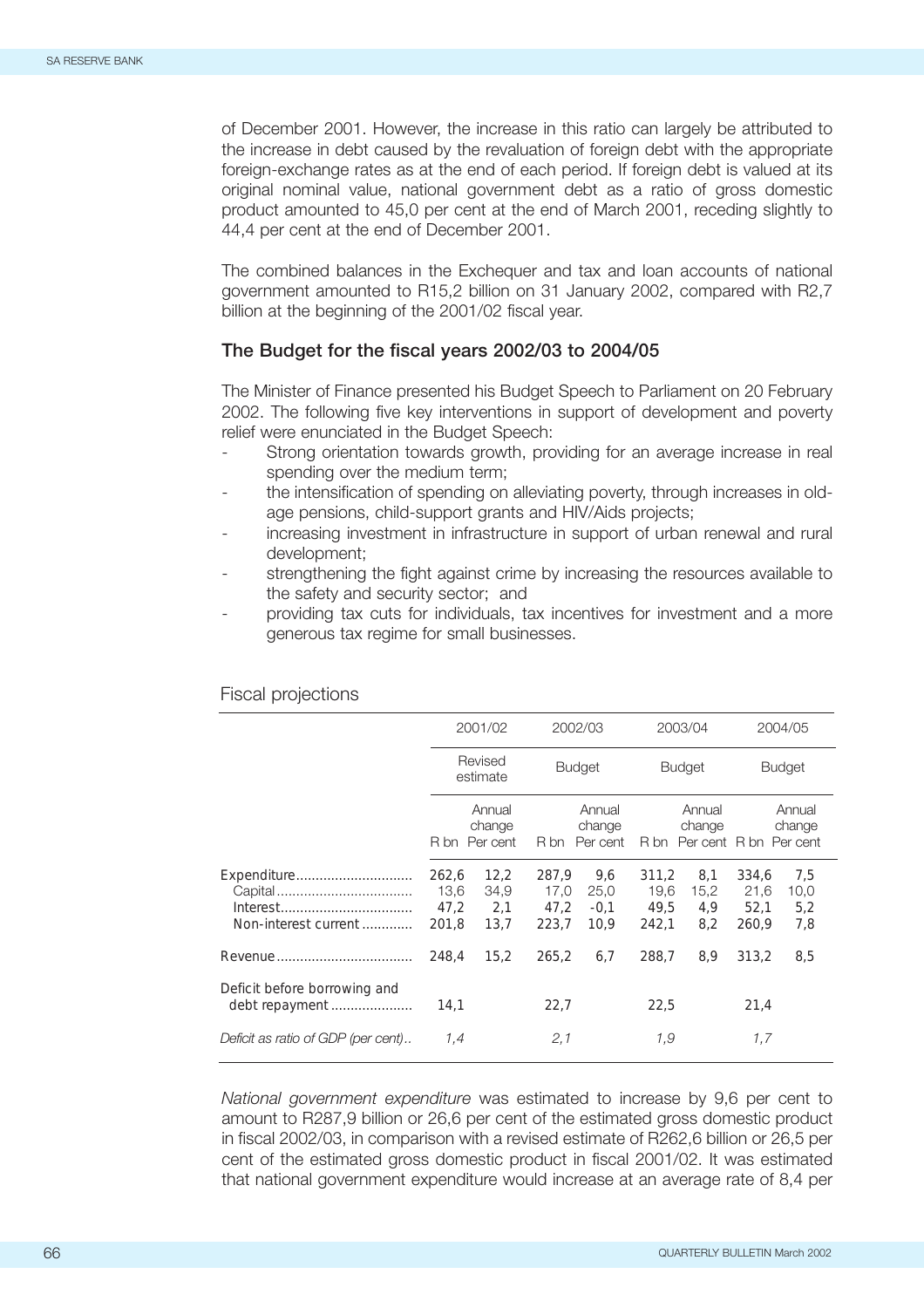of December 2001. However, the increase in this ratio can largely be attributed to the increase in debt caused by the revaluation of foreign debt with the appropriate foreign-exchange rates as at the end of each period. If foreign debt is valued at its original nominal value, national government debt as a ratio of gross domestic product amounted to 45,0 per cent at the end of March 2001, receding slightly to 44,4 per cent at the end of December 2001.

The combined balances in the Exchequer and tax and loan accounts of national government amounted to R15,2 billion on 31 January 2002, compared with R2,7 billion at the beginning of the 2001/02 fiscal year.

## The Budget for the fiscal years 2002/03 to 2004/05

The Minister of Finance presented his Budget Speech to Parliament on 20 February 2002. The following five key interventions in support of development and poverty relief were enunciated in the Budget Speech:

- Strong orientation towards growth, providing for an average increase in real spending over the medium term;
- the intensification of spending on alleviating poverty, through increases in old-age pensions, child-support grants and HIV/Aids projects;
- increasing investment in infrastructure in support of urban renewal and rural development;
- strengthening the fight against crime by increasing the resources available to the safety and security sector; and
- providing tax cuts for individuals, tax incentives for investment and a more generous tax regime for small businesses.

Fiscal projections

| | 2001/02 | | 2002/03 | | 2003/04 | | 2004/05 | |
|---|---|---|---|---|---|---|---|---|
| | Revised estimate | | Budget | | Budget | | Budget | |
| | R bn | Annual change Per cent | R bn | Annual change Per cent | R bn | Annual change Per cent | R bn | Annual change Per cent |
| Expenditure | 262,6 | 12,2 | 287,9 | 9,6 | 311,2 | 8,1 | 334,6 | 7,5 |
| Capital | 13,6 | 34,9 | 17,0 | 25,0 | 19,6 | 15,2 | 21,6 | 10,0 |
| Interest | 47,2 | 2,1 | 47,2 | -0,1 | 49,5 | 4,9 | 52,1 | 5,2 |
| Non-interest current | 201,8 | 13,7 | 223,7 | 10,9 | 242,1 | 8,2 | 260,9 | 7,8 |
| Revenue | 248,4 | 15,2 | 265,2 | 6,7 | 288,7 | 8,9 | 313,2 | 8,5 |
| Deficit before borrowing and debt repayment | 14,1 | | 22,7 | | 22,5 | | 21,4 | |
| *Deficit as ratio of GDP (per cent)* | *1,4* | | *2,1* | | *1,9* | | *1,7* | |

*National government expenditure* was estimated to increase by 9,6 per cent to amount to R287,9 billion or 26,6 per cent of the estimated gross domestic product in fiscal 2002/03, in comparison with a revised estimate of R262,6 billion or 26,5 per cent of the estimated gross domestic product in fiscal 2001/02. It was estimated that national government expenditure would increase at an average rate of 8,4 per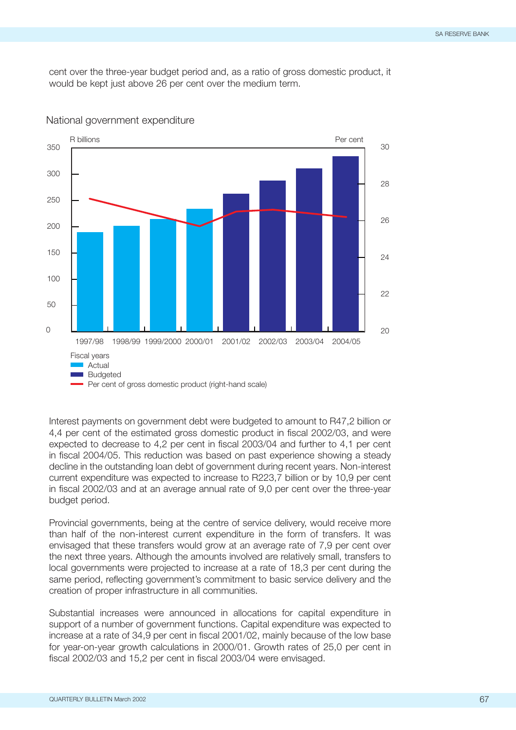cent over the three-year budget period and, as a ratio of gross domestic product, it would be kept just above 26 per cent over the medium term.

National government expenditure

Interest payments on government debt were budgeted to amount to R47,2 billion or 4,4 per cent of the estimated gross domestic product in fiscal 2002/03, and were expected to decrease to 4,2 per cent in fiscal 2003/04 and further to 4,1 per cent in fiscal 2004/05. This reduction was based on past experience showing a steady decline in the outstanding loan debt of government during recent years. Non-interest current expenditure was expected to increase to R223,7 billion or by 10,9 per cent in fiscal 2002/03 and at an average annual rate of 9,0 per cent over the three-year budget period.

Provincial governments, being at the centre of service delivery, would receive more than half of the non-interest current expenditure in the form of transfers. It was envisaged that these transfers would grow at an average rate of 7,9 per cent over the next three years. Although the amounts involved are relatively small, transfers to local governments were projected to increase at a rate of 18,3 per cent during the same period, reflecting government's commitment to basic service delivery and the creation of proper infrastructure in all communities.

Substantial increases were announced in allocations for capital expenditure in support of a number of government functions. Capital expenditure was expected to increase at a rate of 34,9 per cent in fiscal 2001/02, mainly because of the low base for year-on-year growth calculations in 2000/01. Growth rates of 25,0 per cent in fiscal 2002/03 and 15,2 per cent in fiscal 2003/04 were envisaged.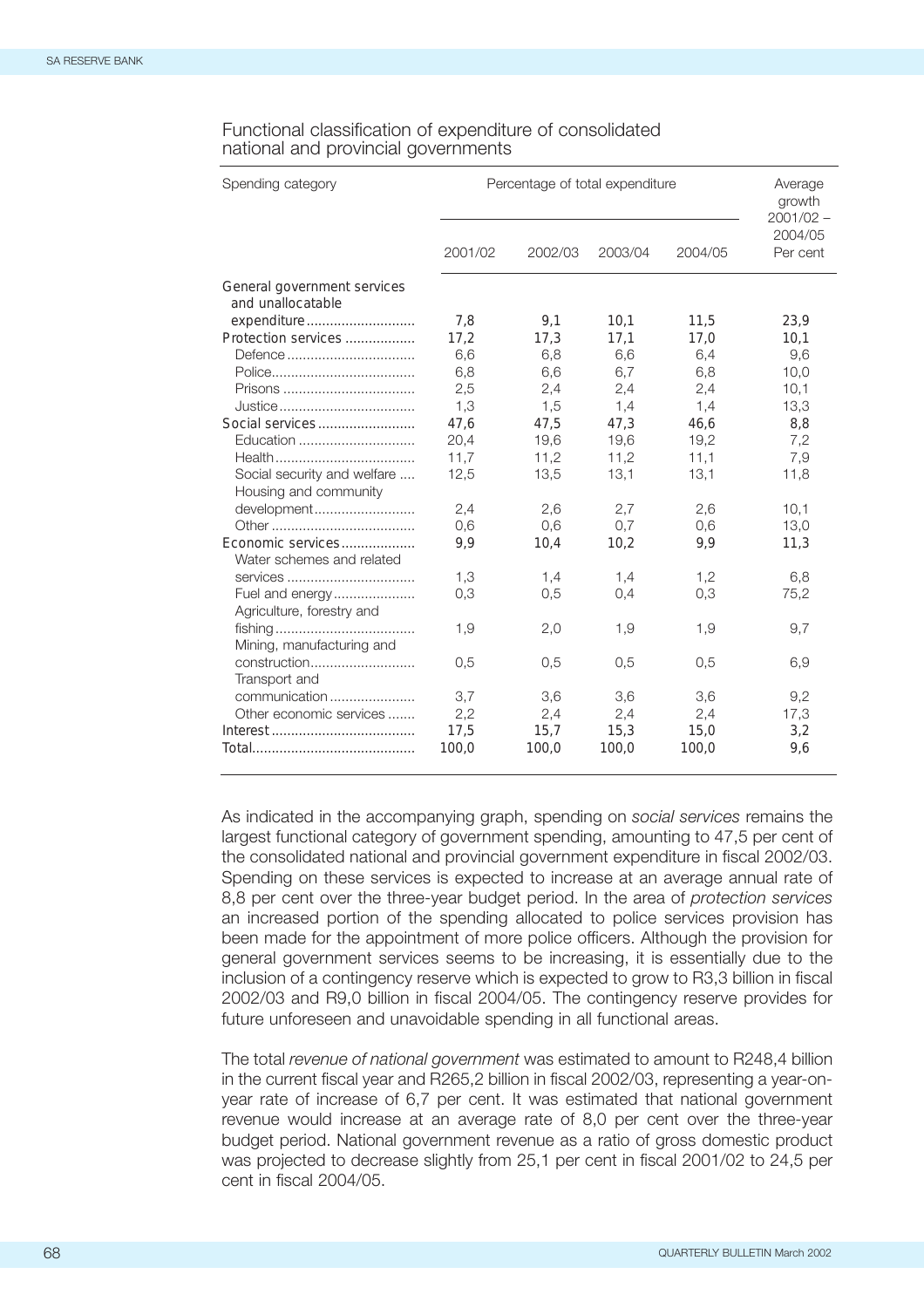Functional classification of expenditure of consolidated national and provincial governments

| Spending category | Percentage of total expenditure | | | | Average growth 2001/02 – 2004/05 Per cent |
|---|---|---|---|---|---|
| | 2001/02 | 2002/03 | 2003/04 | 2004/05 | |
| **General government services and unallocatable expenditure** | **7,8** | **9,1** | **10,1** | **11,5** | **23,9** |
| **Protection services** | **17,2** | **17,3** | **17,1** | **17,0** | **10,1** |
| Defence | 6,6 | 6,8 | 6,6 | 6,4 | 9,6 |
| Police | 6,8 | 6,6 | 6,7 | 6,8 | 10,0 |
| Prisons | 2,5 | 2,4 | 2,4 | 2,4 | 10,1 |
| Justice | 1,3 | 1,5 | 1,4 | 1,4 | 13,3 |
| **Social services** | **47,6** | **47,5** | **47,3** | **46,6** | **8,8** |
| Education | 20,4 | 19,6 | 19,6 | 19,2 | 7,2 |
| Health | 11,7 | 11,2 | 11,2 | 11,1 | 7,9 |
| Social security and welfare | 12,5 | 13,5 | 13,1 | 13,1 | 11,8 |
| Housing and community development | 2,4 | 2,6 | 2,7 | 2,6 | 10,1 |
| Other | 0,6 | 0,6 | 0,7 | 0,6 | 13,0 |
| **Economic services** | **9,9** | **10,4** | **10,2** | **9,9** | **11,3** |
| Water schemes and related services | 1,3 | 1,4 | 1,4 | 1,2 | 6,8 |
| Fuel and energy | 0,3 | 0,5 | 0,4 | 0,3 | 75,2 |
| Agriculture, forestry and fishing | 1,9 | 2,0 | 1,9 | 1,9 | 9,7 |
| Mining, manufacturing and construction | 0,5 | 0,5 | 0,5 | 0,5 | 6,9 |
| Transport and communication | 3,7 | 3,6 | 3,6 | 3,6 | 9,2 |
| Other economic services | 2,2 | 2,4 | 2,4 | 2,4 | 17,3 |
| **Interest** | **17,5** | **15,7** | **15,3** | **15,0** | **3,2** |
| **Total** | **100,0** | **100,0** | **100,0** | **100,0** | **9,6** |

As indicated in the accompanying graph, spending on *social services* remains the largest functional category of government spending, amounting to 47,5 per cent of the consolidated national and provincial government expenditure in fiscal 2002/03. Spending on these services is expected to increase at an average annual rate of 8,8 per cent over the three-year budget period. In the area of *protection services* an increased portion of the spending allocated to police services provision has been made for the appointment of more police officers. Although the provision for general government services seems to be increasing, it is essentially due to the inclusion of a contingency reserve which is expected to grow to R3,3 billion in fiscal 2002/03 and R9,0 billion in fiscal 2004/05. The contingency reserve provides for future unforeseen and unavoidable spending in all functional areas.

The total *revenue of national government* was estimated to amount to R248,4 billion in the current fiscal year and R265,2 billion in fiscal 2002/03, representing a year-on-year rate of increase of 6,7 per cent. It was estimated that national government revenue would increase at an average rate of 8,0 per cent over the three-year budget period. National government revenue as a ratio of gross domestic product was projected to decrease slightly from 25,1 per cent in fiscal 2001/02 to 24,5 per cent in fiscal 2004/05.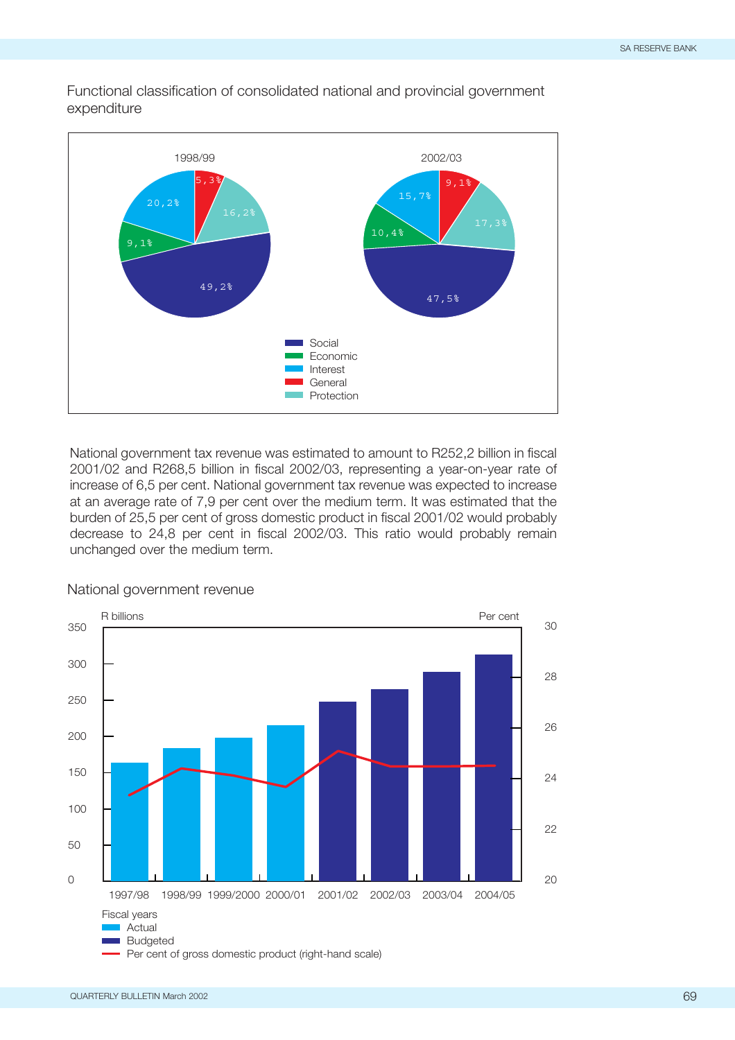Functional classification of consolidated national and provincial government expenditure

1998/99

| Category | Per cent |
|---|---|
| Social | 49,2% |
| Economic | 9,1% |
| Interest | 20,2% |
| General | 5,3% |
| Protection | 16,2% |

2002/03

| Category | Per cent |
|---|---|
| Social | 47,5% |
| Economic | 10,4% |
| Interest | 15,7% |
| General | 9,1% |
| Protection | 17,3% |

National government tax revenue was estimated to amount to R252,2 billion in fiscal 2001/02 and R268,5 billion in fiscal 2002/03, representing a year-on-year rate of increase of 6,5 per cent. National government tax revenue was expected to increase at an average rate of 7,9 per cent over the medium term. It was estimated that the burden of 25,5 per cent of gross domestic product in fiscal 2001/02 would probably decrease to 24,8 per cent in fiscal 2002/03. This ratio would probably remain unchanged over the medium term.

National government revenue

R billions / Per cent

Fiscal years: 1997/98, 1998/99, 1999/2000, 2000/01, 2001/02, 2002/03, 2003/04, 2004/05

- Actual
- Budgeted
- Per cent of gross domestic product (right-hand scale)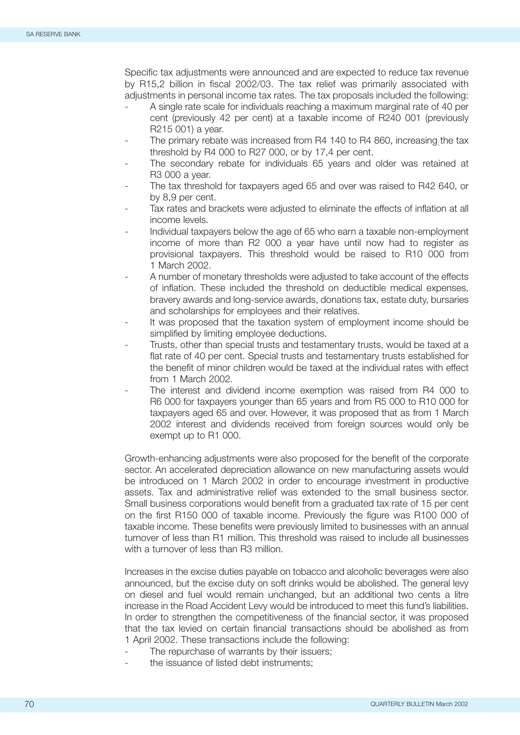Specific tax adjustments were announced and are expected to reduce tax revenue by R15,2 billion in fiscal 2002/03. The tax relief was primarily associated with adjustments in personal income tax rates. The tax proposals included the following:

- A single rate scale for individuals reaching a maximum marginal rate of 40 per cent (previously 42 per cent) at a taxable income of R240 001 (previously R215 001) a year.
- The primary rebate was increased from R4 140 to R4 860, increasing the tax threshold by R4 000 to R27 000, or by 17,4 per cent.
- The secondary rebate for individuals 65 years and older was retained at R3 000 a year.
- The tax threshold for taxpayers aged 65 and over was raised to R42 640, or by 8,9 per cent.
- Tax rates and brackets were adjusted to eliminate the effects of inflation at all income levels.
- Individual taxpayers below the age of 65 who earn a taxable non-employment income of more than R2 000 a year have until now had to register as provisional taxpayers. This threshold would be raised to R10 000 from 1 March 2002.
- A number of monetary thresholds were adjusted to take account of the effects of inflation. These included the threshold on deductible medical expenses, bravery awards and long-service awards, donations tax, estate duty, bursaries and scholarships for employees and their relatives.
- It was proposed that the taxation system of employment income should be simplified by limiting employee deductions.
- Trusts, other than special trusts and testamentary trusts, would be taxed at a flat rate of 40 per cent. Special trusts and testamentary trusts established for the benefit of minor children would be taxed at the individual rates with effect from 1 March 2002.
- The interest and dividend income exemption was raised from R4 000 to R6 000 for taxpayers younger than 65 years and from R5 000 to R10 000 for taxpayers aged 65 and over. However, it was proposed that as from 1 March 2002 interest and dividends received from foreign sources would only be exempt up to R1 000.

Growth-enhancing adjustments were also proposed for the benefit of the corporate sector. An accelerated depreciation allowance on new manufacturing assets would be introduced on 1 March 2002 in order to encourage investment in productive assets. Tax and administrative relief was extended to the small business sector. Small business corporations would benefit from a graduated tax rate of 15 per cent on the first R150 000 of taxable income. Previously the figure was R100 000 of taxable income. These benefits were previously limited to businesses with an annual turnover of less than R1 million. This threshold was raised to include all businesses with a turnover of less than R3 million.

Increases in the excise duties payable on tobacco and alcoholic beverages were also announced, but the excise duty on soft drinks would be abolished. The general levy on diesel and fuel would remain unchanged, but an additional two cents a litre increase in the Road Accident Levy would be introduced to meet this fund's liabilities. In order to strengthen the competitiveness of the financial sector, it was proposed that the tax levied on certain financial transactions should be abolished as from 1 April 2002. These transactions include the following:

- The repurchase of warrants by their issuers;
- the issuance of listed debt instruments;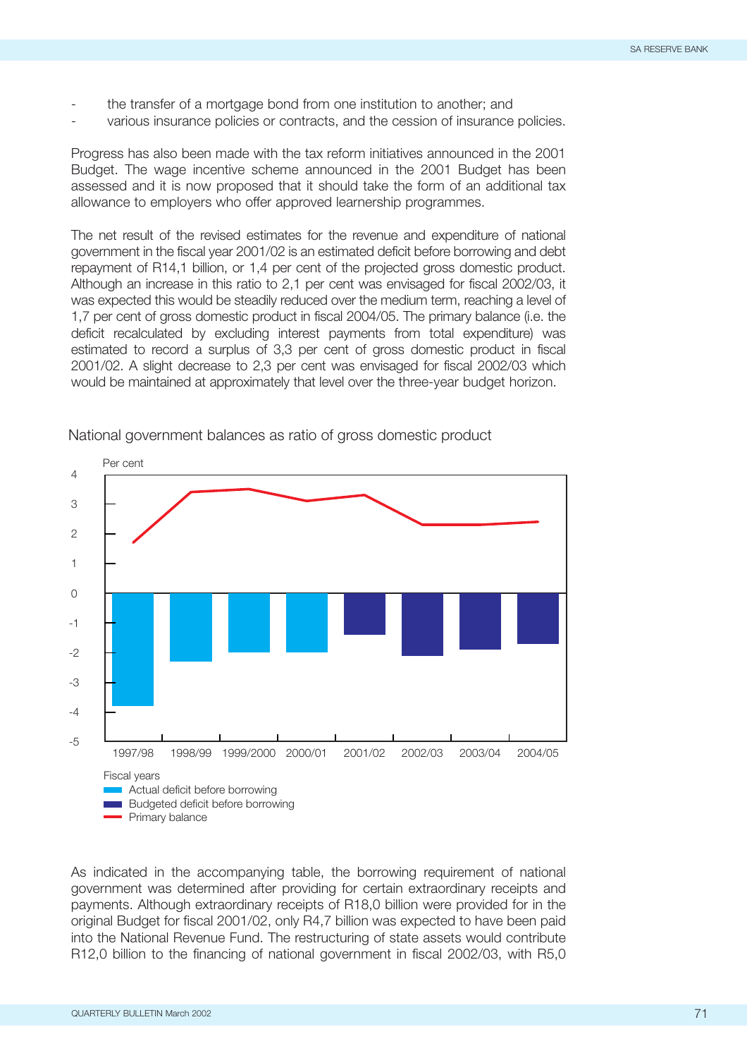- the transfer of a mortgage bond from one institution to another; and
- various insurance policies or contracts, and the cession of insurance policies.

Progress has also been made with the tax reform initiatives announced in the 2001 Budget. The wage incentive scheme announced in the 2001 Budget has been assessed and it is now proposed that it should take the form of an additional tax allowance to employers who offer approved learnership programmes.

The net result of the revised estimates for the revenue and expenditure of national government in the fiscal year 2001/02 is an estimated deficit before borrowing and debt repayment of R14,1 billion, or 1,4 per cent of the projected gross domestic product. Although an increase in this ratio to 2,1 per cent was envisaged for fiscal 2002/03, it was expected this would be steadily reduced over the medium term, reaching a level of 1,7 per cent of gross domestic product in fiscal 2004/05. The primary balance (i.e. the deficit recalculated by excluding interest payments from total expenditure) was estimated to record a surplus of 3,3 per cent of gross domestic product in fiscal 2001/02. A slight decrease to 2,3 per cent was envisaged for fiscal 2002/03 which would be maintained at approximately that level over the three-year budget horizon.

National government balances as ratio of gross domestic product

Per cent

Fiscal years
- Actual deficit before borrowing
- Budgeted deficit before borrowing
- Primary balance

As indicated in the accompanying table, the borrowing requirement of national government was determined after providing for certain extraordinary receipts and payments. Although extraordinary receipts of R18,0 billion were provided for in the original Budget for fiscal 2001/02, only R4,7 billion was expected to have been paid into the National Revenue Fund. The restructuring of state assets would contribute R12,0 billion to the financing of national government in fiscal 2002/03, with R5,0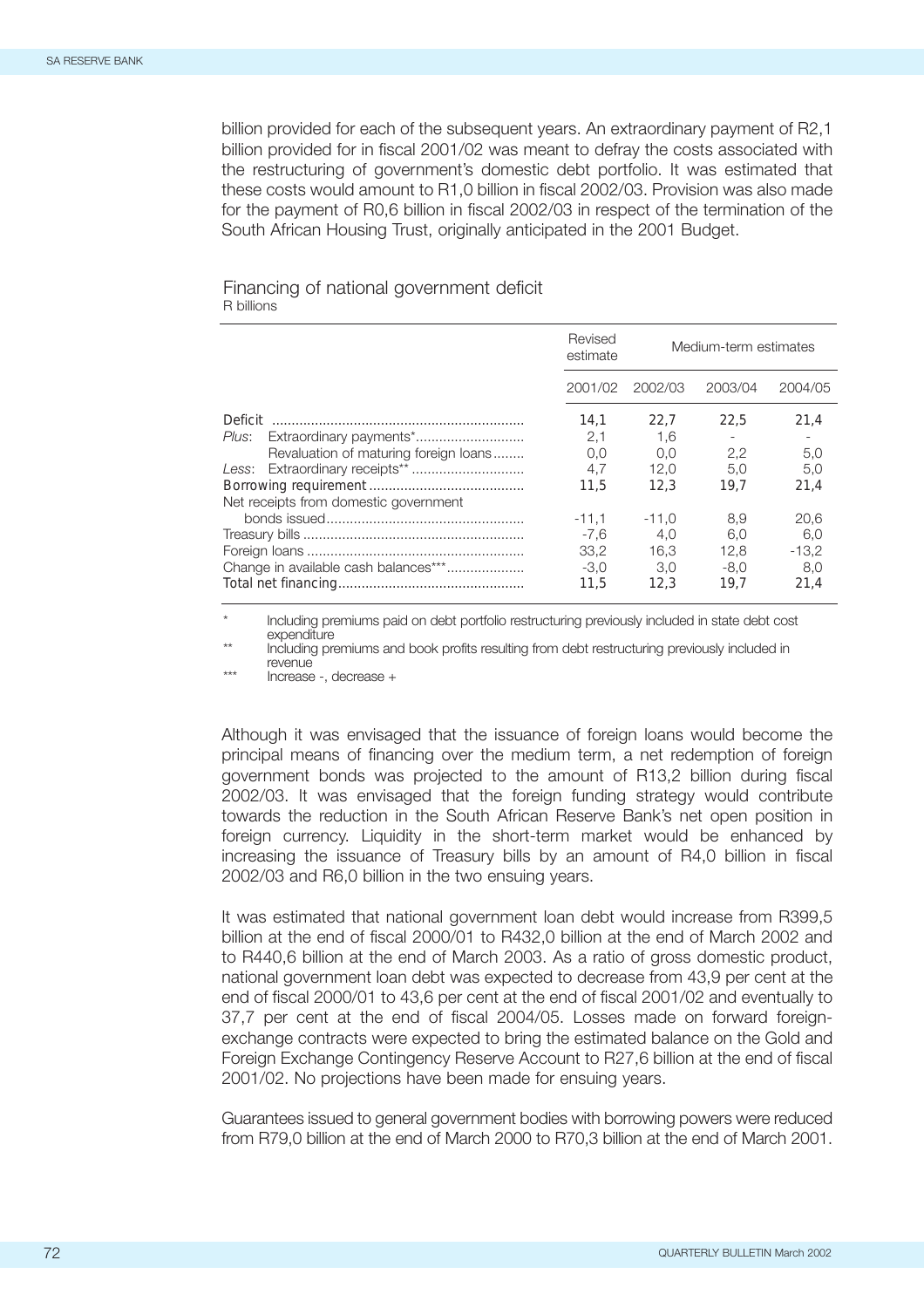billion provided for each of the subsequent years. An extraordinary payment of R2,1 billion provided for in fiscal 2001/02 was meant to defray the costs associated with the restructuring of government's domestic debt portfolio. It was estimated that these costs would amount to R1,0 billion in fiscal 2002/03. Provision was also made for the payment of R0,6 billion in fiscal 2002/03 in respect of the termination of the South African Housing Trust, originally anticipated in the 2001 Budget.

Financing of national government deficit
R billions

| | Revised estimate | Medium-term estimates | | |
|---|---|---|---|---|
| | 2001/02 | 2002/03 | 2003/04 | 2004/05 |
| Deficit | 14,1 | 22,7 | 22,5 | 21,4 |
| *Plus*: Extraordinary payments* | 2,1 | 1,6 | - | - |
| Revaluation of maturing foreign loans | 0,0 | 0,0 | 2,2 | 5,0 |
| *Less*: Extraordinary receipts** | 4,7 | 12,0 | 5,0 | 5,0 |
| Borrowing requirement | 11,5 | 12,3 | 19,7 | 21,4 |
| Net receipts from domestic government bonds issued | -11,1 | -11,0 | 8,9 | 20,6 |
| Treasury bills | -7,6 | 4,0 | 6,0 | 6,0 |
| Foreign loans | 33,2 | 16,3 | 12,8 | -13,2 |
| Change in available cash balances*** | -3,0 | 3,0 | -8,0 | 8,0 |
| Total net financing | 11,5 | 12,3 | 19,7 | 21,4 |

\* Including premiums paid on debt portfolio restructuring previously included in state debt cost expenditure

** Including premiums and book profits resulting from debt restructuring previously included in revenue

*** Increase -, decrease +

Although it was envisaged that the issuance of foreign loans would become the principal means of financing over the medium term, a net redemption of foreign government bonds was projected to the amount of R13,2 billion during fiscal 2002/03. It was envisaged that the foreign funding strategy would contribute towards the reduction in the South African Reserve Bank's net open position in foreign currency. Liquidity in the short-term market would be enhanced by increasing the issuance of Treasury bills by an amount of R4,0 billion in fiscal 2002/03 and R6,0 billion in the two ensuing years.

It was estimated that national government loan debt would increase from R399,5 billion at the end of fiscal 2000/01 to R432,0 billion at the end of March 2002 and to R440,6 billion at the end of March 2003. As a ratio of gross domestic product, national government loan debt was expected to decrease from 43,9 per cent at the end of fiscal 2000/01 to 43,6 per cent at the end of fiscal 2001/02 and eventually to 37,7 per cent at the end of fiscal 2004/05. Losses made on forward foreign-exchange contracts were expected to bring the estimated balance on the Gold and Foreign Exchange Contingency Reserve Account to R27,6 billion at the end of fiscal 2001/02. No projections have been made for ensuing years.

Guarantees issued to general government bodies with borrowing powers were reduced from R79,0 billion at the end of March 2000 to R70,3 billion at the end of March 2001.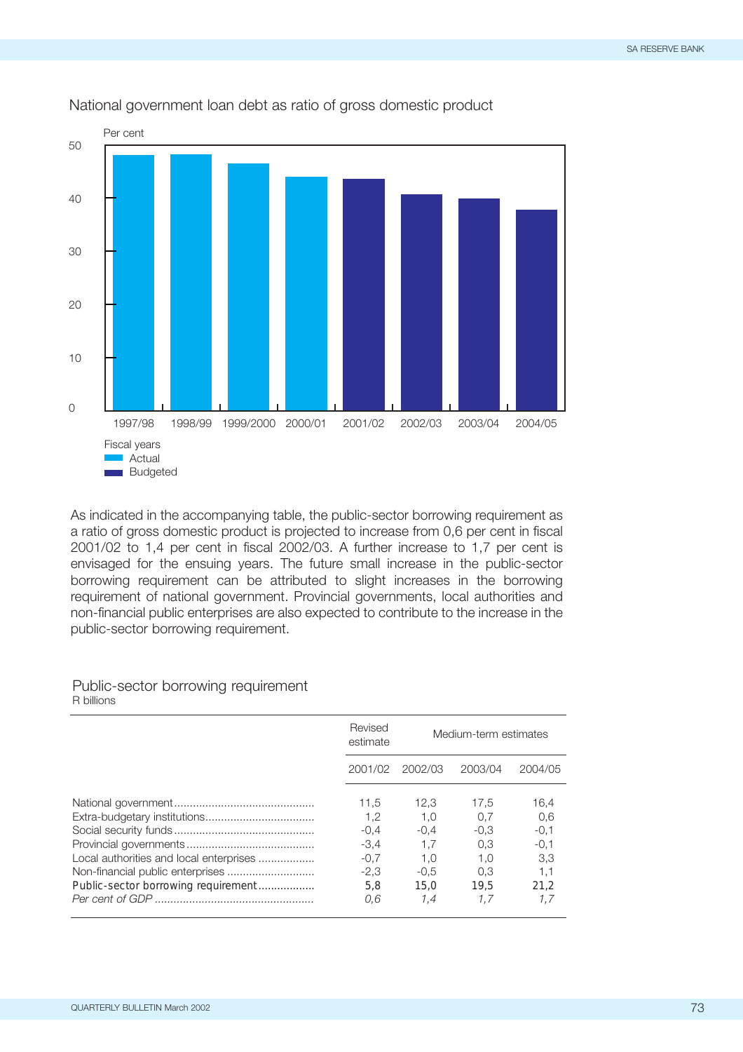National government loan debt as ratio of gross domestic product

Per cent

50

40

30

20

10

0

1997/98 1998/99 1999/2000 2000/01 2001/02 2002/03 2003/04 2004/05

Fiscal years

Actual

Budgeted

As indicated in the accompanying table, the public-sector borrowing requirement as a ratio of gross domestic product is projected to increase from 0,6 per cent in fiscal 2001/02 to 1,4 per cent in fiscal 2002/03. A further increase to 1,7 per cent is envisaged for the ensuing years. The future small increase in the public-sector borrowing requirement can be attributed to slight increases in the borrowing requirement of national government. Provincial governments, local authorities and non-financial public enterprises are also expected to contribute to the increase in the public-sector borrowing requirement.

Public-sector borrowing requirement
R billions

| | Revised estimate | Medium-term estimates | | |
|---|---|---|---|---|
| | 2001/02 | 2002/03 | 2003/04 | 2004/05 |
| National government | 11,5 | 12,3 | 17,5 | 16,4 |
| Extra-budgetary institutions | 1,2 | 1,0 | 0,7 | 0,6 |
| Social security funds | -0,4 | -0,4 | -0,3 | -0,1 |
| Provincial governments | -3,4 | 1,7 | 0,3 | -0,1 |
| Local authorities and local enterprises | -0,7 | 1,0 | 1,0 | 3,3 |
| Non-financial public enterprises | -2,3 | -0,5 | 0,3 | 1,1 |
| Public-sector borrowing requirement | 5,8 | 15,0 | 19,5 | 21,2 |
| *Per cent of GDP* | *0,6* | *1,4* | *1,7* | *1,7* |